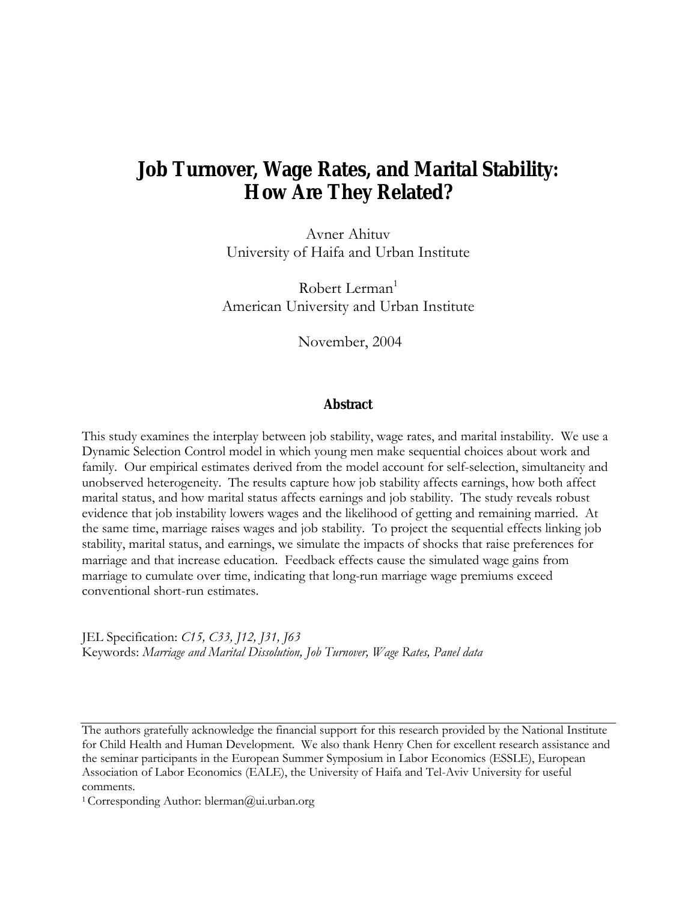# Job Turnover, Wage Rates, and Marital Stability: How Are They Related?

Avner Ahituv
University of Haifa and Urban Institute

Robert Lerman[1]
American University and Urban Institute

November, 2004

## Abstract

This study examines the interplay between job stability, wage rates, and marital instability. We use a Dynamic Selection Control model in which young men make sequential choices about work and family. Our empirical estimates derived from the model account for self-selection, simultaneity and unobserved heterogeneity. The results capture how job stability affects earnings, how both affect marital status, and how marital status affects earnings and job stability. The study reveals robust evidence that job instability lowers wages and the likelihood of getting and remaining married. At the same time, marriage raises wages and job stability. To project the sequential effects linking job stability, marital status, and earnings, we simulate the impacts of shocks that raise preferences for marriage and that increase education. Feedback effects cause the simulated wage gains from marriage to cumulate over time, indicating that long-run marriage wage premiums exceed conventional short-run estimates.

JEL Specification: *C15, C33, J12, J31, J63*
Keywords: *Marriage and Marital Dissolution, Job Turnover, Wage Rates, Panel data*

---

The authors gratefully acknowledge the financial support for this research provided by the National Institute for Child Health and Human Development. We also thank Henry Chen for excellent research assistance and the seminar participants in the European Summer Symposium in Labor Economics (ESSLE), European Association of Labor Economics (EALE), the University of Haifa and Tel-Aviv University for useful comments.

[1] Corresponding Author: blerman@ui.urban.org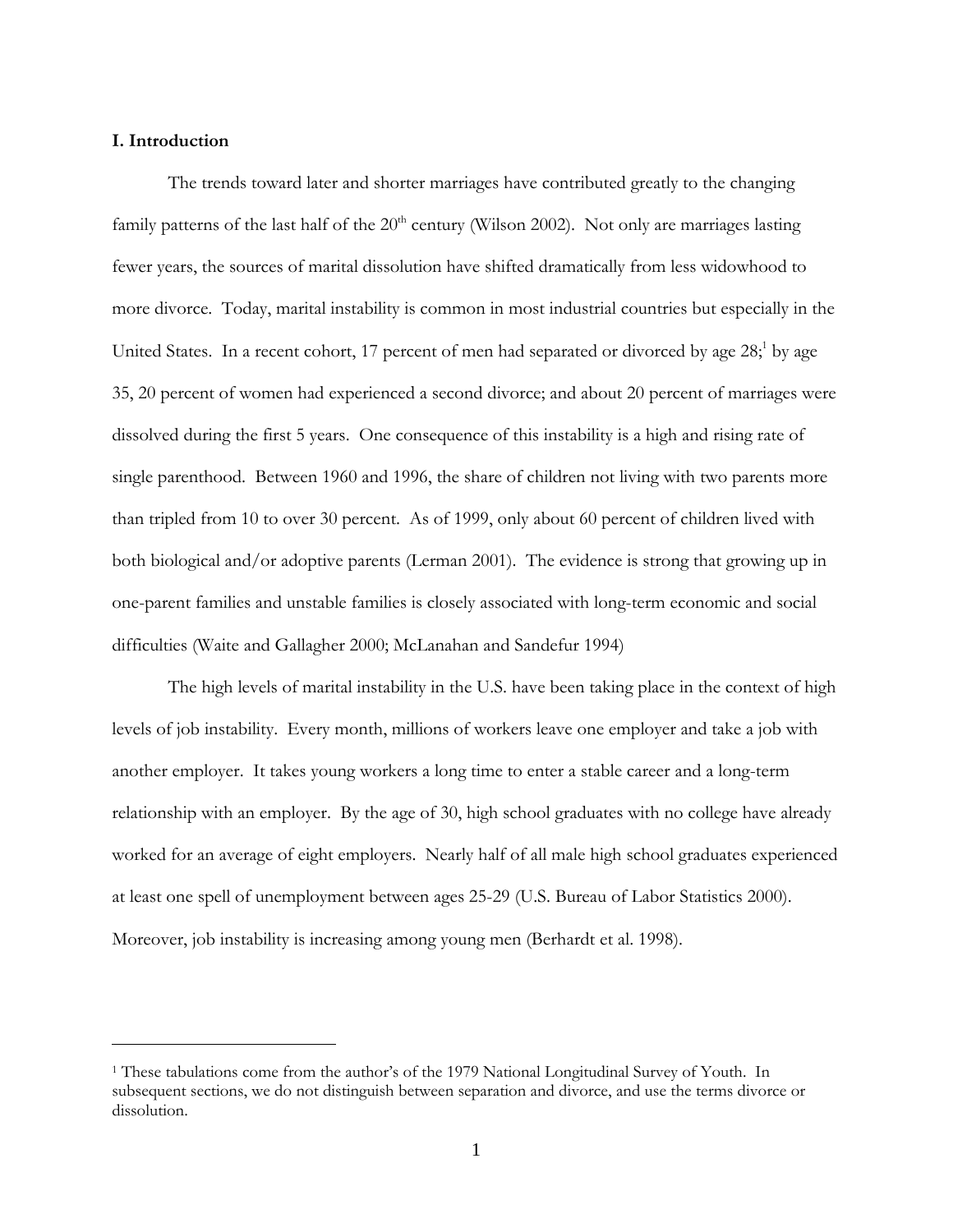### I. Introduction

The trends toward later and shorter marriages have contributed greatly to the changing family patterns of the last half of the 20th century (Wilson 2002). Not only are marriages lasting fewer years, the sources of marital dissolution have shifted dramatically from less widowhood to more divorce. Today, marital instability is common in most industrial countries but especially in the United States. In a recent cohort, 17 percent of men had separated or divorced by age 28;[1] by age 35, 20 percent of women had experienced a second divorce; and about 20 percent of marriages were dissolved during the first 5 years. One consequence of this instability is a high and rising rate of single parenthood. Between 1960 and 1996, the share of children not living with two parents more than tripled from 10 to over 30 percent. As of 1999, only about 60 percent of children lived with both biological and/or adoptive parents (Lerman 2001). The evidence is strong that growing up in one-parent families and unstable families is closely associated with long-term economic and social difficulties (Waite and Gallagher 2000; McLanahan and Sandefur 1994)

The high levels of marital instability in the U.S. have been taking place in the context of high levels of job instability. Every month, millions of workers leave one employer and take a job with another employer. It takes young workers a long time to enter a stable career and a long-term relationship with an employer. By the age of 30, high school graduates with no college have already worked for an average of eight employers. Nearly half of all male high school graduates experienced at least one spell of unemployment between ages 25-29 (U.S. Bureau of Labor Statistics 2000). Moreover, job instability is increasing among young men (Berhardt et al. 1998).

---

[1] These tabulations come from the author's of the 1979 National Longitudinal Survey of Youth. In subsequent sections, we do not distinguish between separation and divorce, and use the terms divorce or dissolution.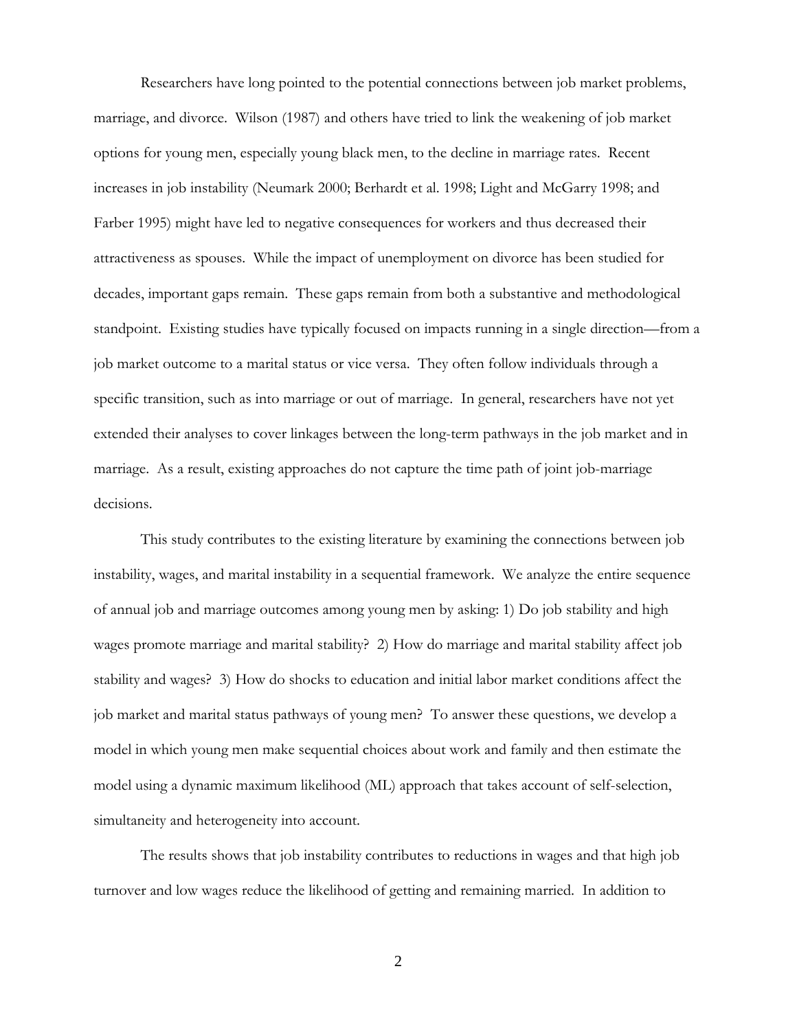Researchers have long pointed to the potential connections between job market problems, marriage, and divorce. Wilson (1987) and others have tried to link the weakening of job market options for young men, especially young black men, to the decline in marriage rates. Recent increases in job instability (Neumark 2000; Berhardt et al. 1998; Light and McGarry 1998; and Farber 1995) might have led to negative consequences for workers and thus decreased their attractiveness as spouses. While the impact of unemployment on divorce has been studied for decades, important gaps remain. These gaps remain from both a substantive and methodological standpoint. Existing studies have typically focused on impacts running in a single direction—from a job market outcome to a marital status or vice versa. They often follow individuals through a specific transition, such as into marriage or out of marriage. In general, researchers have not yet extended their analyses to cover linkages between the long-term pathways in the job market and in marriage. As a result, existing approaches do not capture the time path of joint job-marriage decisions.

This study contributes to the existing literature by examining the connections between job instability, wages, and marital instability in a sequential framework. We analyze the entire sequence of annual job and marriage outcomes among young men by asking: 1) Do job stability and high wages promote marriage and marital stability? 2) How do marriage and marital stability affect job stability and wages? 3) How do shocks to education and initial labor market conditions affect the job market and marital status pathways of young men? To answer these questions, we develop a model in which young men make sequential choices about work and family and then estimate the model using a dynamic maximum likelihood (ML) approach that takes account of self-selection, simultaneity and heterogeneity into account.

The results shows that job instability contributes to reductions in wages and that high job turnover and low wages reduce the likelihood of getting and remaining married. In addition to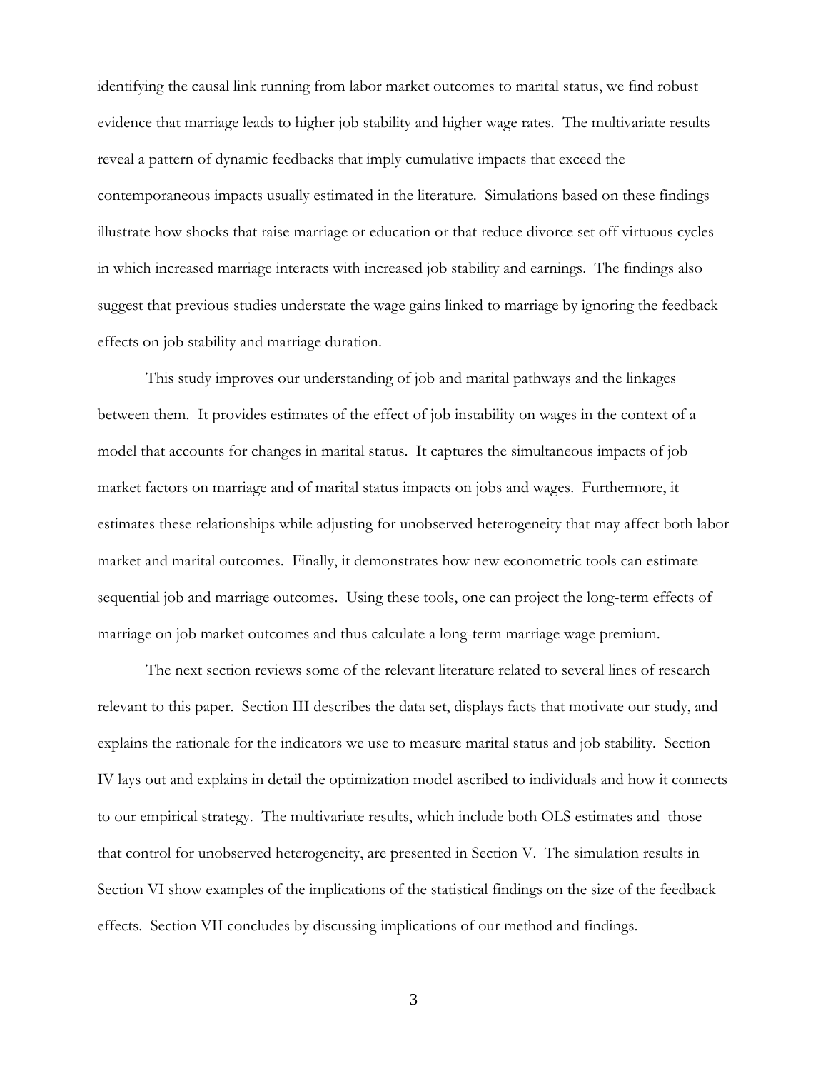identifying the causal link running from labor market outcomes to marital status, we find robust evidence that marriage leads to higher job stability and higher wage rates. The multivariate results reveal a pattern of dynamic feedbacks that imply cumulative impacts that exceed the contemporaneous impacts usually estimated in the literature. Simulations based on these findings illustrate how shocks that raise marriage or education or that reduce divorce set off virtuous cycles in which increased marriage interacts with increased job stability and earnings. The findings also suggest that previous studies understate the wage gains linked to marriage by ignoring the feedback effects on job stability and marriage duration.

This study improves our understanding of job and marital pathways and the linkages between them. It provides estimates of the effect of job instability on wages in the context of a model that accounts for changes in marital status. It captures the simultaneous impacts of job market factors on marriage and of marital status impacts on jobs and wages. Furthermore, it estimates these relationships while adjusting for unobserved heterogeneity that may affect both labor market and marital outcomes. Finally, it demonstrates how new econometric tools can estimate sequential job and marriage outcomes. Using these tools, one can project the long-term effects of marriage on job market outcomes and thus calculate a long-term marriage wage premium.

The next section reviews some of the relevant literature related to several lines of research relevant to this paper. Section III describes the data set, displays facts that motivate our study, and explains the rationale for the indicators we use to measure marital status and job stability. Section IV lays out and explains in detail the optimization model ascribed to individuals and how it connects to our empirical strategy. The multivariate results, which include both OLS estimates and those that control for unobserved heterogeneity, are presented in Section V. The simulation results in Section VI show examples of the implications of the statistical findings on the size of the feedback effects. Section VII concludes by discussing implications of our method and findings.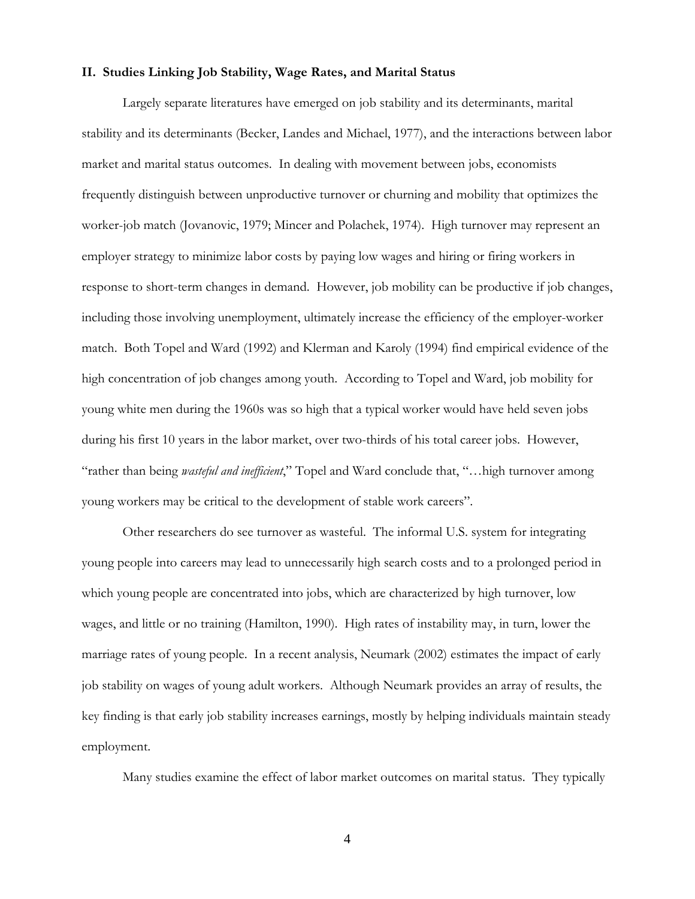## II. Studies Linking Job Stability, Wage Rates, and Marital Status

Largely separate literatures have emerged on job stability and its determinants, marital stability and its determinants (Becker, Landes and Michael, 1977), and the interactions between labor market and marital status outcomes. In dealing with movement between jobs, economists frequently distinguish between unproductive turnover or churning and mobility that optimizes the worker-job match (Jovanovic, 1979; Mincer and Polachek, 1974). High turnover may represent an employer strategy to minimize labor costs by paying low wages and hiring or firing workers in response to short-term changes in demand. However, job mobility can be productive if job changes, including those involving unemployment, ultimately increase the efficiency of the employer-worker match. Both Topel and Ward (1992) and Klerman and Karoly (1994) find empirical evidence of the high concentration of job changes among youth. According to Topel and Ward, job mobility for young white men during the 1960s was so high that a typical worker would have held seven jobs during his first 10 years in the labor market, over two-thirds of his total career jobs. However, "rather than being *wasteful and inefficient*," Topel and Ward conclude that, "…high turnover among young workers may be critical to the development of stable work careers".

Other researchers do see turnover as wasteful. The informal U.S. system for integrating young people into careers may lead to unnecessarily high search costs and to a prolonged period in which young people are concentrated into jobs, which are characterized by high turnover, low wages, and little or no training (Hamilton, 1990). High rates of instability may, in turn, lower the marriage rates of young people. In a recent analysis, Neumark (2002) estimates the impact of early job stability on wages of young adult workers. Although Neumark provides an array of results, the key finding is that early job stability increases earnings, mostly by helping individuals maintain steady employment.

Many studies examine the effect of labor market outcomes on marital status. They typically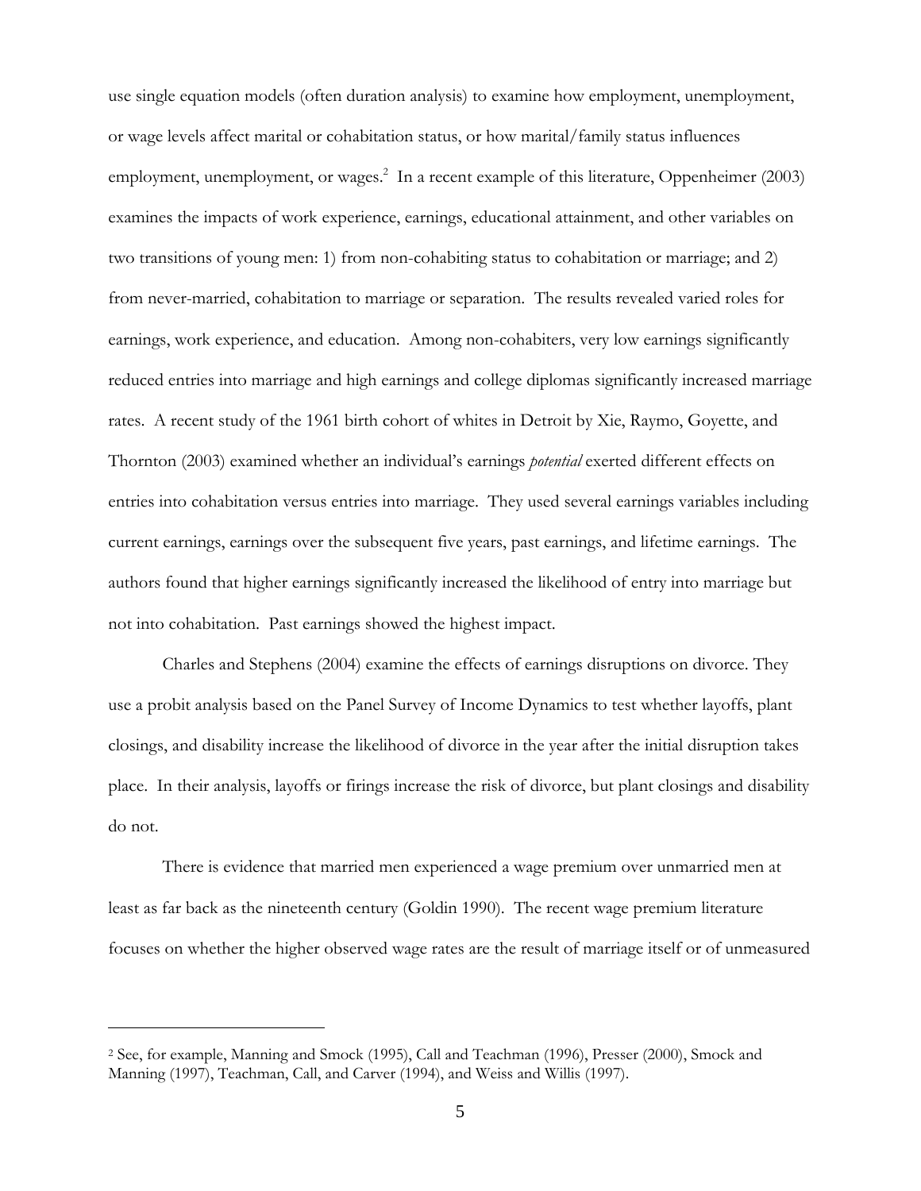use single equation models (often duration analysis) to examine how employment, unemployment, or wage levels affect marital or cohabitation status, or how marital/family status influences employment, unemployment, or wages.[2] In a recent example of this literature, Oppenheimer (2003) examines the impacts of work experience, earnings, educational attainment, and other variables on two transitions of young men: 1) from non-cohabiting status to cohabitation or marriage; and 2) from never-married, cohabitation to marriage or separation. The results revealed varied roles for earnings, work experience, and education. Among non-cohabiters, very low earnings significantly reduced entries into marriage and high earnings and college diplomas significantly increased marriage rates. A recent study of the 1961 birth cohort of whites in Detroit by Xie, Raymo, Goyette, and Thornton (2003) examined whether an individual's earnings *potential* exerted different effects on entries into cohabitation versus entries into marriage. They used several earnings variables including current earnings, earnings over the subsequent five years, past earnings, and lifetime earnings. The authors found that higher earnings significantly increased the likelihood of entry into marriage but not into cohabitation. Past earnings showed the highest impact.

Charles and Stephens (2004) examine the effects of earnings disruptions on divorce. They use a probit analysis based on the Panel Survey of Income Dynamics to test whether layoffs, plant closings, and disability increase the likelihood of divorce in the year after the initial disruption takes place. In their analysis, layoffs or firings increase the risk of divorce, but plant closings and disability do not.

There is evidence that married men experienced a wage premium over unmarried men at least as far back as the nineteenth century (Goldin 1990). The recent wage premium literature focuses on whether the higher observed wage rates are the result of marriage itself or of unmeasured

---

[2] See, for example, Manning and Smock (1995), Call and Teachman (1996), Presser (2000), Smock and Manning (1997), Teachman, Call, and Carver (1994), and Weiss and Willis (1997).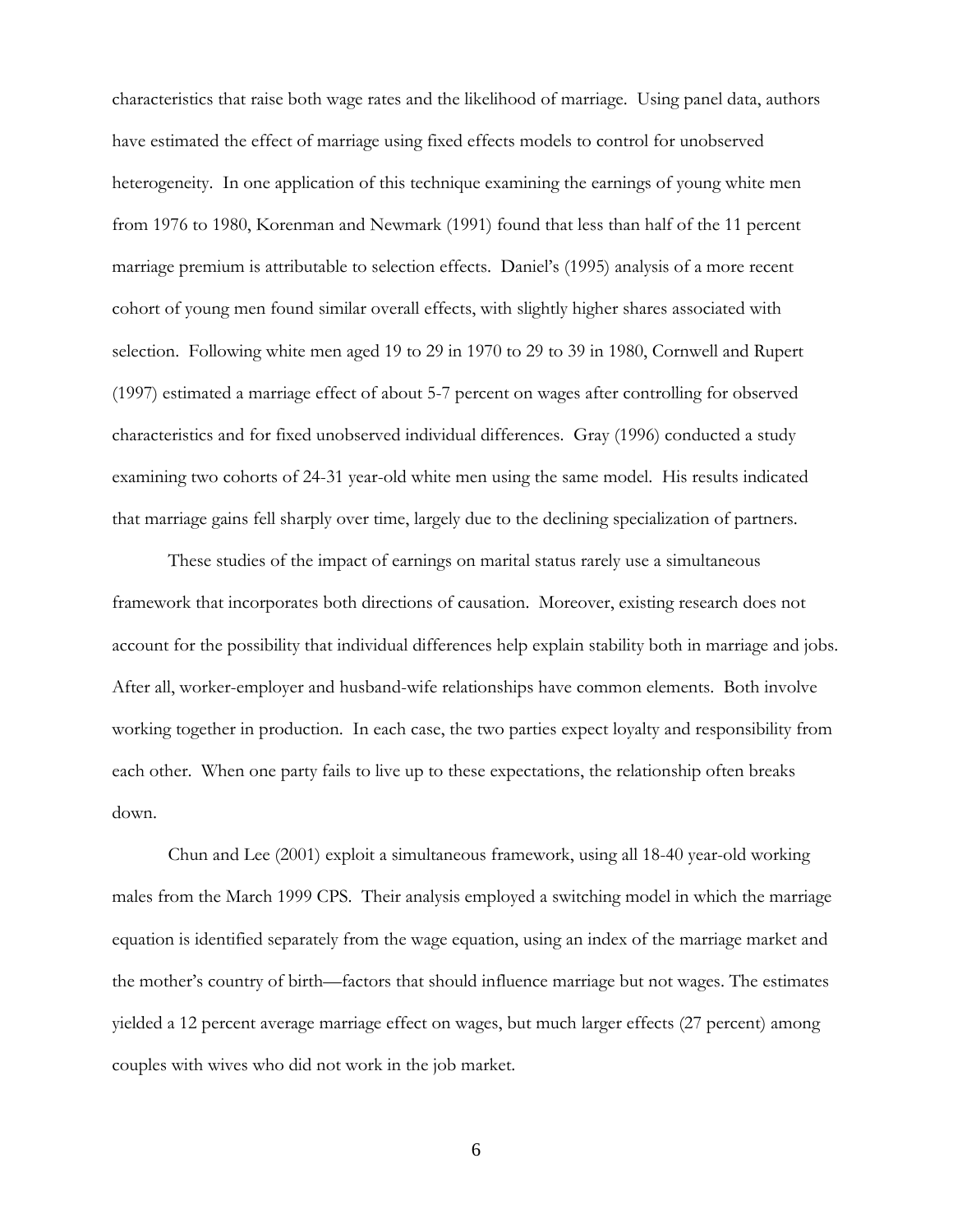characteristics that raise both wage rates and the likelihood of marriage. Using panel data, authors have estimated the effect of marriage using fixed effects models to control for unobserved heterogeneity. In one application of this technique examining the earnings of young white men from 1976 to 1980, Korenman and Newmark (1991) found that less than half of the 11 percent marriage premium is attributable to selection effects. Daniel's (1995) analysis of a more recent cohort of young men found similar overall effects, with slightly higher shares associated with selection. Following white men aged 19 to 29 in 1970 to 29 to 39 in 1980, Cornwell and Rupert (1997) estimated a marriage effect of about 5-7 percent on wages after controlling for observed characteristics and for fixed unobserved individual differences. Gray (1996) conducted a study examining two cohorts of 24-31 year-old white men using the same model. His results indicated that marriage gains fell sharply over time, largely due to the declining specialization of partners.

These studies of the impact of earnings on marital status rarely use a simultaneous framework that incorporates both directions of causation. Moreover, existing research does not account for the possibility that individual differences help explain stability both in marriage and jobs. After all, worker-employer and husband-wife relationships have common elements. Both involve working together in production. In each case, the two parties expect loyalty and responsibility from each other. When one party fails to live up to these expectations, the relationship often breaks down.

Chun and Lee (2001) exploit a simultaneous framework, using all 18-40 year-old working males from the March 1999 CPS. Their analysis employed a switching model in which the marriage equation is identified separately from the wage equation, using an index of the marriage market and the mother's country of birth—factors that should influence marriage but not wages. The estimates yielded a 12 percent average marriage effect on wages, but much larger effects (27 percent) among couples with wives who did not work in the job market.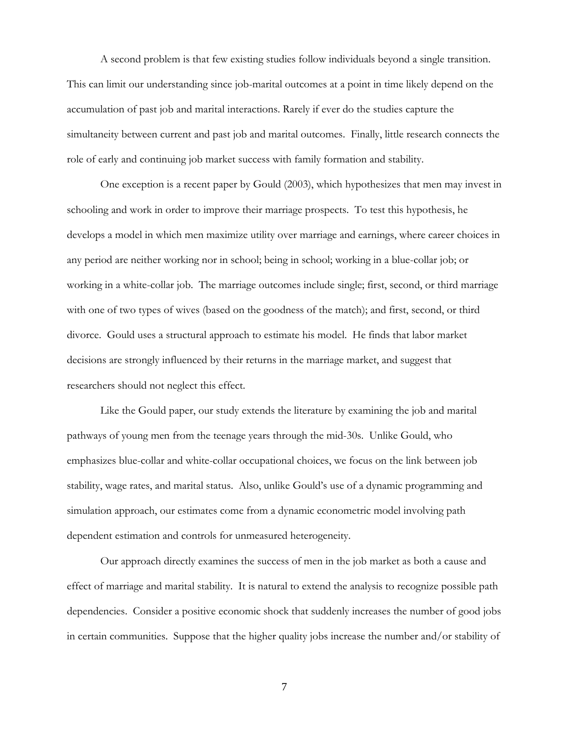A second problem is that few existing studies follow individuals beyond a single transition. This can limit our understanding since job-marital outcomes at a point in time likely depend on the accumulation of past job and marital interactions. Rarely if ever do the studies capture the simultaneity between current and past job and marital outcomes. Finally, little research connects the role of early and continuing job market success with family formation and stability.

One exception is a recent paper by Gould (2003), which hypothesizes that men may invest in schooling and work in order to improve their marriage prospects. To test this hypothesis, he develops a model in which men maximize utility over marriage and earnings, where career choices in any period are neither working nor in school; being in school; working in a blue-collar job; or working in a white-collar job. The marriage outcomes include single; first, second, or third marriage with one of two types of wives (based on the goodness of the match); and first, second, or third divorce. Gould uses a structural approach to estimate his model. He finds that labor market decisions are strongly influenced by their returns in the marriage market, and suggest that researchers should not neglect this effect.

Like the Gould paper, our study extends the literature by examining the job and marital pathways of young men from the teenage years through the mid-30s. Unlike Gould, who emphasizes blue-collar and white-collar occupational choices, we focus on the link between job stability, wage rates, and marital status. Also, unlike Gould's use of a dynamic programming and simulation approach, our estimates come from a dynamic econometric model involving path dependent estimation and controls for unmeasured heterogeneity.

Our approach directly examines the success of men in the job market as both a cause and effect of marriage and marital stability. It is natural to extend the analysis to recognize possible path dependencies. Consider a positive economic shock that suddenly increases the number of good jobs in certain communities. Suppose that the higher quality jobs increase the number and/or stability of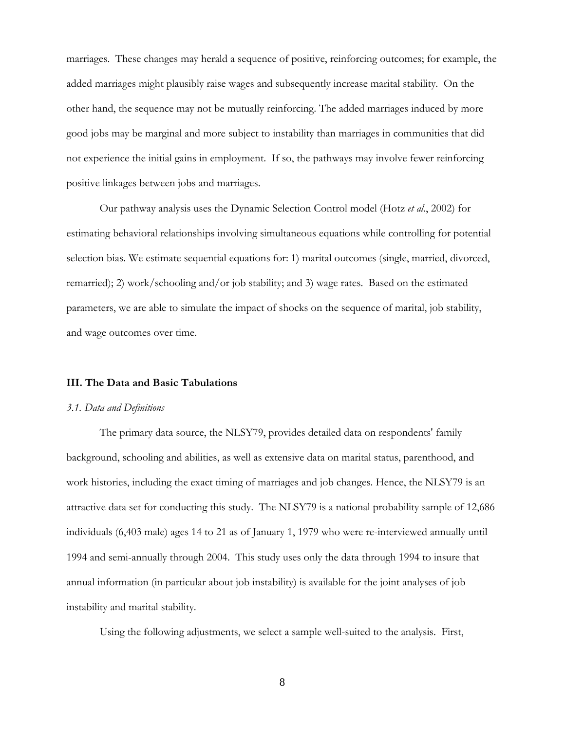marriages. These changes may herald a sequence of positive, reinforcing outcomes; for example, the added marriages might plausibly raise wages and subsequently increase marital stability. On the other hand, the sequence may not be mutually reinforcing. The added marriages induced by more good jobs may be marginal and more subject to instability than marriages in communities that did not experience the initial gains in employment. If so, the pathways may involve fewer reinforcing positive linkages between jobs and marriages.

Our pathway analysis uses the Dynamic Selection Control model (Hotz *et al*., 2002) for estimating behavioral relationships involving simultaneous equations while controlling for potential selection bias. We estimate sequential equations for: 1) marital outcomes (single, married, divorced, remarried); 2) work/schooling and/or job stability; and 3) wage rates. Based on the estimated parameters, we are able to simulate the impact of shocks on the sequence of marital, job stability, and wage outcomes over time.

## III. The Data and Basic Tabulations

### *3.1. Data and Definitions*

The primary data source, the NLSY79, provides detailed data on respondents' family background, schooling and abilities, as well as extensive data on marital status, parenthood, and work histories, including the exact timing of marriages and job changes. Hence, the NLSY79 is an attractive data set for conducting this study. The NLSY79 is a national probability sample of 12,686 individuals (6,403 male) ages 14 to 21 as of January 1, 1979 who were re-interviewed annually until 1994 and semi-annually through 2004. This study uses only the data through 1994 to insure that annual information (in particular about job instability) is available for the joint analyses of job instability and marital stability.

Using the following adjustments, we select a sample well-suited to the analysis. First,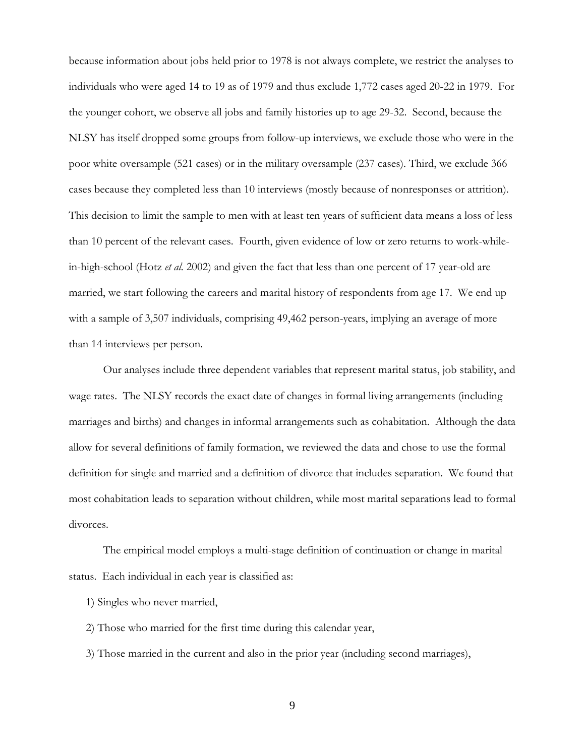because information about jobs held prior to 1978 is not always complete, we restrict the analyses to individuals who were aged 14 to 19 as of 1979 and thus exclude 1,772 cases aged 20-22 in 1979. For the younger cohort, we observe all jobs and family histories up to age 29-32. Second, because the NLSY has itself dropped some groups from follow-up interviews, we exclude those who were in the poor white oversample (521 cases) or in the military oversample (237 cases). Third, we exclude 366 cases because they completed less than 10 interviews (mostly because of nonresponses or attrition). This decision to limit the sample to men with at least ten years of sufficient data means a loss of less than 10 percent of the relevant cases. Fourth, given evidence of low or zero returns to work-while-in-high-school (Hotz *et al.* 2002) and given the fact that less than one percent of 17 year-old are married, we start following the careers and marital history of respondents from age 17. We end up with a sample of 3,507 individuals, comprising 49,462 person-years, implying an average of more than 14 interviews per person.

Our analyses include three dependent variables that represent marital status, job stability, and wage rates. The NLSY records the exact date of changes in formal living arrangements (including marriages and births) and changes in informal arrangements such as cohabitation. Although the data allow for several definitions of family formation, we reviewed the data and chose to use the formal definition for single and married and a definition of divorce that includes separation. We found that most cohabitation leads to separation without children, while most marital separations lead to formal divorces.

The empirical model employs a multi-stage definition of continuation or change in marital status. Each individual in each year is classified as:

1) Singles who never married,

2) Those who married for the first time during this calendar year,

3) Those married in the current and also in the prior year (including second marriages),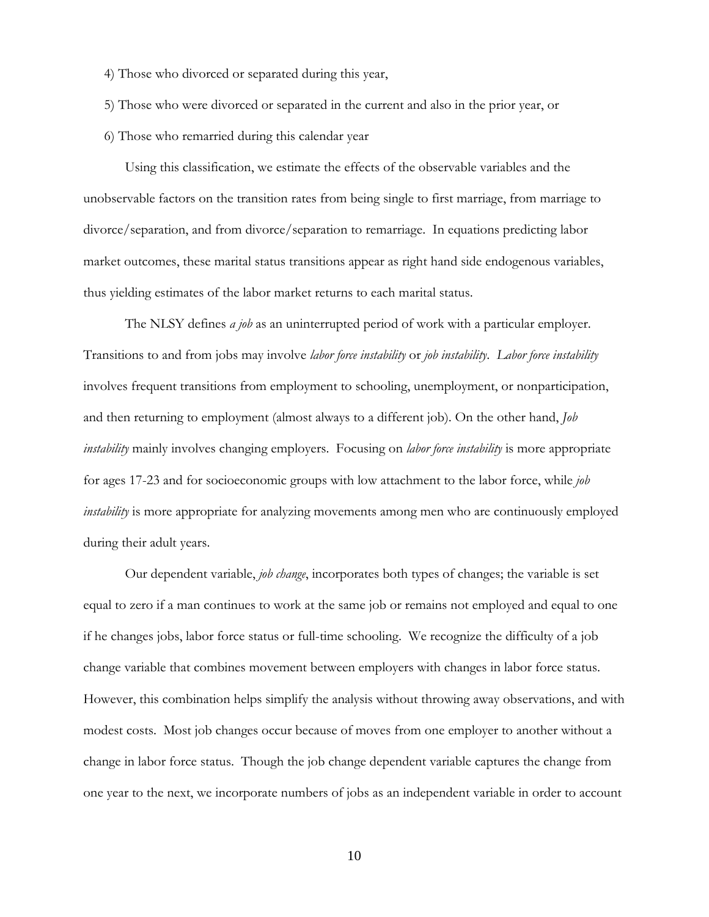4) Those who divorced or separated during this year,

5) Those who were divorced or separated in the current and also in the prior year, or

6) Those who remarried during this calendar year

Using this classification, we estimate the effects of the observable variables and the unobservable factors on the transition rates from being single to first marriage, from marriage to divorce/separation, and from divorce/separation to remarriage. In equations predicting labor market outcomes, these marital status transitions appear as right hand side endogenous variables, thus yielding estimates of the labor market returns to each marital status.

The NLSY defines *a job* as an uninterrupted period of work with a particular employer. Transitions to and from jobs may involve *labor force instability* or *job instability*. *Labor force instability* involves frequent transitions from employment to schooling, unemployment, or nonparticipation, and then returning to employment (almost always to a different job). On the other hand, *Job instability* mainly involves changing employers. Focusing on *labor force instability* is more appropriate for ages 17-23 and for socioeconomic groups with low attachment to the labor force, while *job instability* is more appropriate for analyzing movements among men who are continuously employed during their adult years.

Our dependent variable, *job change*, incorporates both types of changes; the variable is set equal to zero if a man continues to work at the same job or remains not employed and equal to one if he changes jobs, labor force status or full-time schooling. We recognize the difficulty of a job change variable that combines movement between employers with changes in labor force status. However, this combination helps simplify the analysis without throwing away observations, and with modest costs. Most job changes occur because of moves from one employer to another without a change in labor force status. Though the job change dependent variable captures the change from one year to the next, we incorporate numbers of jobs as an independent variable in order to account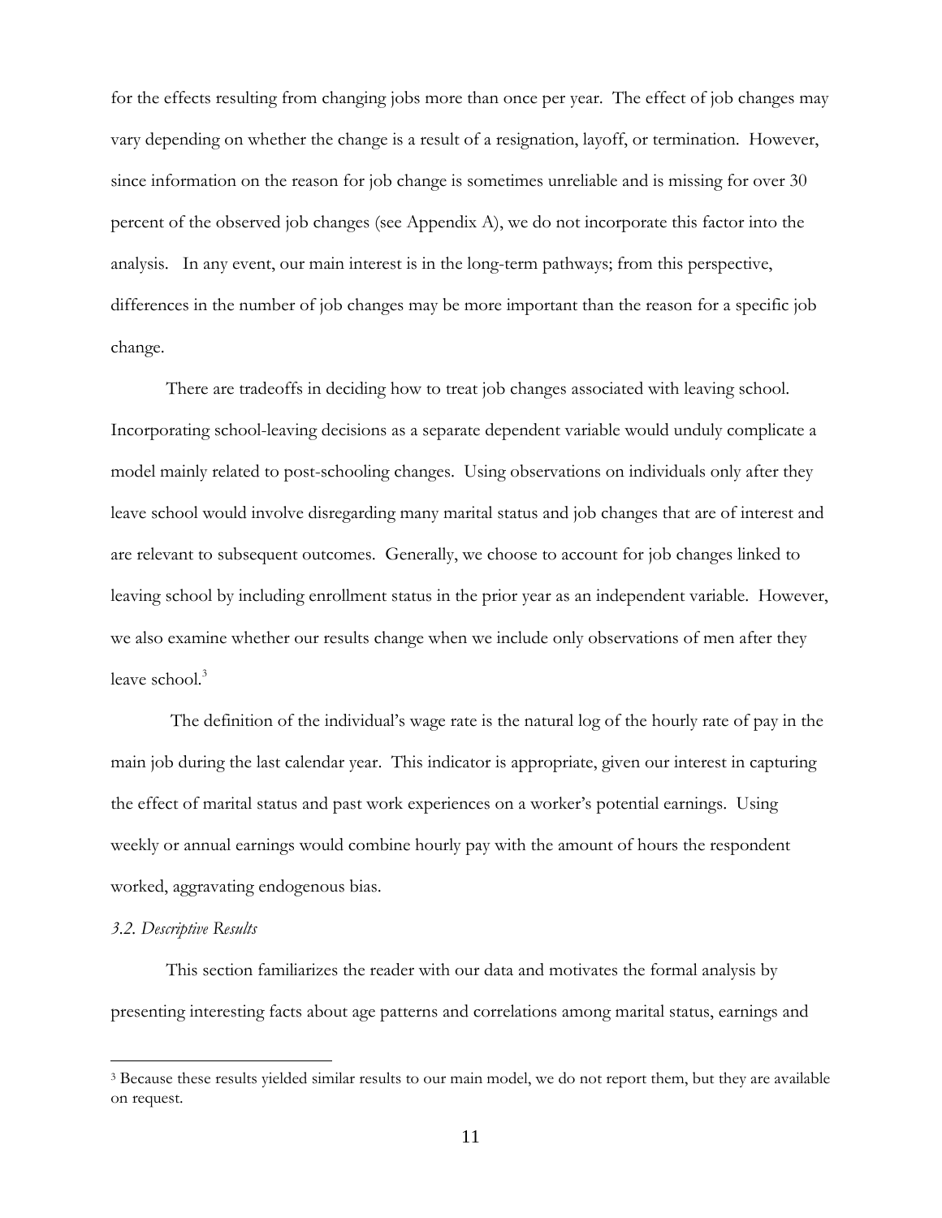for the effects resulting from changing jobs more than once per year. The effect of job changes may vary depending on whether the change is a result of a resignation, layoff, or termination. However, since information on the reason for job change is sometimes unreliable and is missing for over 30 percent of the observed job changes (see Appendix A), we do not incorporate this factor into the analysis. In any event, our main interest is in the long-term pathways; from this perspective, differences in the number of job changes may be more important than the reason for a specific job change.

There are tradeoffs in deciding how to treat job changes associated with leaving school. Incorporating school-leaving decisions as a separate dependent variable would unduly complicate a model mainly related to post-schooling changes. Using observations on individuals only after they leave school would involve disregarding many marital status and job changes that are of interest and are relevant to subsequent outcomes. Generally, we choose to account for job changes linked to leaving school by including enrollment status in the prior year as an independent variable. However, we also examine whether our results change when we include only observations of men after they leave school.[3]

The definition of the individual's wage rate is the natural log of the hourly rate of pay in the main job during the last calendar year. This indicator is appropriate, given our interest in capturing the effect of marital status and past work experiences on a worker's potential earnings. Using weekly or annual earnings would combine hourly pay with the amount of hours the respondent worked, aggravating endogenous bias.

### *3.2. Descriptive Results*

This section familiarizes the reader with our data and motivates the formal analysis by presenting interesting facts about age patterns and correlations among marital status, earnings and

---

[3] Because these results yielded similar results to our main model, we do not report them, but they are available on request.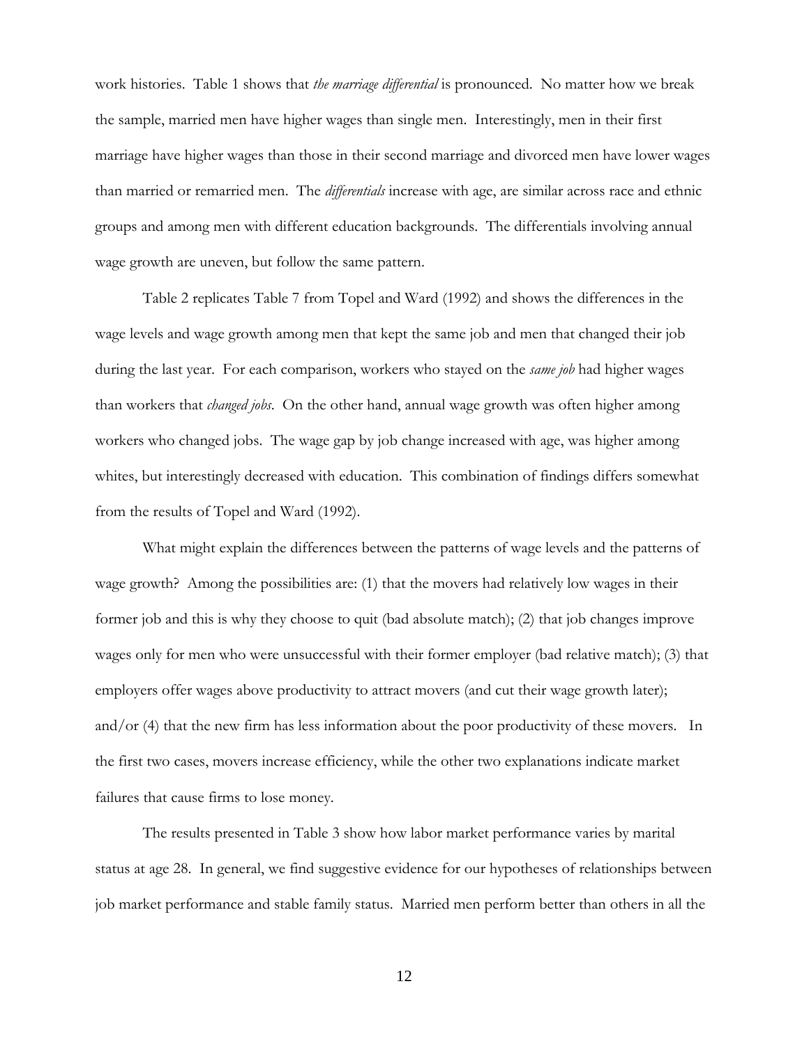work histories. Table 1 shows that *the marriage differential* is pronounced. No matter how we break the sample, married men have higher wages than single men. Interestingly, men in their first marriage have higher wages than those in their second marriage and divorced men have lower wages than married or remarried men. The *differentials* increase with age, are similar across race and ethnic groups and among men with different education backgrounds. The differentials involving annual wage growth are uneven, but follow the same pattern.

Table 2 replicates Table 7 from Topel and Ward (1992) and shows the differences in the wage levels and wage growth among men that kept the same job and men that changed their job during the last year. For each comparison, workers who stayed on the *same job* had higher wages than workers that *changed jobs*. On the other hand, annual wage growth was often higher among workers who changed jobs. The wage gap by job change increased with age, was higher among whites, but interestingly decreased with education. This combination of findings differs somewhat from the results of Topel and Ward (1992).

What might explain the differences between the patterns of wage levels and the patterns of wage growth? Among the possibilities are: (1) that the movers had relatively low wages in their former job and this is why they choose to quit (bad absolute match); (2) that job changes improve wages only for men who were unsuccessful with their former employer (bad relative match); (3) that employers offer wages above productivity to attract movers (and cut their wage growth later); and/or (4) that the new firm has less information about the poor productivity of these movers. In the first two cases, movers increase efficiency, while the other two explanations indicate market failures that cause firms to lose money.

The results presented in Table 3 show how labor market performance varies by marital status at age 28. In general, we find suggestive evidence for our hypotheses of relationships between job market performance and stable family status. Married men perform better than others in all the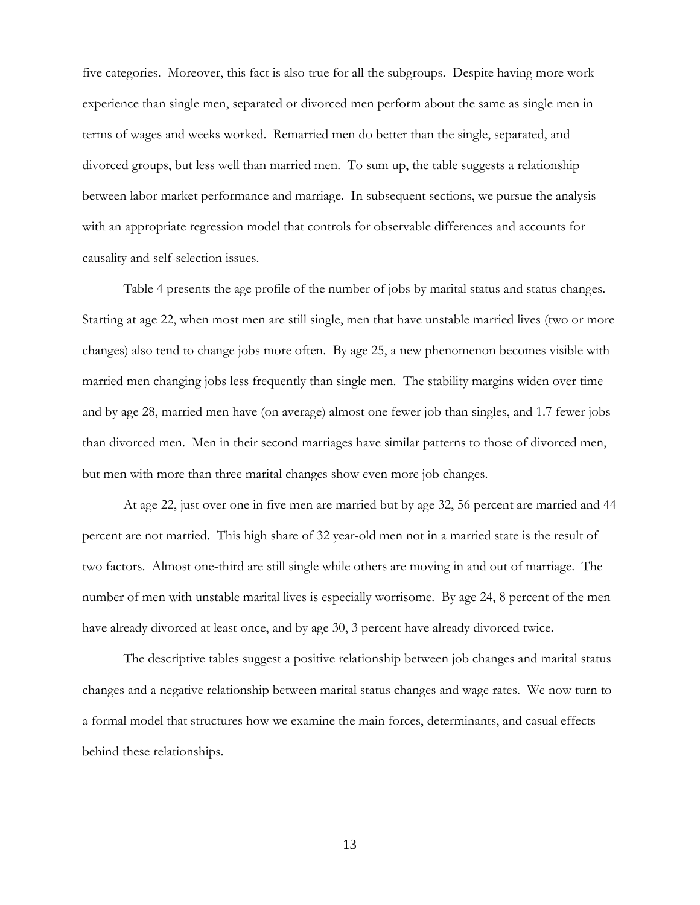five categories. Moreover, this fact is also true for all the subgroups. Despite having more work experience than single men, separated or divorced men perform about the same as single men in terms of wages and weeks worked. Remarried men do better than the single, separated, and divorced groups, but less well than married men. To sum up, the table suggests a relationship between labor market performance and marriage. In subsequent sections, we pursue the analysis with an appropriate regression model that controls for observable differences and accounts for causality and self-selection issues.

Table 4 presents the age profile of the number of jobs by marital status and status changes. Starting at age 22, when most men are still single, men that have unstable married lives (two or more changes) also tend to change jobs more often. By age 25, a new phenomenon becomes visible with married men changing jobs less frequently than single men. The stability margins widen over time and by age 28, married men have (on average) almost one fewer job than singles, and 1.7 fewer jobs than divorced men. Men in their second marriages have similar patterns to those of divorced men, but men with more than three marital changes show even more job changes.

At age 22, just over one in five men are married but by age 32, 56 percent are married and 44 percent are not married. This high share of 32 year-old men not in a married state is the result of two factors. Almost one-third are still single while others are moving in and out of marriage. The number of men with unstable marital lives is especially worrisome. By age 24, 8 percent of the men have already divorced at least once, and by age 30, 3 percent have already divorced twice.

The descriptive tables suggest a positive relationship between job changes and marital status changes and a negative relationship between marital status changes and wage rates. We now turn to a formal model that structures how we examine the main forces, determinants, and casual effects behind these relationships.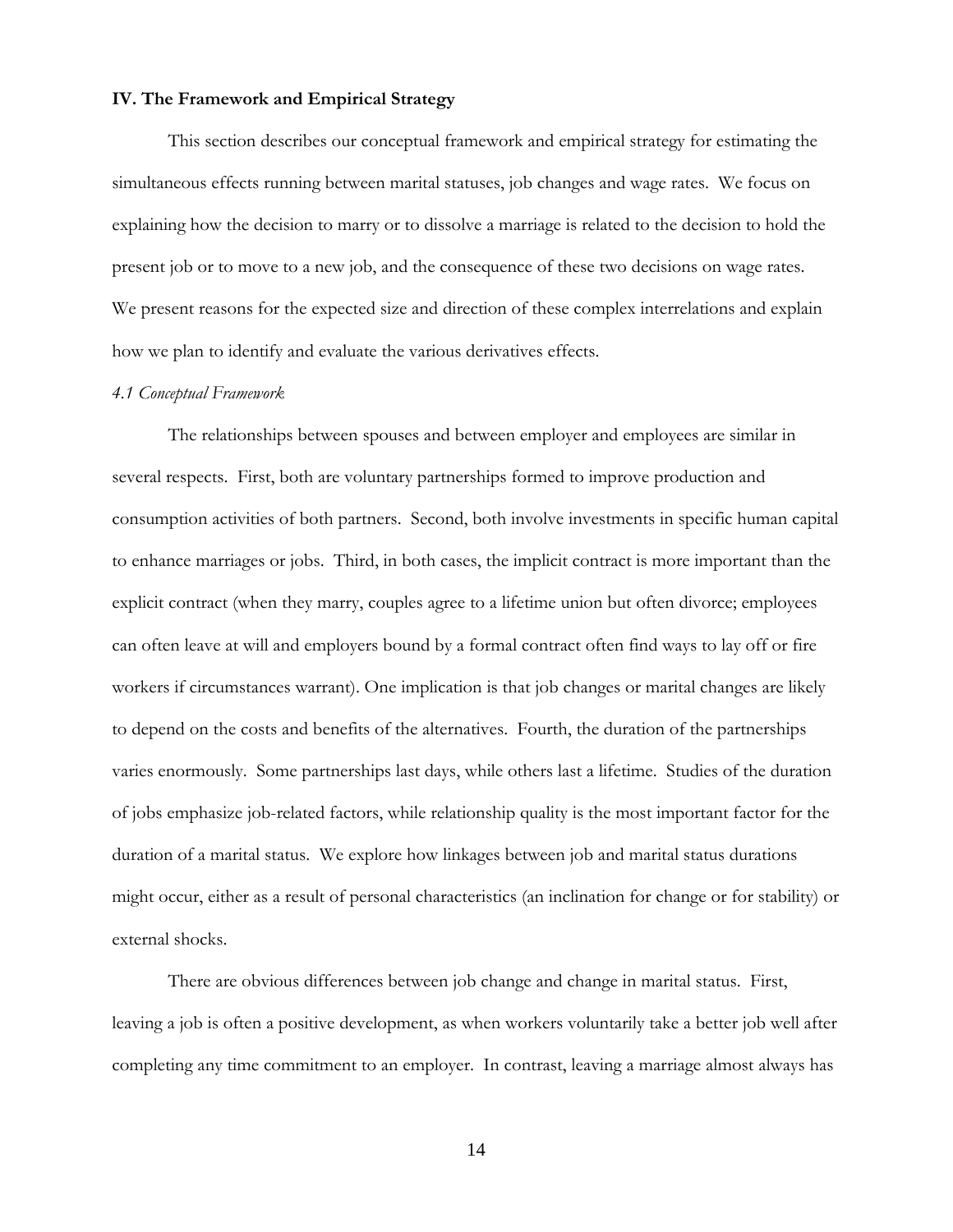## IV. The Framework and Empirical Strategy

This section describes our conceptual framework and empirical strategy for estimating the simultaneous effects running between marital statuses, job changes and wage rates. We focus on explaining how the decision to marry or to dissolve a marriage is related to the decision to hold the present job or to move to a new job, and the consequence of these two decisions on wage rates. We present reasons for the expected size and direction of these complex interrelations and explain how we plan to identify and evaluate the various derivatives effects.

### *4.1 Conceptual Framework*

The relationships between spouses and between employer and employees are similar in several respects. First, both are voluntary partnerships formed to improve production and consumption activities of both partners. Second, both involve investments in specific human capital to enhance marriages or jobs. Third, in both cases, the implicit contract is more important than the explicit contract (when they marry, couples agree to a lifetime union but often divorce; employees can often leave at will and employers bound by a formal contract often find ways to lay off or fire workers if circumstances warrant). One implication is that job changes or marital changes are likely to depend on the costs and benefits of the alternatives. Fourth, the duration of the partnerships varies enormously. Some partnerships last days, while others last a lifetime. Studies of the duration of jobs emphasize job-related factors, while relationship quality is the most important factor for the duration of a marital status. We explore how linkages between job and marital status durations might occur, either as a result of personal characteristics (an inclination for change or for stability) or external shocks.

There are obvious differences between job change and change in marital status. First, leaving a job is often a positive development, as when workers voluntarily take a better job well after completing any time commitment to an employer. In contrast, leaving a marriage almost always has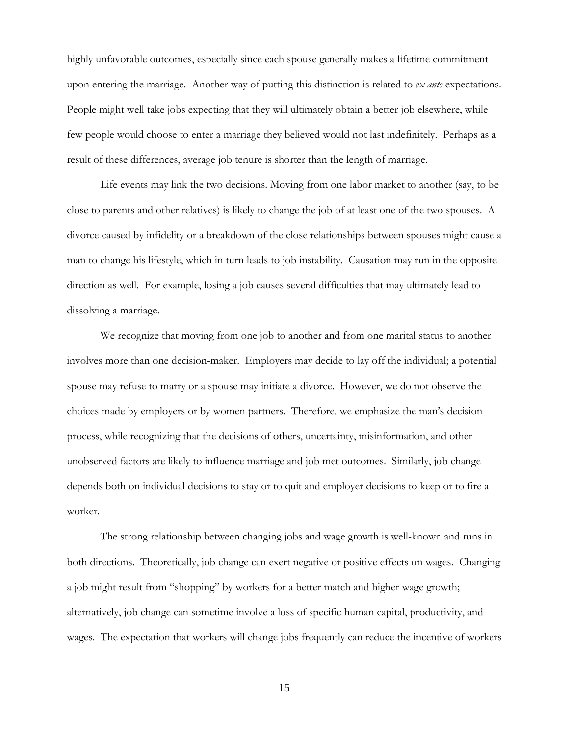highly unfavorable outcomes, especially since each spouse generally makes a lifetime commitment upon entering the marriage. Another way of putting this distinction is related to *ex ante* expectations. People might well take jobs expecting that they will ultimately obtain a better job elsewhere, while few people would choose to enter a marriage they believed would not last indefinitely. Perhaps as a result of these differences, average job tenure is shorter than the length of marriage.

Life events may link the two decisions. Moving from one labor market to another (say, to be close to parents and other relatives) is likely to change the job of at least one of the two spouses. A divorce caused by infidelity or a breakdown of the close relationships between spouses might cause a man to change his lifestyle, which in turn leads to job instability. Causation may run in the opposite direction as well. For example, losing a job causes several difficulties that may ultimately lead to dissolving a marriage.

We recognize that moving from one job to another and from one marital status to another involves more than one decision-maker. Employers may decide to lay off the individual; a potential spouse may refuse to marry or a spouse may initiate a divorce. However, we do not observe the choices made by employers or by women partners. Therefore, we emphasize the man's decision process, while recognizing that the decisions of others, uncertainty, misinformation, and other unobserved factors are likely to influence marriage and job met outcomes. Similarly, job change depends both on individual decisions to stay or to quit and employer decisions to keep or to fire a worker.

The strong relationship between changing jobs and wage growth is well-known and runs in both directions. Theoretically, job change can exert negative or positive effects on wages. Changing a job might result from "shopping" by workers for a better match and higher wage growth; alternatively, job change can sometime involve a loss of specific human capital, productivity, and wages. The expectation that workers will change jobs frequently can reduce the incentive of workers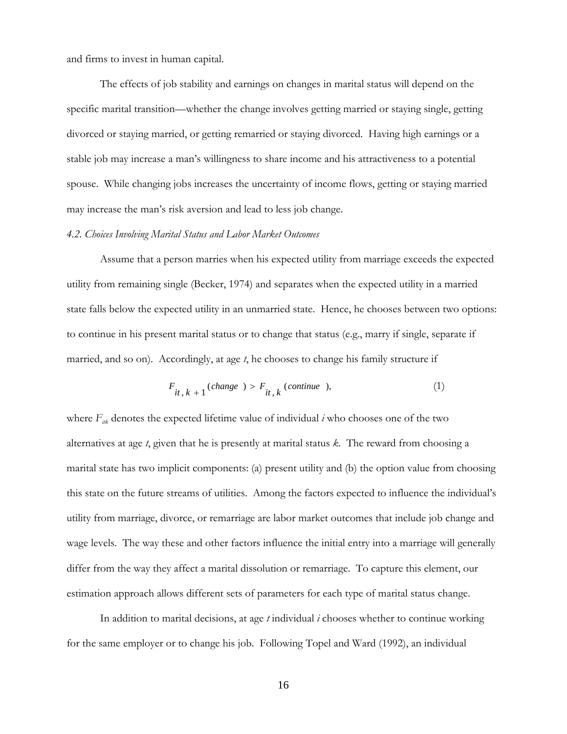and firms to invest in human capital.

The effects of job stability and earnings on changes in marital status will depend on the specific marital transition—whether the change involves getting married or staying single, getting divorced or staying married, or getting remarried or staying divorced. Having high earnings or a stable job may increase a man's willingness to share income and his attractiveness to a potential spouse. While changing jobs increases the uncertainty of income flows, getting or staying married may increase the man's risk aversion and lead to less job change.

*4.2. Choices Involving Marital Status and Labor Market Outcomes*

Assume that a person marries when his expected utility from marriage exceeds the expected utility from remaining single (Becker, 1974) and separates when the expected utility in a married state falls below the expected utility in an unmarried state. Hence, he chooses between two options: to continue in his present marital status or to change that status (e.g., marry if single, separate if married, and so on). Accordingly, at age *t*, he chooses to change his family structure if

$$F_{it,k+1}(change) > F_{it,k}(continue), \tag{1}$$

where $F_{itk}$ denotes the expected lifetime value of individual *i* who chooses one of the two alternatives at age *t*, given that he is presently at marital status *k*. The reward from choosing a marital state has two implicit components: (a) present utility and (b) the option value from choosing this state on the future streams of utilities. Among the factors expected to influence the individual's utility from marriage, divorce, or remarriage are labor market outcomes that include job change and wage levels. The way these and other factors influence the initial entry into a marriage will generally differ from the way they affect a marital dissolution or remarriage. To capture this element, our estimation approach allows different sets of parameters for each type of marital status change.

In addition to marital decisions, at age *t* individual *i* chooses whether to continue working for the same employer or to change his job. Following Topel and Ward (1992), an individual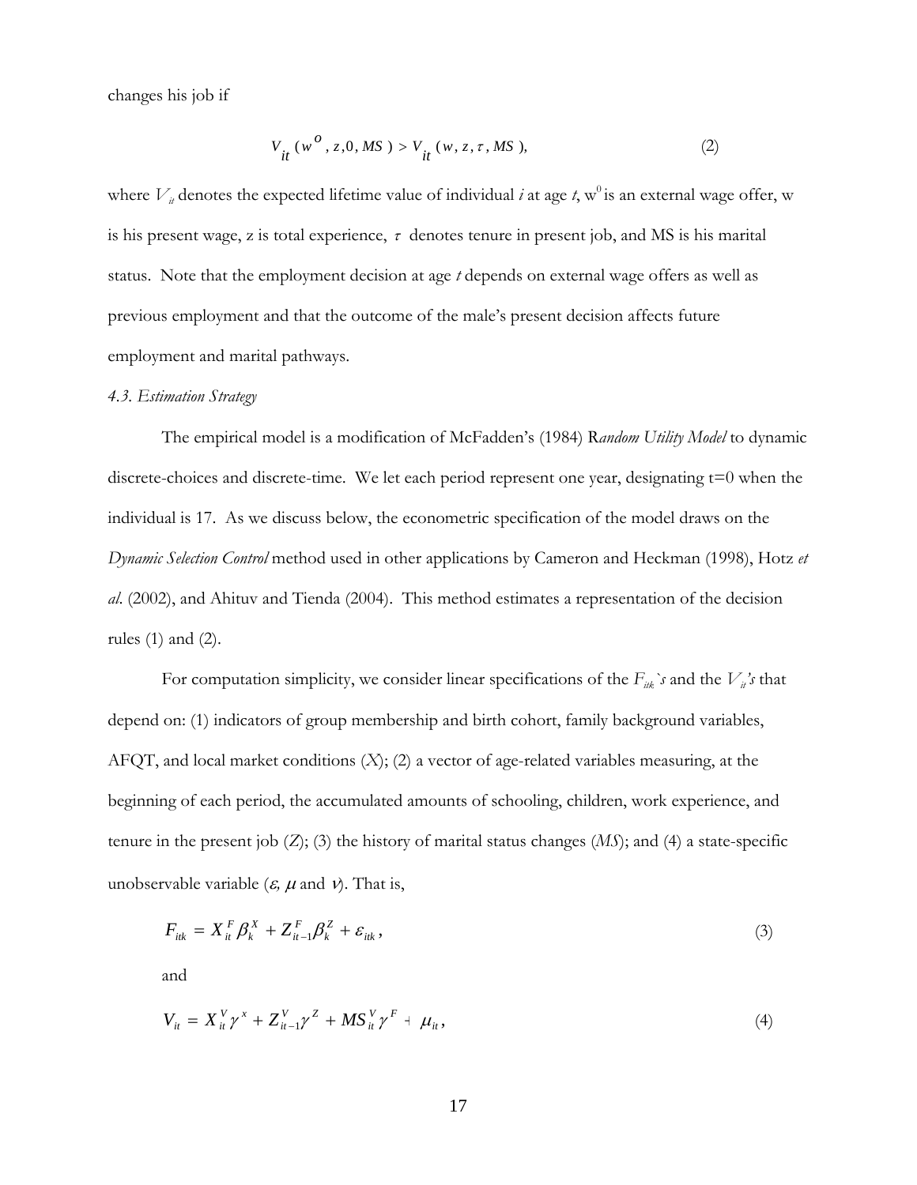changes his job if

$$V_{it}(w^{O}, z, 0, MS) > V_{it}(w, z, \tau, MS), \tag{2}$$

where $V_{it}$ denotes the expected lifetime value of individual *i* at age *t*, $w^0$ is an external wage offer, w is his present wage, z is total experience, $\tau$ denotes tenure in present job, and MS is his marital status. Note that the employment decision at age *t* depends on external wage offers as well as previous employment and that the outcome of the male's present decision affects future employment and marital pathways.

*4.3. Estimation Strategy*

The empirical model is a modification of McFadden's (1984) R*andom Utility Model* to dynamic discrete-choices and discrete-time. We let each period represent one year, designating t=0 when the individual is 17. As we discuss below, the econometric specification of the model draws on the *Dynamic Selection Control* method used in other applications by Cameron and Heckman (1998), Hotz *et al.* (2002), and Ahituv and Tienda (2004). This method estimates a representation of the decision rules (1) and (2).

For computation simplicity, we consider linear specifications of the $F_{itk}$*'s* and the $V_{it}$*'s* that depend on: (1) indicators of group membership and birth cohort, family background variables, AFQT, and local market conditions (*X*); (2) a vector of age-related variables measuring, at the beginning of each period, the accumulated amounts of schooling, children, work experience, and tenure in the present job (*Z*); (3) the history of marital status changes (*MS*); and (4) a state-specific unobservable variable ($\varepsilon$, $\mu$ and $\nu$). That is,

$$F_{itk} = X_{it}^{F}\beta_{k}^{X} + Z_{it-1}^{F}\beta_{k}^{Z} + \varepsilon_{itk}, \tag{3}$$

and

$$V_{it} = X_{it}^{V}\gamma^{x} + Z_{it-1}^{V}\gamma^{Z} + MS_{it}^{V}\gamma^{F} + \mu_{it}, \tag{4}$$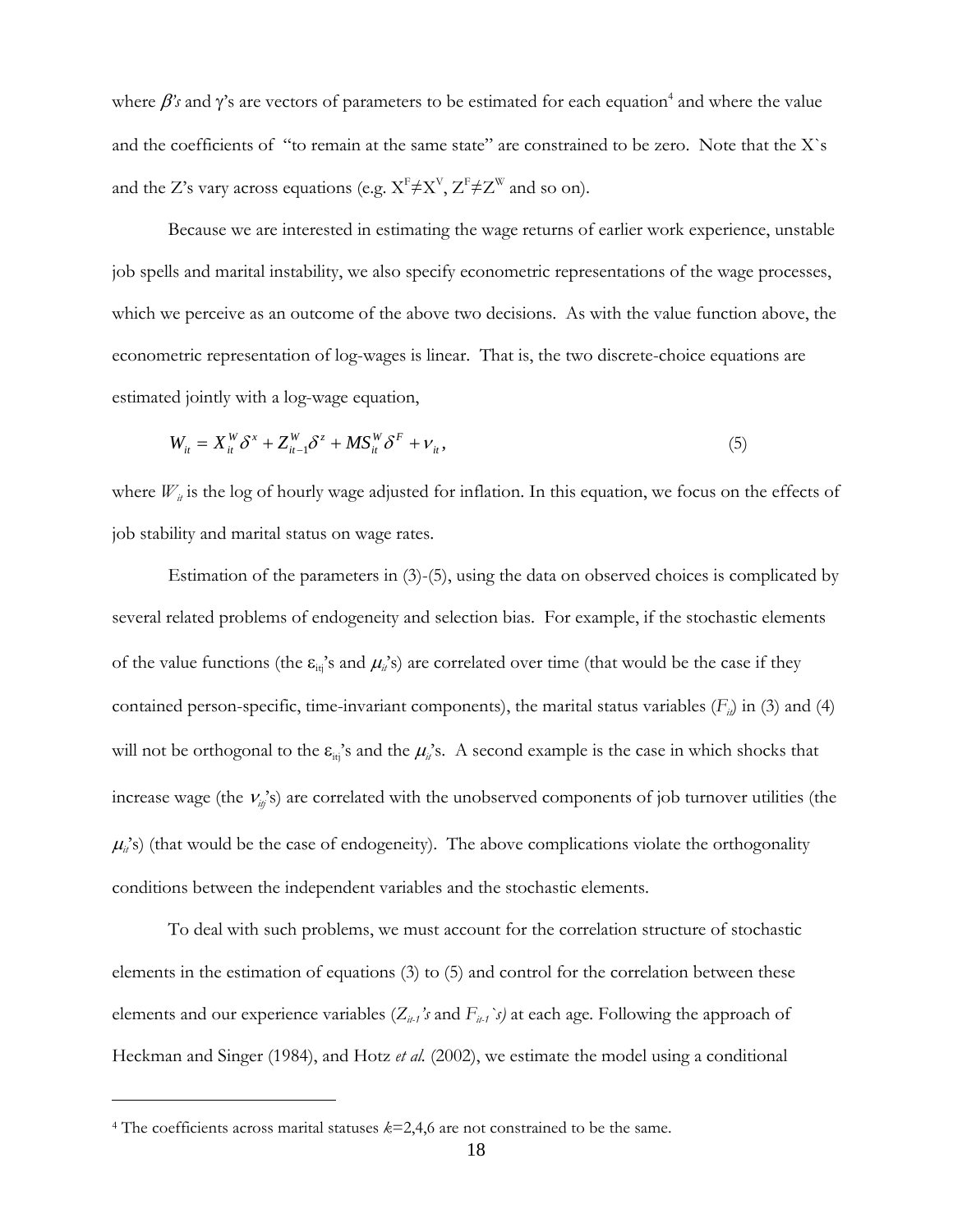where $\beta$*'s* and $\gamma$'s are vectors of parameters to be estimated for each equation[4] and where the value and the coefficients of "to remain at the same state" are constrained to be zero. Note that the X`s and the Z's vary across equations (e.g. $X^F \neq X^V$, $Z^F \neq Z^W$ and so on).

Because we are interested in estimating the wage returns of earlier work experience, unstable job spells and marital instability, we also specify econometric representations of the wage processes, which we perceive as an outcome of the above two decisions. As with the value function above, the econometric representation of log-wages is linear. That is, the two discrete-choice equations are estimated jointly with a log-wage equation,

$$W_{it} = X_{it}^{W} \delta^{x} + Z_{it-1}^{W} \delta^{z} + MS_{it}^{W} \delta^{F} + \nu_{it}, \tag{5}$$

where $W_{it}$ is the log of hourly wage adjusted for inflation. In this equation, we focus on the effects of job stability and marital status on wage rates.

Estimation of the parameters in (3)-(5), using the data on observed choices is complicated by several related problems of endogeneity and selection bias. For example, if the stochastic elements of the value functions (the $\varepsilon_{itj}$'s and $\mu_{it}$'s) are correlated over time (that would be the case if they contained person-specific, time-invariant components), the marital status variables ($F_{it}$) in (3) and (4) will not be orthogonal to the $\varepsilon_{itj}$'s and the $\mu_{it}$'s. A second example is the case in which shocks that increase wage (the $\nu_{itj}$'s) are correlated with the unobserved components of job turnover utilities (the $\mu_{it}$'s) (that would be the case of endogeneity). The above complications violate the orthogonality conditions between the independent variables and the stochastic elements.

To deal with such problems, we must account for the correlation structure of stochastic elements in the estimation of equations (3) to (5) and control for the correlation between these elements and our experience variables ($Z_{it-1}$*'s* and $F_{it-1}$*`s)* at each age. Following the approach of Heckman and Singer (1984), and Hotz *et al.* (2002), we estimate the model using a conditional

[4] The coefficients across marital statuses $k$=2,4,6 are not constrained to be the same.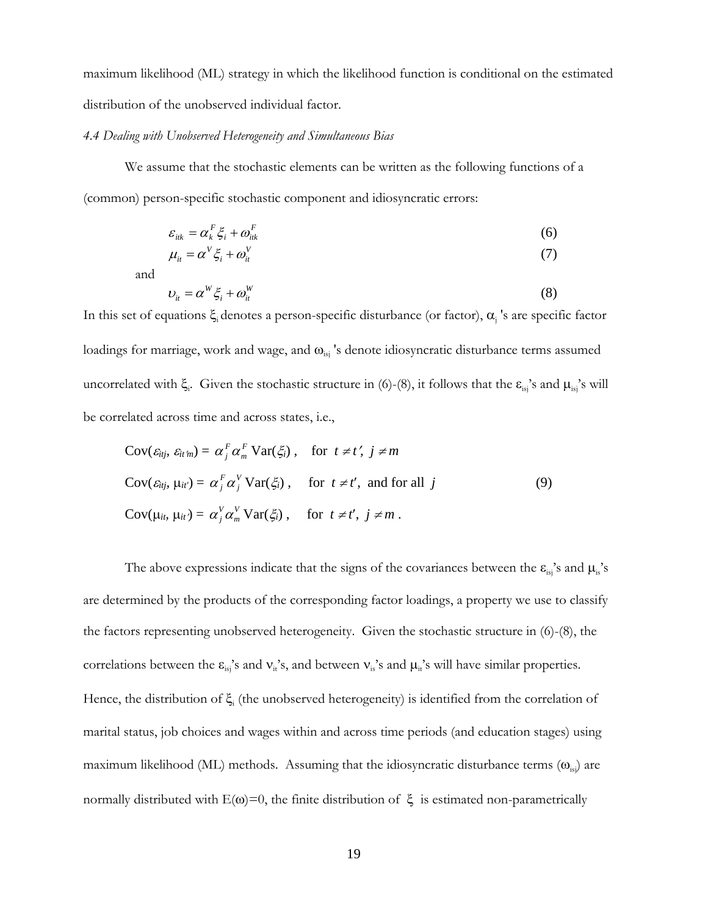maximum likelihood (ML) strategy in which the likelihood function is conditional on the estimated distribution of the unobserved individual factor.

### *4.4 Dealing with Unobserved Heterogeneity and Simultaneous Bias*

We assume that the stochastic elements can be written as the following functions of a (common) person-specific stochastic component and idiosyncratic errors:

$$\varepsilon_{itk} = \alpha_k^F \xi_i + \omega_{itk}^F \tag{6}$$

$$\mu_{it} = \alpha^V \xi_i + \omega_{it}^V \tag{7}$$

and

$$\upsilon_{it} = \alpha^W \xi_i + \omega_{it}^W \tag{8}$$

In this set of equations $\xi_i$ denotes a person-specific disturbance (or factor), $\alpha_j$ 's are specific factor loadings for marriage, work and wage, and $\omega_{isj}$ 's denote idiosyncratic disturbance terms assumed uncorrelated with $\xi_i$. Given the stochastic structure in (6)-(8), it follows that the $\varepsilon_{isj}$'s and $\mu_{isj}$'s will be correlated across time and across states, i.e.,

$$\begin{aligned}
&\text{Cov}(\varepsilon_{itj}, \varepsilon_{it'm}) = \alpha_j^F \alpha_m^F \text{Var}(\xi_i), \quad \text{for } t \neq t',\ j \neq m \\
&\text{Cov}(\varepsilon_{itj}, \mu_{it'}) = \alpha_j^F \alpha_j^V \text{Var}(\xi_i), \quad \text{for } t \neq t', \text{ and for all } j \\
&\text{Cov}(\mu_{it}, \mu_{it'}) = \alpha_j^V \alpha_m^V \text{Var}(\xi_i), \quad \text{for } t \neq t',\ j \neq m.
\end{aligned} \tag{9}$$

The above expressions indicate that the signs of the covariances between the $\varepsilon_{isj}$'s and $\mu_{is}$'s are determined by the products of the corresponding factor loadings, a property we use to classify the factors representing unobserved heterogeneity. Given the stochastic structure in (6)-(8), the correlations between the $\varepsilon_{isj}$'s and $\nu_{it}$'s, and between $\nu_{is}$'s and $\mu_{it}$'s will have similar properties. Hence, the distribution of $\xi_i$ (the unobserved heterogeneity) is identified from the correlation of marital status, job choices and wages within and across time periods (and education stages) using maximum likelihood (ML) methods. Assuming that the idiosyncratic disturbance terms ($\omega_{isj}$) are normally distributed with $E(\omega)=0$, the finite distribution of $\xi$ is estimated non-parametrically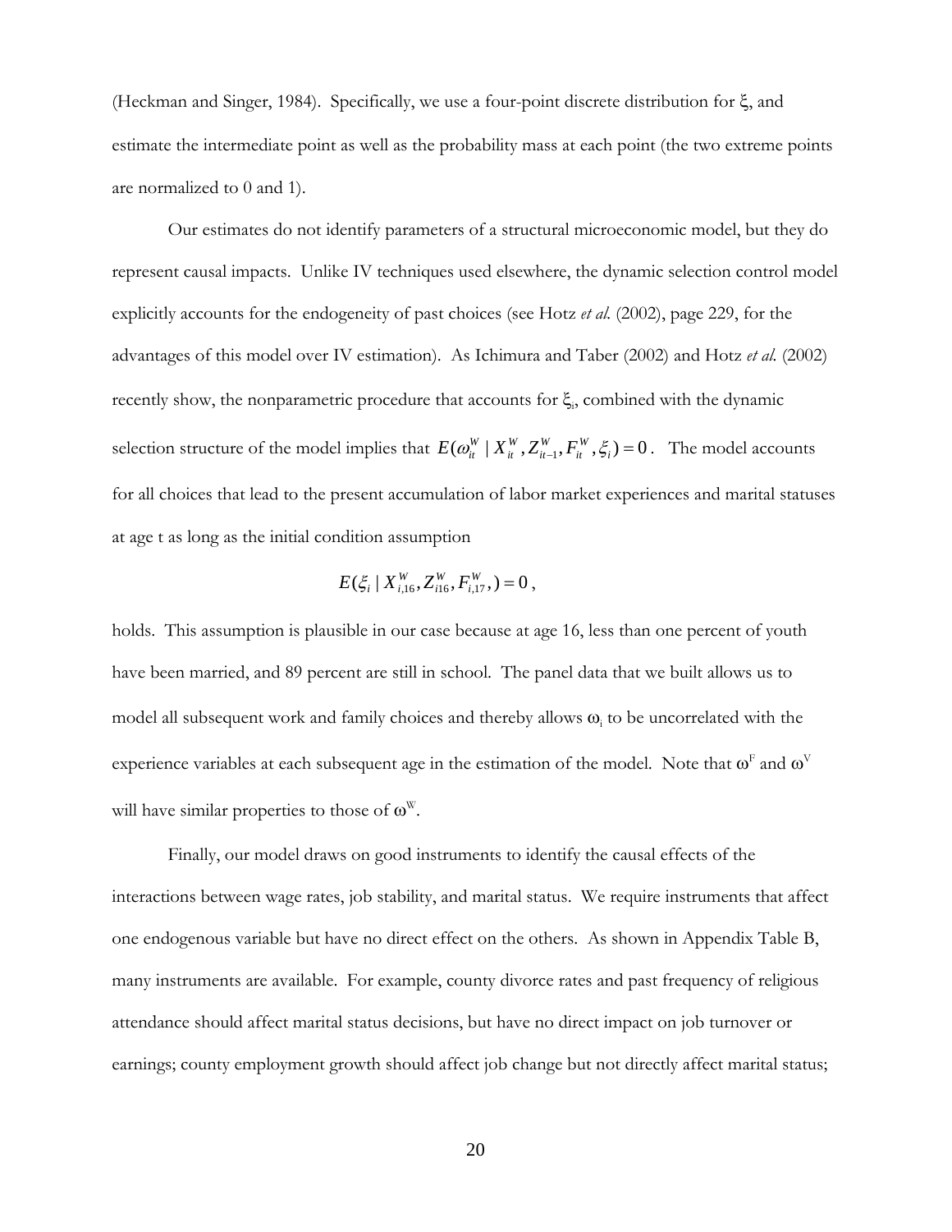(Heckman and Singer, 1984). Specifically, we use a four-point discrete distribution for $\xi$, and estimate the intermediate point as well as the probability mass at each point (the two extreme points are normalized to 0 and 1).

Our estimates do not identify parameters of a structural microeconomic model, but they do represent causal impacts. Unlike IV techniques used elsewhere, the dynamic selection control model explicitly accounts for the endogeneity of past choices (see Hotz *et al.* (2002), page 229, for the advantages of this model over IV estimation). As Ichimura and Taber (2002) and Hotz *et al.* (2002) recently show, the nonparametric procedure that accounts for $\xi_i$, combined with the dynamic selection structure of the model implies that $E(\omega_{it}^{W} \mid X_{it}^{W}, Z_{it-1}^{W}, F_{it}^{W}, \xi_i) = 0$. The model accounts for all choices that lead to the present accumulation of labor market experiences and marital statuses at age t as long as the initial condition assumption

$$E(\xi_i \mid X_{i,16}^{W}, Z_{i16}^{W}, F_{i,17}^{W},) = 0,$$

holds. This assumption is plausible in our case because at age 16, less than one percent of youth have been married, and 89 percent are still in school. The panel data that we built allows us to model all subsequent work and family choices and thereby allows $\omega_i$ to be uncorrelated with the experience variables at each subsequent age in the estimation of the model. Note that $\omega^F$ and $\omega^V$ will have similar properties to those of $\omega^W$.

Finally, our model draws on good instruments to identify the causal effects of the interactions between wage rates, job stability, and marital status. We require instruments that affect one endogenous variable but have no direct effect on the others. As shown in Appendix Table B, many instruments are available. For example, county divorce rates and past frequency of religious attendance should affect marital status decisions, but have no direct impact on job turnover or earnings; county employment growth should affect job change but not directly affect marital status;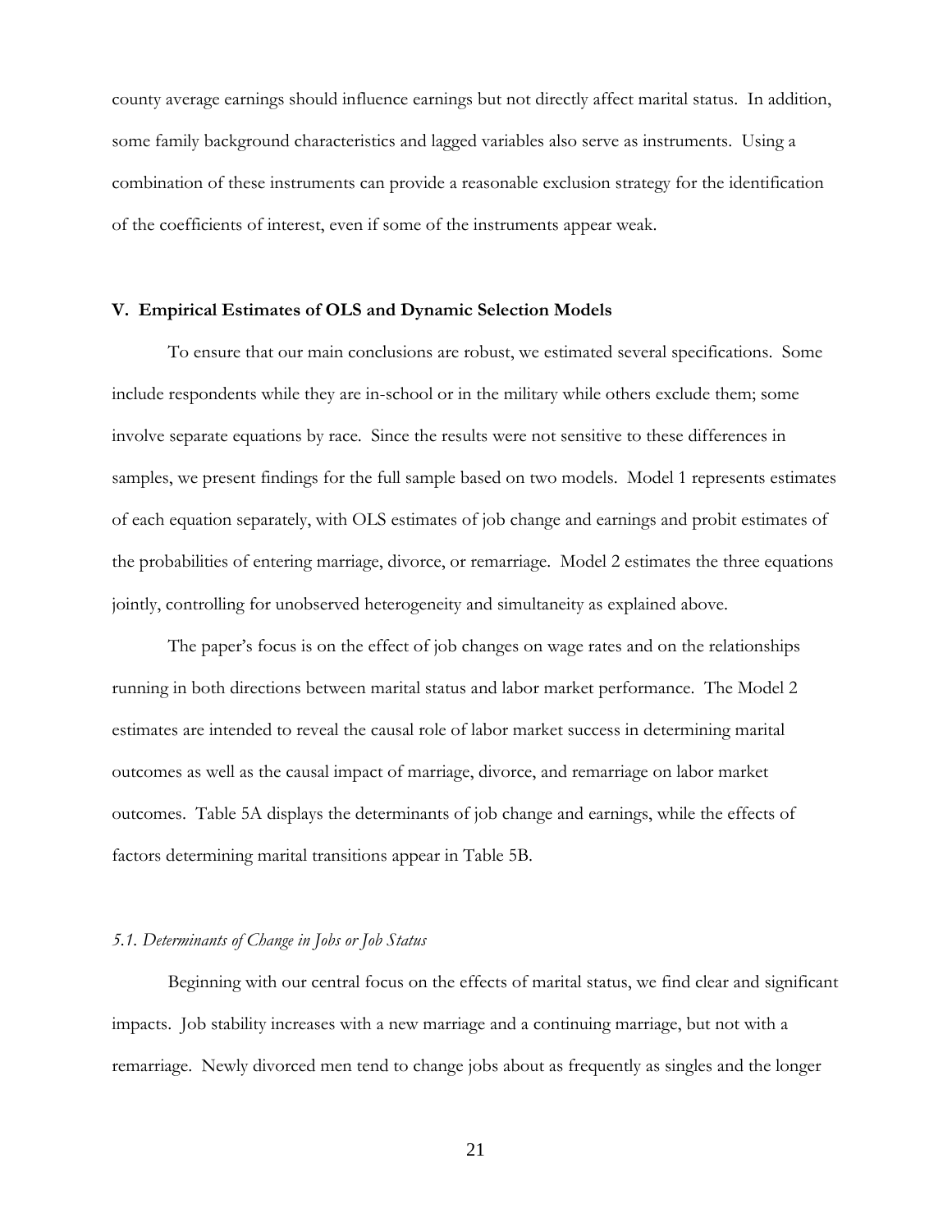county average earnings should influence earnings but not directly affect marital status. In addition, some family background characteristics and lagged variables also serve as instruments. Using a combination of these instruments can provide a reasonable exclusion strategy for the identification of the coefficients of interest, even if some of the instruments appear weak.

## V. Empirical Estimates of OLS and Dynamic Selection Models

To ensure that our main conclusions are robust, we estimated several specifications. Some include respondents while they are in-school or in the military while others exclude them; some involve separate equations by race. Since the results were not sensitive to these differences in samples, we present findings for the full sample based on two models. Model 1 represents estimates of each equation separately, with OLS estimates of job change and earnings and probit estimates of the probabilities of entering marriage, divorce, or remarriage. Model 2 estimates the three equations jointly, controlling for unobserved heterogeneity and simultaneity as explained above.

The paper's focus is on the effect of job changes on wage rates and on the relationships running in both directions between marital status and labor market performance. The Model 2 estimates are intended to reveal the causal role of labor market success in determining marital outcomes as well as the causal impact of marriage, divorce, and remarriage on labor market outcomes. Table 5A displays the determinants of job change and earnings, while the effects of factors determining marital transitions appear in Table 5B.

### *5.1. Determinants of Change in Jobs or Job Status*

Beginning with our central focus on the effects of marital status, we find clear and significant impacts. Job stability increases with a new marriage and a continuing marriage, but not with a remarriage. Newly divorced men tend to change jobs about as frequently as singles and the longer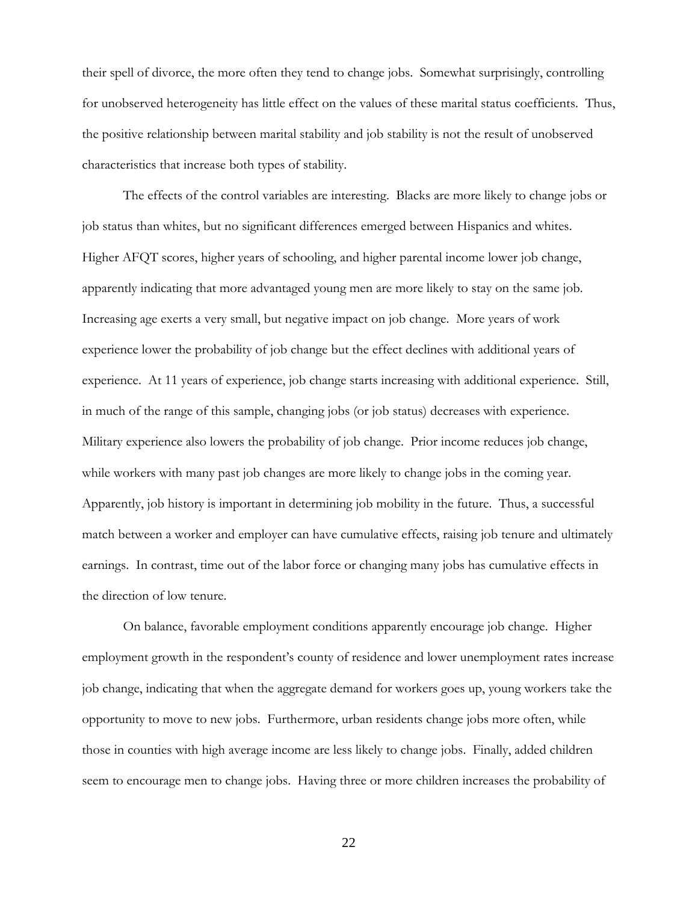their spell of divorce, the more often they tend to change jobs. Somewhat surprisingly, controlling for unobserved heterogeneity has little effect on the values of these marital status coefficients. Thus, the positive relationship between marital stability and job stability is not the result of unobserved characteristics that increase both types of stability.

The effects of the control variables are interesting. Blacks are more likely to change jobs or job status than whites, but no significant differences emerged between Hispanics and whites. Higher AFQT scores, higher years of schooling, and higher parental income lower job change, apparently indicating that more advantaged young men are more likely to stay on the same job. Increasing age exerts a very small, but negative impact on job change. More years of work experience lower the probability of job change but the effect declines with additional years of experience. At 11 years of experience, job change starts increasing with additional experience. Still, in much of the range of this sample, changing jobs (or job status) decreases with experience. Military experience also lowers the probability of job change. Prior income reduces job change, while workers with many past job changes are more likely to change jobs in the coming year. Apparently, job history is important in determining job mobility in the future. Thus, a successful match between a worker and employer can have cumulative effects, raising job tenure and ultimately earnings. In contrast, time out of the labor force or changing many jobs has cumulative effects in the direction of low tenure.

On balance, favorable employment conditions apparently encourage job change. Higher employment growth in the respondent's county of residence and lower unemployment rates increase job change, indicating that when the aggregate demand for workers goes up, young workers take the opportunity to move to new jobs. Furthermore, urban residents change jobs more often, while those in counties with high average income are less likely to change jobs. Finally, added children seem to encourage men to change jobs. Having three or more children increases the probability of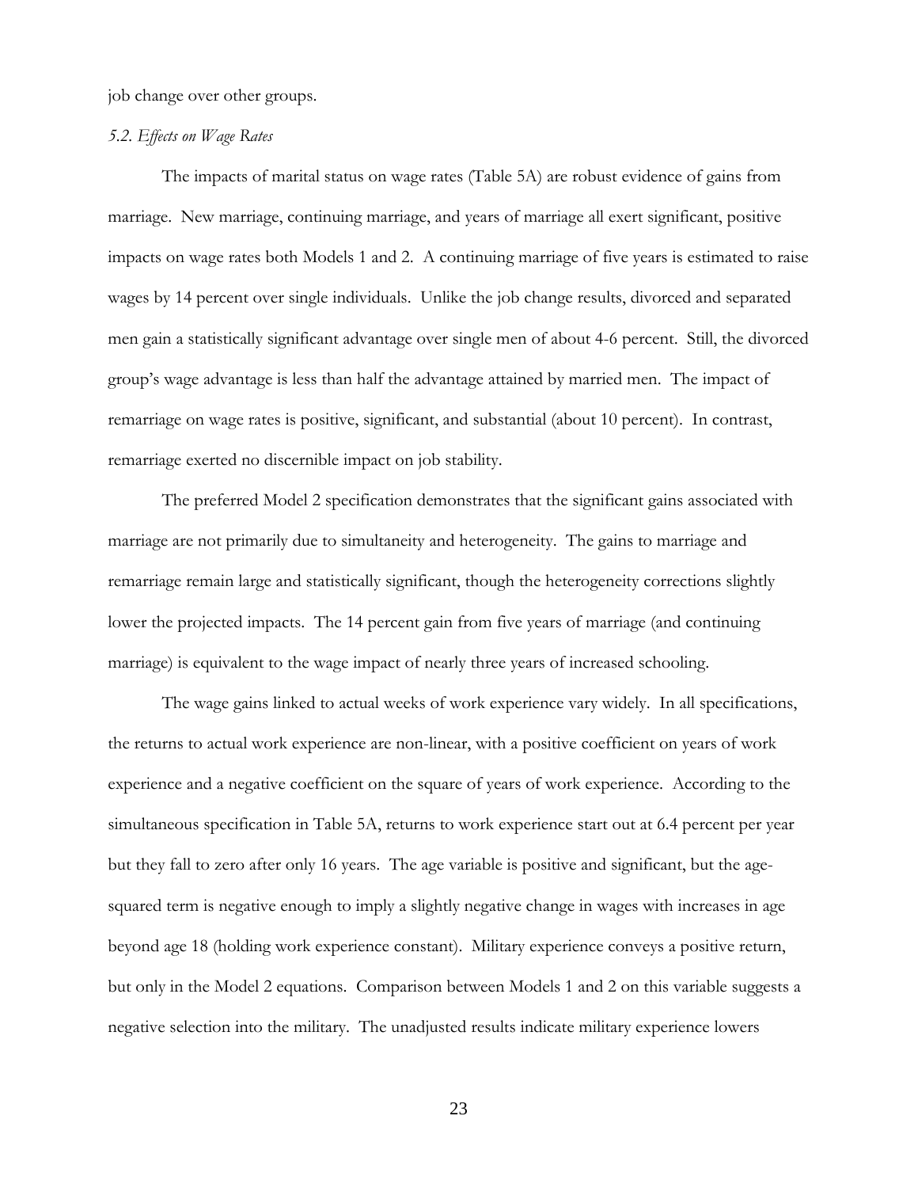job change over other groups.

*5.2. Effects on Wage Rates*

The impacts of marital status on wage rates (Table 5A) are robust evidence of gains from marriage. New marriage, continuing marriage, and years of marriage all exert significant, positive impacts on wage rates both Models 1 and 2. A continuing marriage of five years is estimated to raise wages by 14 percent over single individuals. Unlike the job change results, divorced and separated men gain a statistically significant advantage over single men of about 4-6 percent. Still, the divorced group's wage advantage is less than half the advantage attained by married men. The impact of remarriage on wage rates is positive, significant, and substantial (about 10 percent). In contrast, remarriage exerted no discernible impact on job stability.

The preferred Model 2 specification demonstrates that the significant gains associated with marriage are not primarily due to simultaneity and heterogeneity. The gains to marriage and remarriage remain large and statistically significant, though the heterogeneity corrections slightly lower the projected impacts. The 14 percent gain from five years of marriage (and continuing marriage) is equivalent to the wage impact of nearly three years of increased schooling.

The wage gains linked to actual weeks of work experience vary widely. In all specifications, the returns to actual work experience are non-linear, with a positive coefficient on years of work experience and a negative coefficient on the square of years of work experience. According to the simultaneous specification in Table 5A, returns to work experience start out at 6.4 percent per year but they fall to zero after only 16 years. The age variable is positive and significant, but the age-squared term is negative enough to imply a slightly negative change in wages with increases in age beyond age 18 (holding work experience constant). Military experience conveys a positive return, but only in the Model 2 equations. Comparison between Models 1 and 2 on this variable suggests a negative selection into the military. The unadjusted results indicate military experience lowers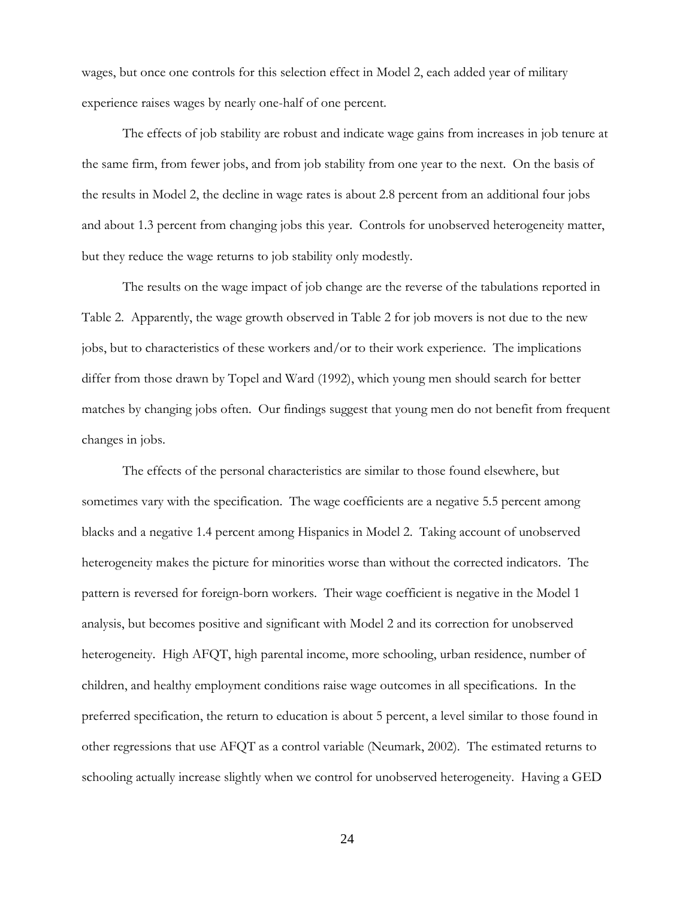wages, but once one controls for this selection effect in Model 2, each added year of military experience raises wages by nearly one-half of one percent.

The effects of job stability are robust and indicate wage gains from increases in job tenure at the same firm, from fewer jobs, and from job stability from one year to the next. On the basis of the results in Model 2, the decline in wage rates is about 2.8 percent from an additional four jobs and about 1.3 percent from changing jobs this year. Controls for unobserved heterogeneity matter, but they reduce the wage returns to job stability only modestly.

The results on the wage impact of job change are the reverse of the tabulations reported in Table 2. Apparently, the wage growth observed in Table 2 for job movers is not due to the new jobs, but to characteristics of these workers and/or to their work experience. The implications differ from those drawn by Topel and Ward (1992), which young men should search for better matches by changing jobs often. Our findings suggest that young men do not benefit from frequent changes in jobs.

The effects of the personal characteristics are similar to those found elsewhere, but sometimes vary with the specification. The wage coefficients are a negative 5.5 percent among blacks and a negative 1.4 percent among Hispanics in Model 2. Taking account of unobserved heterogeneity makes the picture for minorities worse than without the corrected indicators. The pattern is reversed for foreign-born workers. Their wage coefficient is negative in the Model 1 analysis, but becomes positive and significant with Model 2 and its correction for unobserved heterogeneity. High AFQT, high parental income, more schooling, urban residence, number of children, and healthy employment conditions raise wage outcomes in all specifications. In the preferred specification, the return to education is about 5 percent, a level similar to those found in other regressions that use AFQT as a control variable (Neumark, 2002). The estimated returns to schooling actually increase slightly when we control for unobserved heterogeneity. Having a GED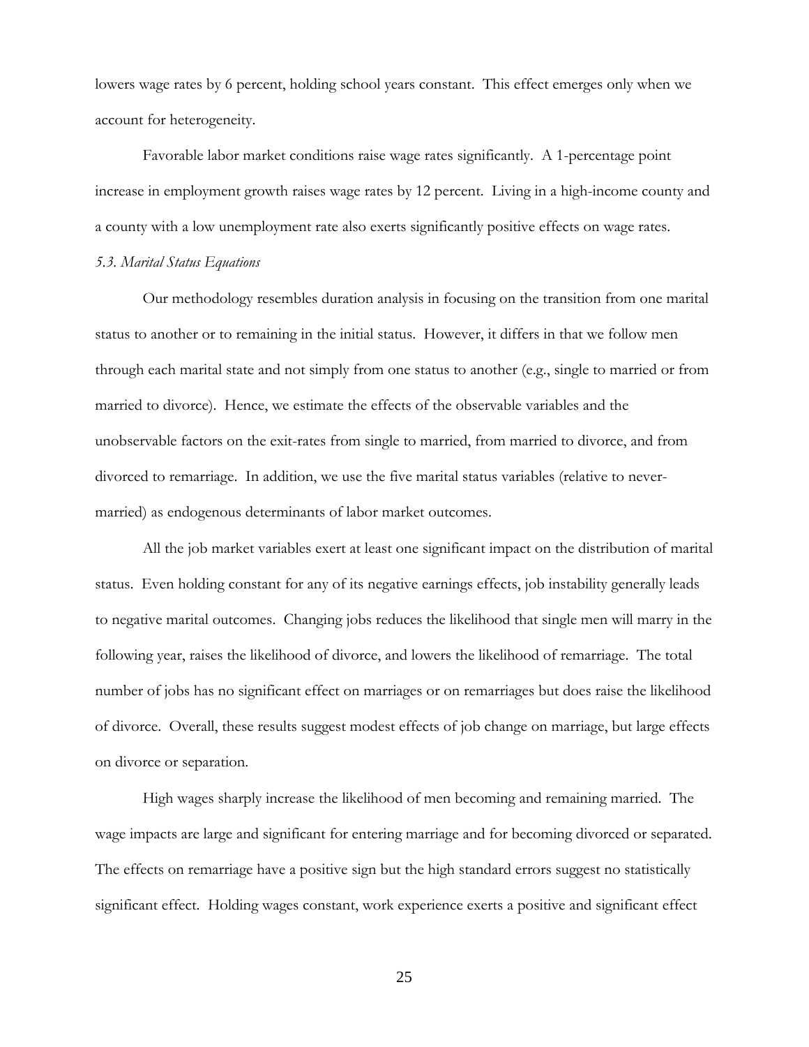lowers wage rates by 6 percent, holding school years constant. This effect emerges only when we account for heterogeneity.

Favorable labor market conditions raise wage rates significantly. A 1-percentage point increase in employment growth raises wage rates by 12 percent. Living in a high-income county and a county with a low unemployment rate also exerts significantly positive effects on wage rates.

*5.3. Marital Status Equations*

Our methodology resembles duration analysis in focusing on the transition from one marital status to another or to remaining in the initial status. However, it differs in that we follow men through each marital state and not simply from one status to another (e.g., single to married or from married to divorce). Hence, we estimate the effects of the observable variables and the unobservable factors on the exit-rates from single to married, from married to divorce, and from divorced to remarriage. In addition, we use the five marital status variables (relative to never-married) as endogenous determinants of labor market outcomes.

All the job market variables exert at least one significant impact on the distribution of marital status. Even holding constant for any of its negative earnings effects, job instability generally leads to negative marital outcomes. Changing jobs reduces the likelihood that single men will marry in the following year, raises the likelihood of divorce, and lowers the likelihood of remarriage. The total number of jobs has no significant effect on marriages or on remarriages but does raise the likelihood of divorce. Overall, these results suggest modest effects of job change on marriage, but large effects on divorce or separation.

High wages sharply increase the likelihood of men becoming and remaining married. The wage impacts are large and significant for entering marriage and for becoming divorced or separated. The effects on remarriage have a positive sign but the high standard errors suggest no statistically significant effect. Holding wages constant, work experience exerts a positive and significant effect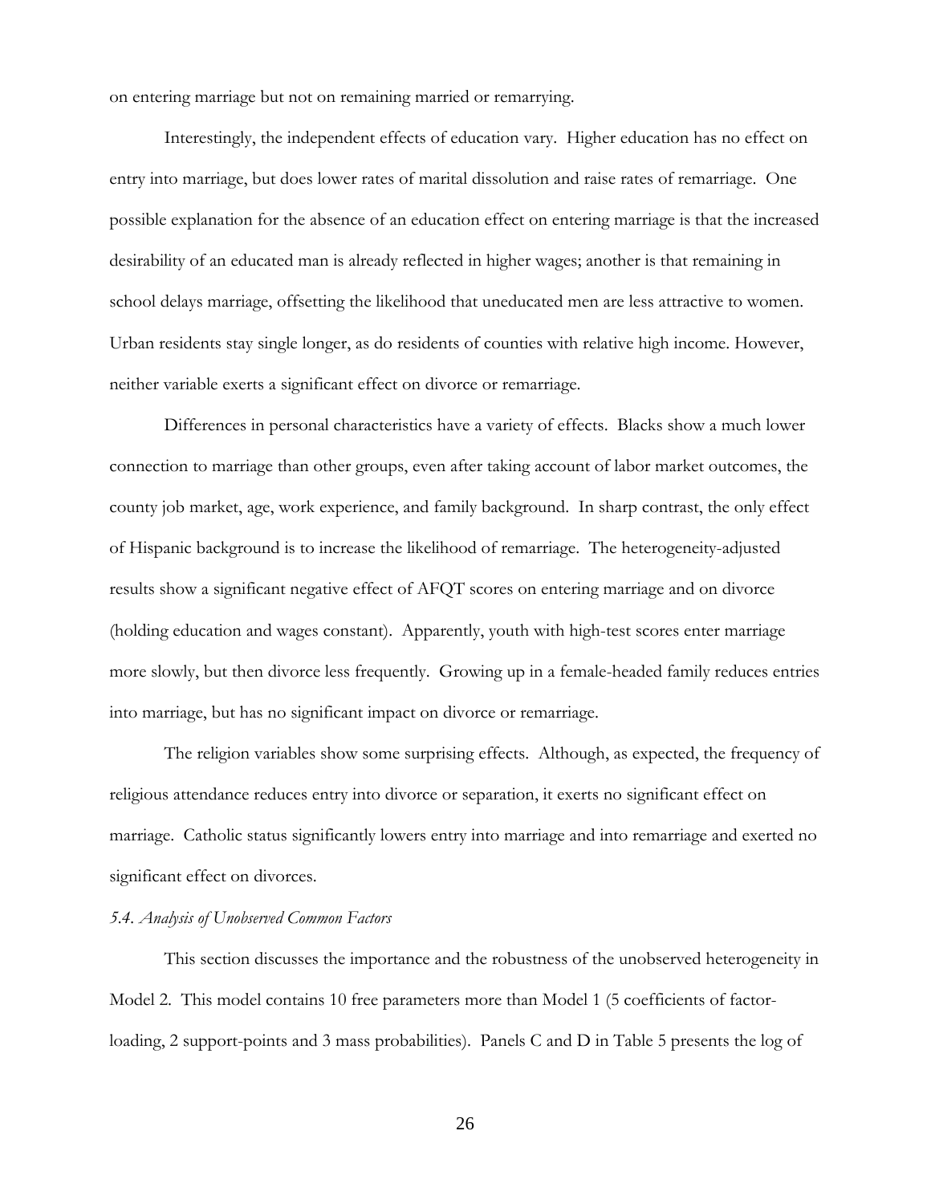on entering marriage but not on remaining married or remarrying.

Interestingly, the independent effects of education vary. Higher education has no effect on entry into marriage, but does lower rates of marital dissolution and raise rates of remarriage. One possible explanation for the absence of an education effect on entering marriage is that the increased desirability of an educated man is already reflected in higher wages; another is that remaining in school delays marriage, offsetting the likelihood that uneducated men are less attractive to women. Urban residents stay single longer, as do residents of counties with relative high income. However, neither variable exerts a significant effect on divorce or remarriage.

Differences in personal characteristics have a variety of effects. Blacks show a much lower connection to marriage than other groups, even after taking account of labor market outcomes, the county job market, age, work experience, and family background. In sharp contrast, the only effect of Hispanic background is to increase the likelihood of remarriage. The heterogeneity-adjusted results show a significant negative effect of AFQT scores on entering marriage and on divorce (holding education and wages constant). Apparently, youth with high-test scores enter marriage more slowly, but then divorce less frequently. Growing up in a female-headed family reduces entries into marriage, but has no significant impact on divorce or remarriage.

The religion variables show some surprising effects. Although, as expected, the frequency of religious attendance reduces entry into divorce or separation, it exerts no significant effect on marriage. Catholic status significantly lowers entry into marriage and into remarriage and exerted no significant effect on divorces.

### *5.4. Analysis of Unobserved Common Factors*

This section discusses the importance and the robustness of the unobserved heterogeneity in Model 2. This model contains 10 free parameters more than Model 1 (5 coefficients of factor-loading, 2 support-points and 3 mass probabilities). Panels C and D in Table 5 presents the log of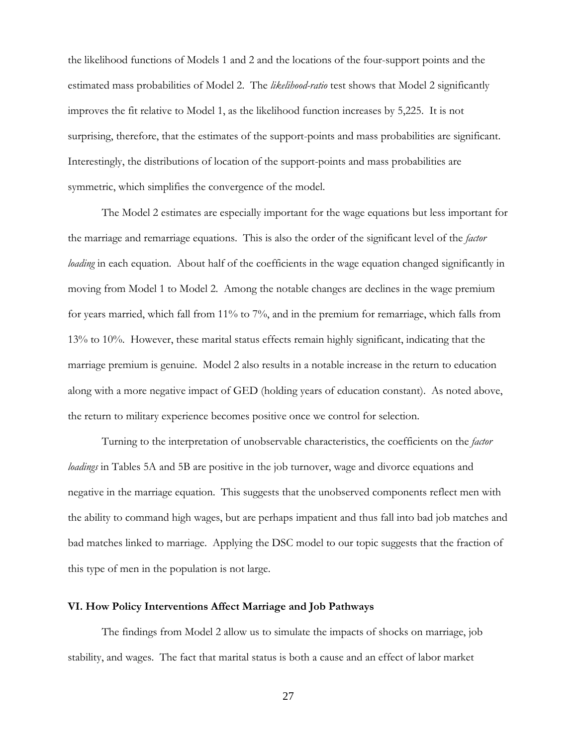the likelihood functions of Models 1 and 2 and the locations of the four-support points and the estimated mass probabilities of Model 2. The *likelihood-ratio* test shows that Model 2 significantly improves the fit relative to Model 1, as the likelihood function increases by 5,225. It is not surprising, therefore, that the estimates of the support-points and mass probabilities are significant. Interestingly, the distributions of location of the support-points and mass probabilities are symmetric, which simplifies the convergence of the model.

The Model 2 estimates are especially important for the wage equations but less important for the marriage and remarriage equations. This is also the order of the significant level of the *factor loading* in each equation. About half of the coefficients in the wage equation changed significantly in moving from Model 1 to Model 2. Among the notable changes are declines in the wage premium for years married, which fall from 11% to 7%, and in the premium for remarriage, which falls from 13% to 10%. However, these marital status effects remain highly significant, indicating that the marriage premium is genuine. Model 2 also results in a notable increase in the return to education along with a more negative impact of GED (holding years of education constant). As noted above, the return to military experience becomes positive once we control for selection.

Turning to the interpretation of unobservable characteristics, the coefficients on the *factor loadings* in Tables 5A and 5B are positive in the job turnover, wage and divorce equations and negative in the marriage equation. This suggests that the unobserved components reflect men with the ability to command high wages, but are perhaps impatient and thus fall into bad job matches and bad matches linked to marriage. Applying the DSC model to our topic suggests that the fraction of this type of men in the population is not large.

### VI. How Policy Interventions Affect Marriage and Job Pathways

The findings from Model 2 allow us to simulate the impacts of shocks on marriage, job stability, and wages. The fact that marital status is both a cause and an effect of labor market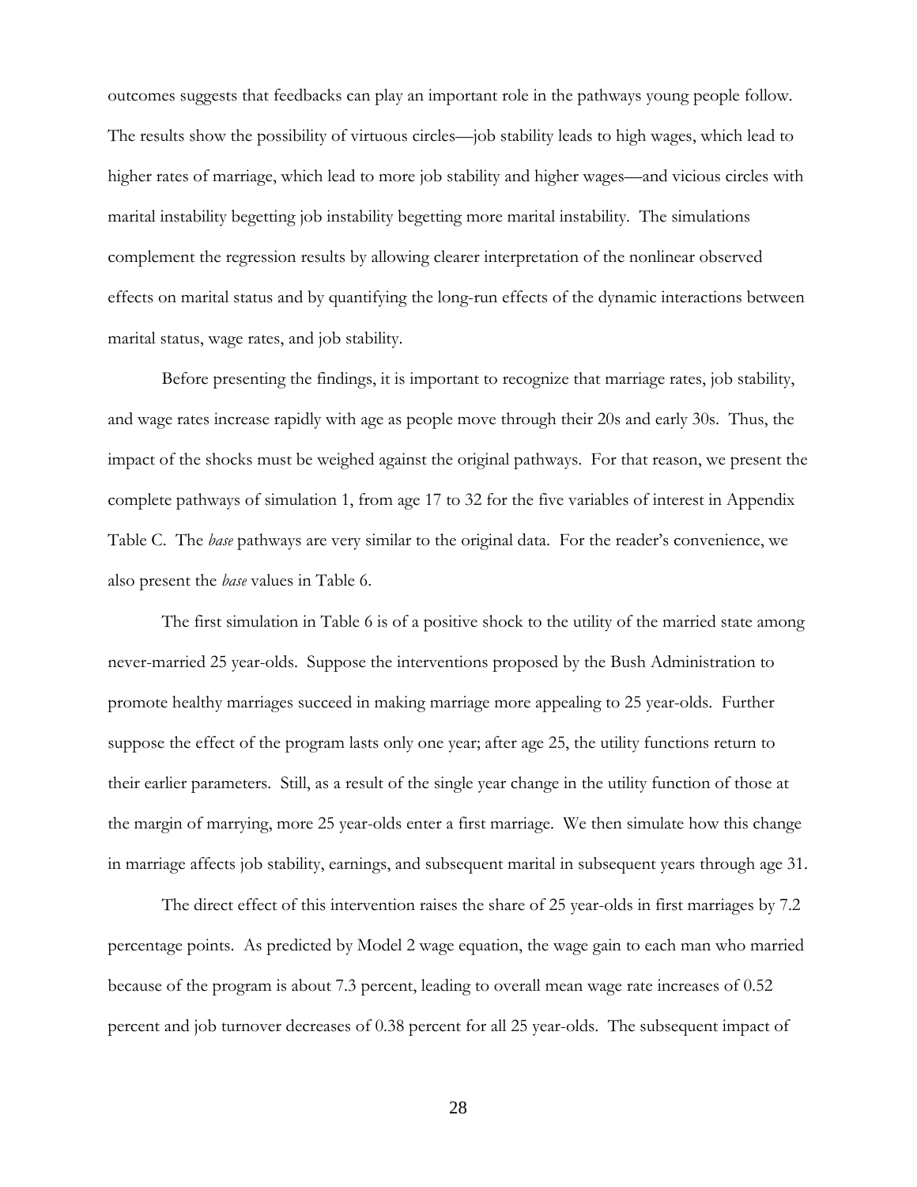outcomes suggests that feedbacks can play an important role in the pathways young people follow. The results show the possibility of virtuous circles—job stability leads to high wages, which lead to higher rates of marriage, which lead to more job stability and higher wages—and vicious circles with marital instability begetting job instability begetting more marital instability. The simulations complement the regression results by allowing clearer interpretation of the nonlinear observed effects on marital status and by quantifying the long-run effects of the dynamic interactions between marital status, wage rates, and job stability.

Before presenting the findings, it is important to recognize that marriage rates, job stability, and wage rates increase rapidly with age as people move through their 20s and early 30s. Thus, the impact of the shocks must be weighed against the original pathways. For that reason, we present the complete pathways of simulation 1, from age 17 to 32 for the five variables of interest in Appendix Table C. The *base* pathways are very similar to the original data. For the reader's convenience, we also present the *base* values in Table 6.

The first simulation in Table 6 is of a positive shock to the utility of the married state among never-married 25 year-olds. Suppose the interventions proposed by the Bush Administration to promote healthy marriages succeed in making marriage more appealing to 25 year-olds. Further suppose the effect of the program lasts only one year; after age 25, the utility functions return to their earlier parameters. Still, as a result of the single year change in the utility function of those at the margin of marrying, more 25 year-olds enter a first marriage. We then simulate how this change in marriage affects job stability, earnings, and subsequent marital in subsequent years through age 31.

The direct effect of this intervention raises the share of 25 year-olds in first marriages by 7.2 percentage points. As predicted by Model 2 wage equation, the wage gain to each man who married because of the program is about 7.3 percent, leading to overall mean wage rate increases of 0.52 percent and job turnover decreases of 0.38 percent for all 25 year-olds. The subsequent impact of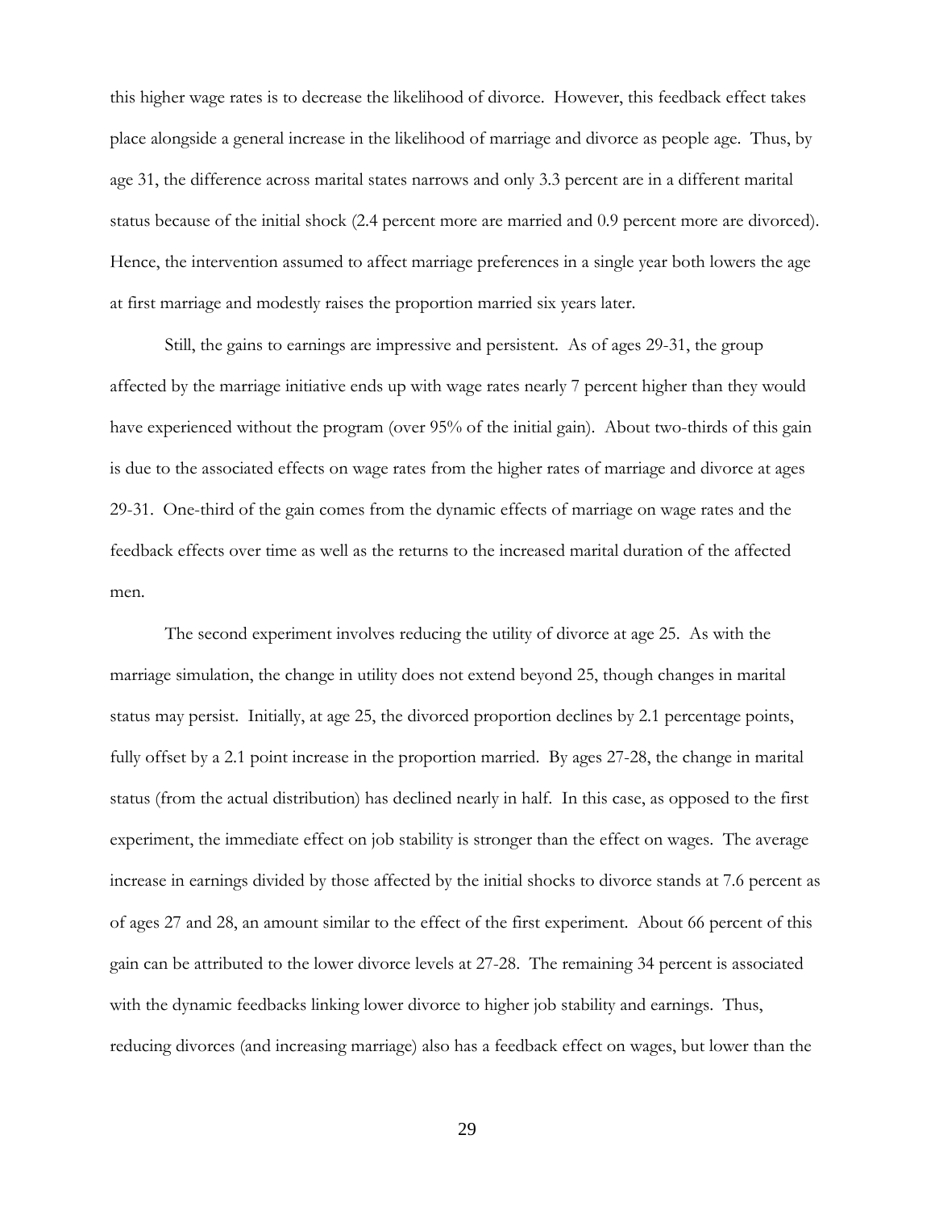this higher wage rates is to decrease the likelihood of divorce. However, this feedback effect takes place alongside a general increase in the likelihood of marriage and divorce as people age. Thus, by age 31, the difference across marital states narrows and only 3.3 percent are in a different marital status because of the initial shock (2.4 percent more are married and 0.9 percent more are divorced). Hence, the intervention assumed to affect marriage preferences in a single year both lowers the age at first marriage and modestly raises the proportion married six years later.

Still, the gains to earnings are impressive and persistent. As of ages 29-31, the group affected by the marriage initiative ends up with wage rates nearly 7 percent higher than they would have experienced without the program (over 95% of the initial gain). About two-thirds of this gain is due to the associated effects on wage rates from the higher rates of marriage and divorce at ages 29-31. One-third of the gain comes from the dynamic effects of marriage on wage rates and the feedback effects over time as well as the returns to the increased marital duration of the affected men.

The second experiment involves reducing the utility of divorce at age 25. As with the marriage simulation, the change in utility does not extend beyond 25, though changes in marital status may persist. Initially, at age 25, the divorced proportion declines by 2.1 percentage points, fully offset by a 2.1 point increase in the proportion married. By ages 27-28, the change in marital status (from the actual distribution) has declined nearly in half. In this case, as opposed to the first experiment, the immediate effect on job stability is stronger than the effect on wages. The average increase in earnings divided by those affected by the initial shocks to divorce stands at 7.6 percent as of ages 27 and 28, an amount similar to the effect of the first experiment. About 66 percent of this gain can be attributed to the lower divorce levels at 27-28. The remaining 34 percent is associated with the dynamic feedbacks linking lower divorce to higher job stability and earnings. Thus, reducing divorces (and increasing marriage) also has a feedback effect on wages, but lower than the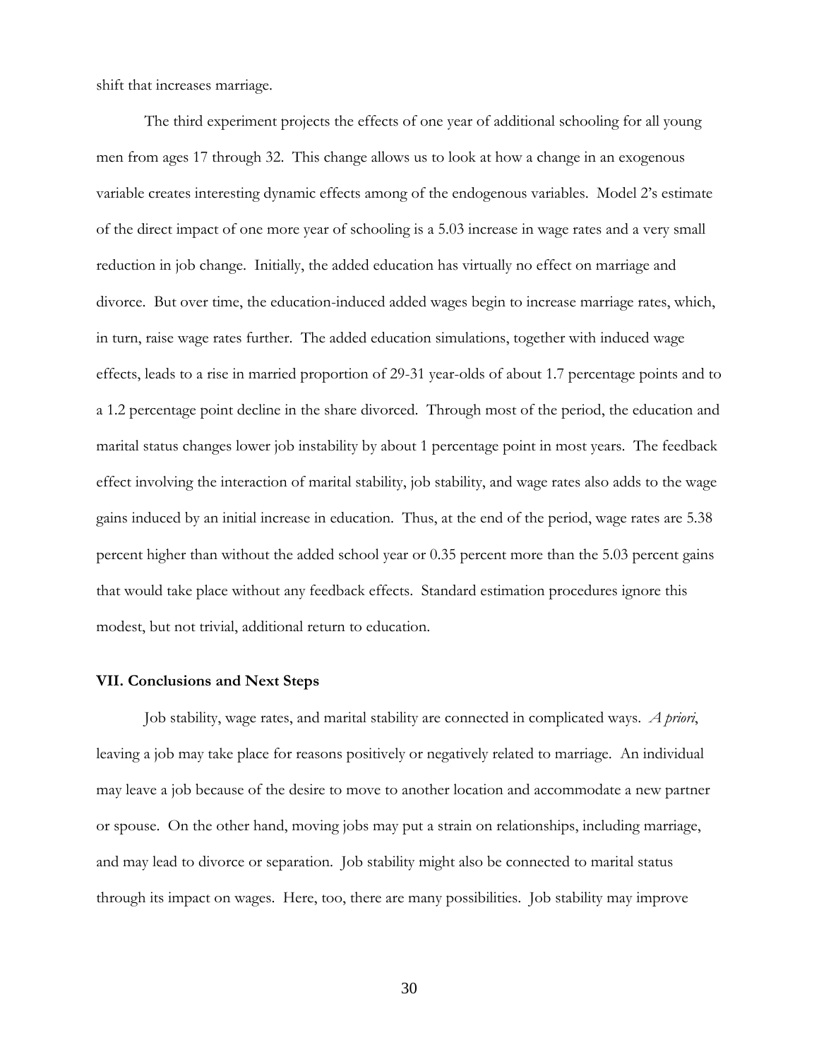shift that increases marriage.

The third experiment projects the effects of one year of additional schooling for all young men from ages 17 through 32. This change allows us to look at how a change in an exogenous variable creates interesting dynamic effects among of the endogenous variables. Model 2's estimate of the direct impact of one more year of schooling is a 5.03 increase in wage rates and a very small reduction in job change. Initially, the added education has virtually no effect on marriage and divorce. But over time, the education-induced added wages begin to increase marriage rates, which, in turn, raise wage rates further. The added education simulations, together with induced wage effects, leads to a rise in married proportion of 29-31 year-olds of about 1.7 percentage points and to a 1.2 percentage point decline in the share divorced. Through most of the period, the education and marital status changes lower job instability by about 1 percentage point in most years. The feedback effect involving the interaction of marital stability, job stability, and wage rates also adds to the wage gains induced by an initial increase in education. Thus, at the end of the period, wage rates are 5.38 percent higher than without the added school year or 0.35 percent more than the 5.03 percent gains that would take place without any feedback effects. Standard estimation procedures ignore this modest, but not trivial, additional return to education.

## VII. Conclusions and Next Steps

Job stability, wage rates, and marital stability are connected in complicated ways. *A priori*, leaving a job may take place for reasons positively or negatively related to marriage. An individual may leave a job because of the desire to move to another location and accommodate a new partner or spouse. On the other hand, moving jobs may put a strain on relationships, including marriage, and may lead to divorce or separation. Job stability might also be connected to marital status through its impact on wages. Here, too, there are many possibilities. Job stability may improve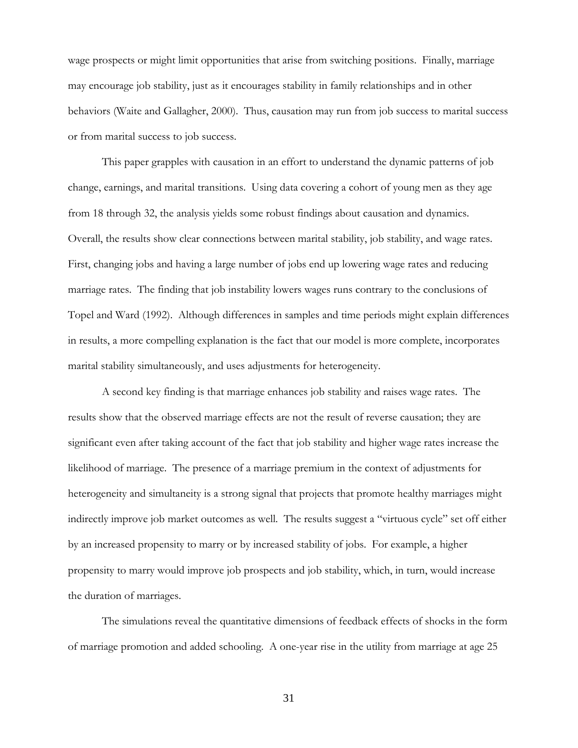wage prospects or might limit opportunities that arise from switching positions. Finally, marriage may encourage job stability, just as it encourages stability in family relationships and in other behaviors (Waite and Gallagher, 2000). Thus, causation may run from job success to marital success or from marital success to job success.

This paper grapples with causation in an effort to understand the dynamic patterns of job change, earnings, and marital transitions. Using data covering a cohort of young men as they age from 18 through 32, the analysis yields some robust findings about causation and dynamics. Overall, the results show clear connections between marital stability, job stability, and wage rates. First, changing jobs and having a large number of jobs end up lowering wage rates and reducing marriage rates. The finding that job instability lowers wages runs contrary to the conclusions of Topel and Ward (1992). Although differences in samples and time periods might explain differences in results, a more compelling explanation is the fact that our model is more complete, incorporates marital stability simultaneously, and uses adjustments for heterogeneity.

A second key finding is that marriage enhances job stability and raises wage rates. The results show that the observed marriage effects are not the result of reverse causation; they are significant even after taking account of the fact that job stability and higher wage rates increase the likelihood of marriage. The presence of a marriage premium in the context of adjustments for heterogeneity and simultaneity is a strong signal that projects that promote healthy marriages might indirectly improve job market outcomes as well. The results suggest a "virtuous cycle" set off either by an increased propensity to marry or by increased stability of jobs. For example, a higher propensity to marry would improve job prospects and job stability, which, in turn, would increase the duration of marriages.

The simulations reveal the quantitative dimensions of feedback effects of shocks in the form of marriage promotion and added schooling. A one-year rise in the utility from marriage at age 25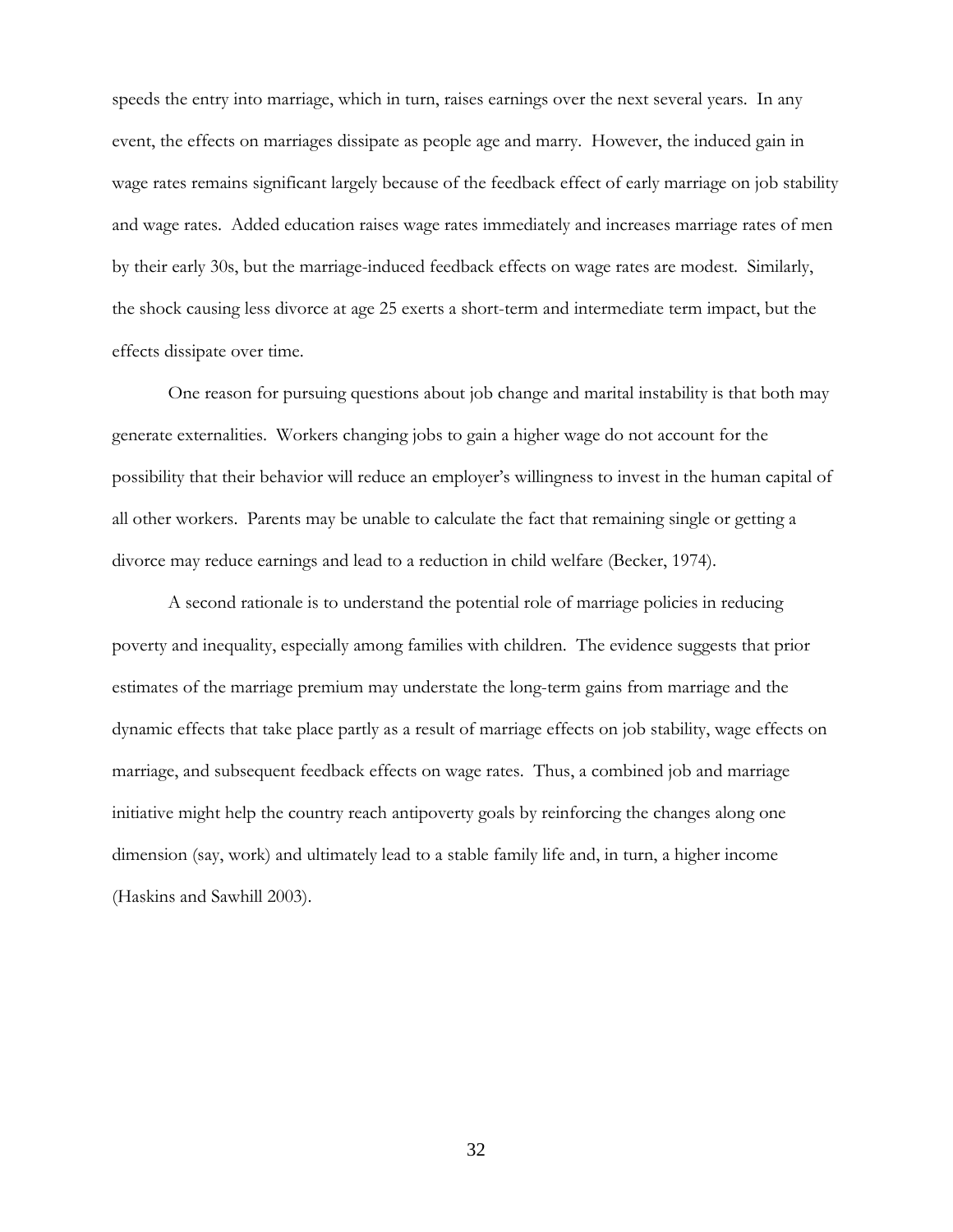speeds the entry into marriage, which in turn, raises earnings over the next several years. In any event, the effects on marriages dissipate as people age and marry. However, the induced gain in wage rates remains significant largely because of the feedback effect of early marriage on job stability and wage rates. Added education raises wage rates immediately and increases marriage rates of men by their early 30s, but the marriage-induced feedback effects on wage rates are modest. Similarly, the shock causing less divorce at age 25 exerts a short-term and intermediate term impact, but the effects dissipate over time.

One reason for pursuing questions about job change and marital instability is that both may generate externalities. Workers changing jobs to gain a higher wage do not account for the possibility that their behavior will reduce an employer's willingness to invest in the human capital of all other workers. Parents may be unable to calculate the fact that remaining single or getting a divorce may reduce earnings and lead to a reduction in child welfare (Becker, 1974).

A second rationale is to understand the potential role of marriage policies in reducing poverty and inequality, especially among families with children. The evidence suggests that prior estimates of the marriage premium may understate the long-term gains from marriage and the dynamic effects that take place partly as a result of marriage effects on job stability, wage effects on marriage, and subsequent feedback effects on wage rates. Thus, a combined job and marriage initiative might help the country reach antipoverty goals by reinforcing the changes along one dimension (say, work) and ultimately lead to a stable family life and, in turn, a higher income (Haskins and Sawhill 2003).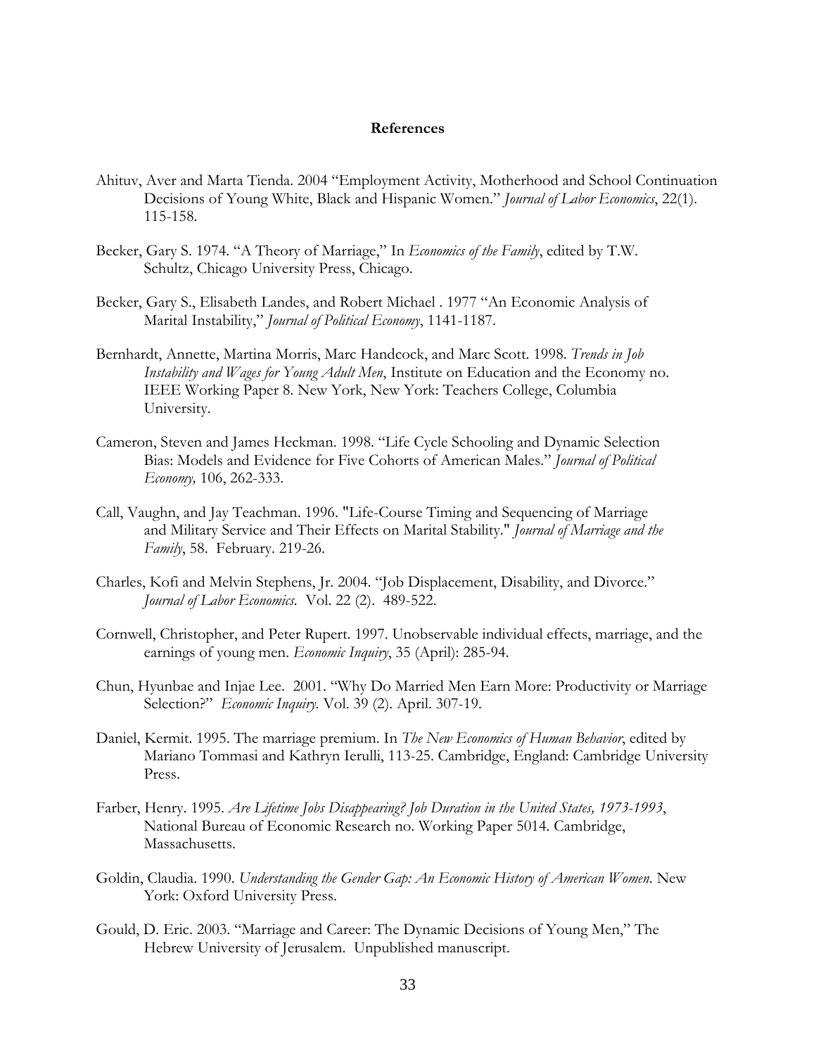**References**

Ahituv, Aver and Marta Tienda. 2004 "Employment Activity, Motherhood and School Continuation Decisions of Young White, Black and Hispanic Women." *Journal of Labor Economics*, 22(1). 115-158.

Becker, Gary S. 1974. "A Theory of Marriage," In *Economics of the Family*, edited by T.W. Schultz, Chicago University Press, Chicago.

Becker, Gary S., Elisabeth Landes, and Robert Michael . 1977 "An Economic Analysis of Marital Instability," *Journal of Political Economy*, 1141-1187.

Bernhardt, Annette, Martina Morris, Marc Handcock, and Marc Scott. 1998. *Trends in Job Instability and Wages for Young Adult Men*, Institute on Education and the Economy no. IEEE Working Paper 8. New York, New York: Teachers College, Columbia University.

Cameron, Steven and James Heckman. 1998. "Life Cycle Schooling and Dynamic Selection Bias: Models and Evidence for Five Cohorts of American Males." *Journal of Political Economy,* 106, 262-333.

Call, Vaughn, and Jay Teachman. 1996. "Life-Course Timing and Sequencing of Marriage and Military Service and Their Effects on Marital Stability." *Journal of Marriage and the Family*, 58. February. 219-26.

Charles, Kofi and Melvin Stephens, Jr. 2004. "Job Displacement, Disability, and Divorce." *Journal of Labor Economics*. Vol. 22 (2). 489-522.

Cornwell, Christopher, and Peter Rupert. 1997. Unobservable individual effects, marriage, and the earnings of young men. *Economic Inquiry*, 35 (April): 285-94.

Chun, Hyunbae and Injae Lee. 2001. "Why Do Married Men Earn More: Productivity or Marriage Selection?" *Economic Inquiry*. Vol. 39 (2). April. 307-19.

Daniel, Kermit. 1995. The marriage premium. In *The New Economics of Human Behavior*, edited by Mariano Tommasi and Kathryn Ierulli, 113-25. Cambridge, England: Cambridge University Press.

Farber, Henry. 1995. *Are Lifetime Jobs Disappearing? Job Duration in the United States, 1973-1993*, National Bureau of Economic Research no. Working Paper 5014. Cambridge, Massachusetts.

Goldin, Claudia. 1990. *Understanding the Gender Gap: An Economic History of American Women*. New York: Oxford University Press.

Gould, D. Eric. 2003. "Marriage and Career: The Dynamic Decisions of Young Men," The Hebrew University of Jerusalem. Unpublished manuscript.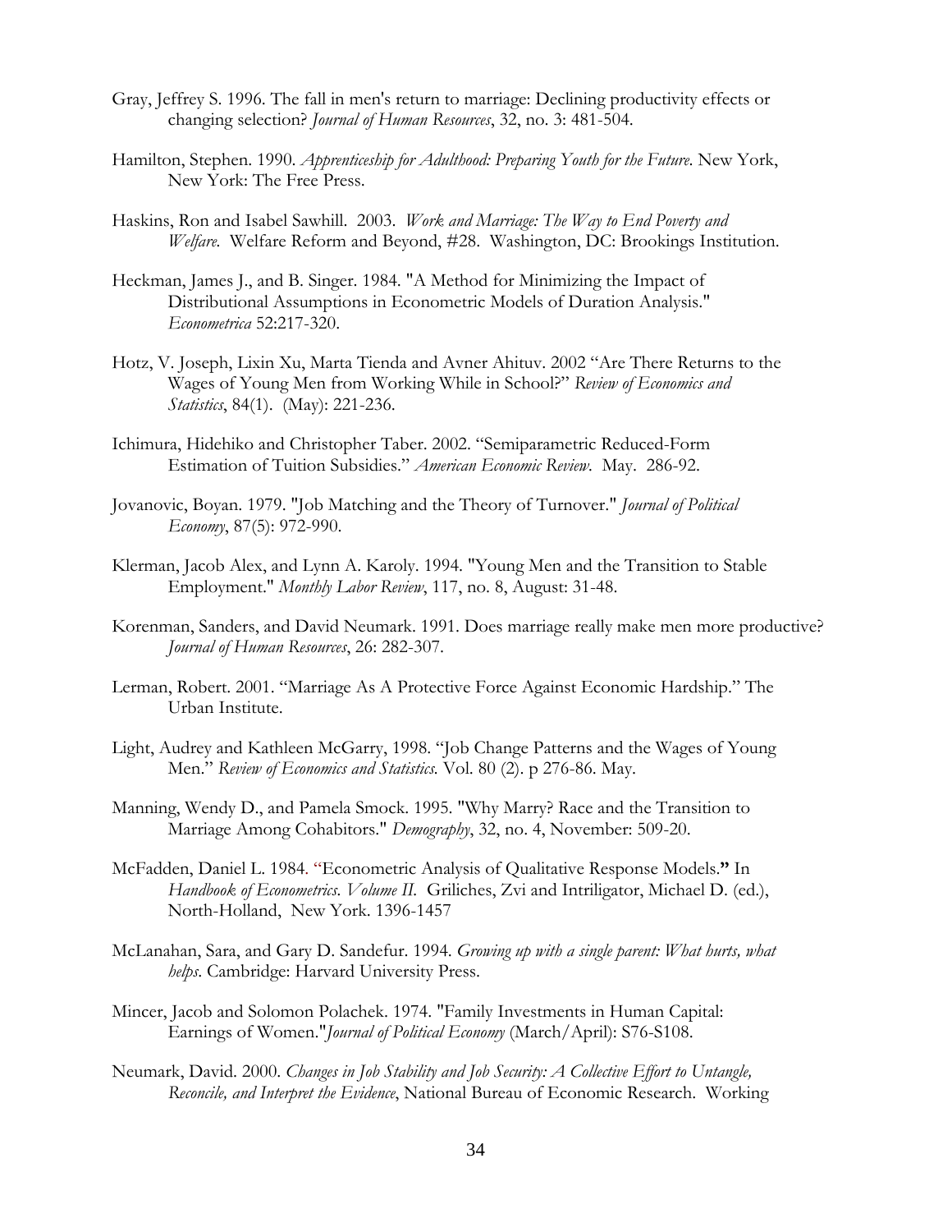Gray, Jeffrey S. 1996. The fall in men's return to marriage: Declining productivity effects or changing selection? *Journal of Human Resources*, 32, no. 3: 481-504.

Hamilton, Stephen. 1990. *Apprenticeship for Adulthood: Preparing Youth for the Future.* New York, New York: The Free Press.

Haskins, Ron and Isabel Sawhill. 2003. *Work and Marriage: The Way to End Poverty and Welfare.* Welfare Reform and Beyond, #28. Washington, DC: Brookings Institution.

Heckman, James J., and B. Singer. 1984. "A Method for Minimizing the Impact of Distributional Assumptions in Econometric Models of Duration Analysis." *Econometrica* 52:217-320.

Hotz, V. Joseph, Lixin Xu, Marta Tienda and Avner Ahituv. 2002 "Are There Returns to the Wages of Young Men from Working While in School?" *Review of Economics and Statistics*, 84(1). (May): 221-236.

Ichimura, Hidehiko and Christopher Taber. 2002. "Semiparametric Reduced-Form Estimation of Tuition Subsidies." *American Economic Review*. May. 286-92.

Jovanovic, Boyan. 1979. "Job Matching and the Theory of Turnover." *Journal of Political Economy*, 87(5): 972-990.

Klerman, Jacob Alex, and Lynn A. Karoly. 1994. "Young Men and the Transition to Stable Employment." *Monthly Labor Review*, 117, no. 8, August: 31-48.

Korenman, Sanders, and David Neumark. 1991. Does marriage really make men more productive? *Journal of Human Resources*, 26: 282-307.

Lerman, Robert. 2001. "Marriage As A Protective Force Against Economic Hardship." The Urban Institute.

Light, Audrey and Kathleen McGarry, 1998. "Job Change Patterns and the Wages of Young Men." *Review of Economics and Statistics.* Vol. 80 (2). p 276-86. May.

Manning, Wendy D., and Pamela Smock. 1995. "Why Marry? Race and the Transition to Marriage Among Cohabitors." *Demography*, 32, no. 4, November: 509-20.

McFadden, Daniel L. 1984. "Econometric Analysis of Qualitative Response Models." In *Handbook of Econometrics. Volume II.* Griliches, Zvi and Intriligator, Michael D. (ed.), North-Holland, New York. 1396-1457

McLanahan, Sara, and Gary D. Sandefur. 1994. *Growing up with a single parent: What hurts, what helps*. Cambridge: Harvard University Press.

Mincer, Jacob and Solomon Polachek. 1974. "Family Investments in Human Capital: Earnings of Women."*Journal of Political Economy* (March/April): S76-S108.

Neumark, David. 2000. *Changes in Job Stability and Job Security: A Collective Effort to Untangle, Reconcile, and Interpret the Evidence*, National Bureau of Economic Research. Working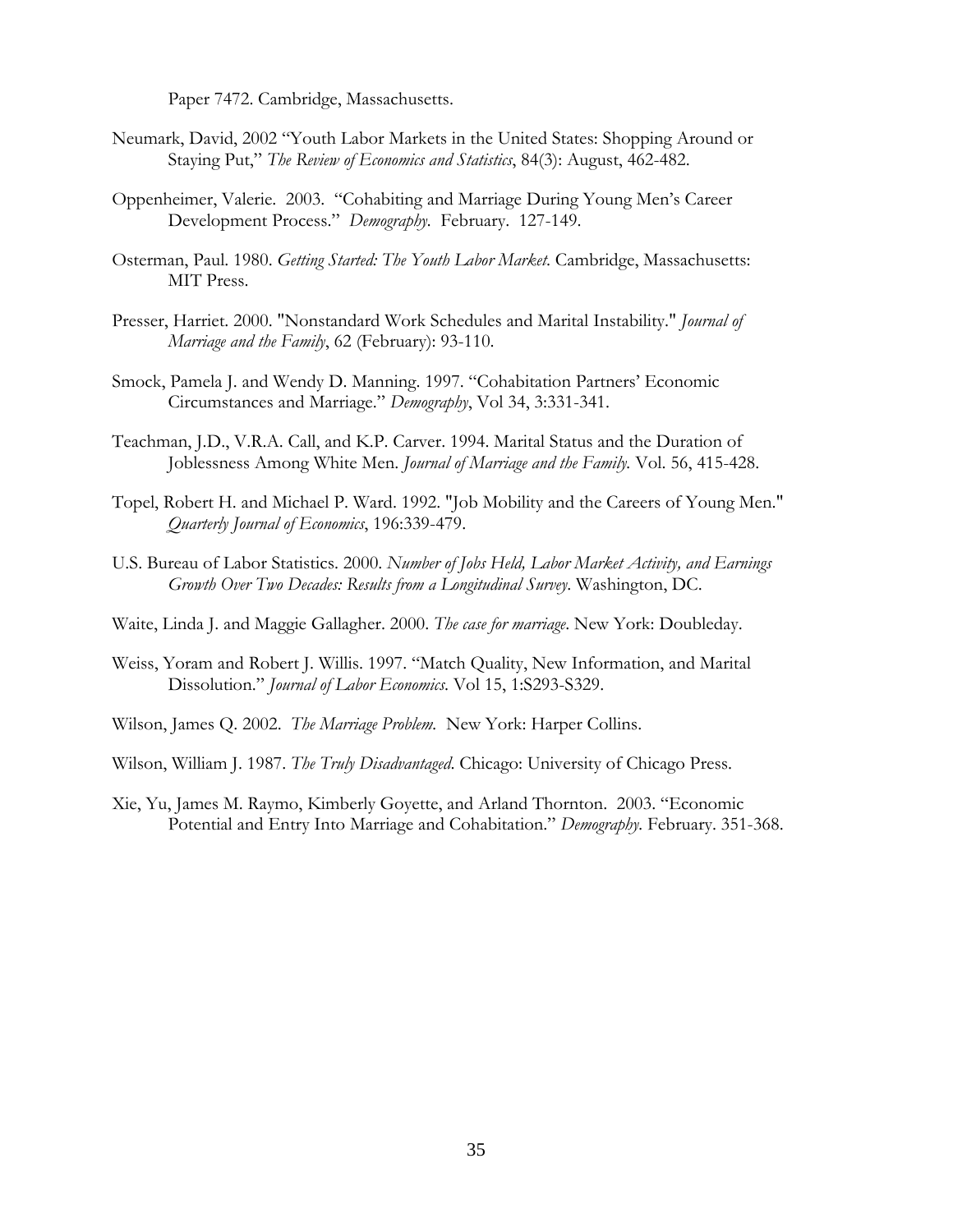Paper 7472. Cambridge, Massachusetts.

Neumark, David, 2002 "Youth Labor Markets in the United States: Shopping Around or Staying Put," *The Review of Economics and Statistics*, 84(3): August, 462-482.

Oppenheimer, Valerie. 2003. "Cohabiting and Marriage During Young Men's Career Development Process." *Demography*. February. 127-149.

Osterman, Paul. 1980. *Getting Started: The Youth Labor Market*. Cambridge, Massachusetts: MIT Press.

Presser, Harriet. 2000. "Nonstandard Work Schedules and Marital Instability." *Journal of Marriage and the Family*, 62 (February): 93-110.

Smock, Pamela J. and Wendy D. Manning. 1997. "Cohabitation Partners' Economic Circumstances and Marriage." *Demography*, Vol 34, 3:331-341.

Teachman, J.D., V.R.A. Call, and K.P. Carver. 1994. Marital Status and the Duration of Joblessness Among White Men. *Journal of Marriage and the Family*. Vol. 56, 415-428.

Topel, Robert H. and Michael P. Ward. 1992. "Job Mobility and the Careers of Young Men." *Quarterly Journal of Economics*, 196:339-479.

U.S. Bureau of Labor Statistics. 2000. *Number of Jobs Held, Labor Market Activity, and Earnings Growth Over Two Decades: Results from a Longitudinal Survey*. Washington, DC.

Waite, Linda J. and Maggie Gallagher. 2000. *The case for marriage*. New York: Doubleday.

Weiss, Yoram and Robert J. Willis. 1997. "Match Quality, New Information, and Marital Dissolution." *Journal of Labor Economics*. Vol 15, 1:S293-S329.

Wilson, James Q. 2002. *The Marriage Problem*. New York: Harper Collins.

Wilson, William J. 1987. *The Truly Disadvantaged*. Chicago: University of Chicago Press.

Xie, Yu, James M. Raymo, Kimberly Goyette, and Arland Thornton. 2003. "Economic Potential and Entry Into Marriage and Cohabitation." *Demography*. February. 351-368.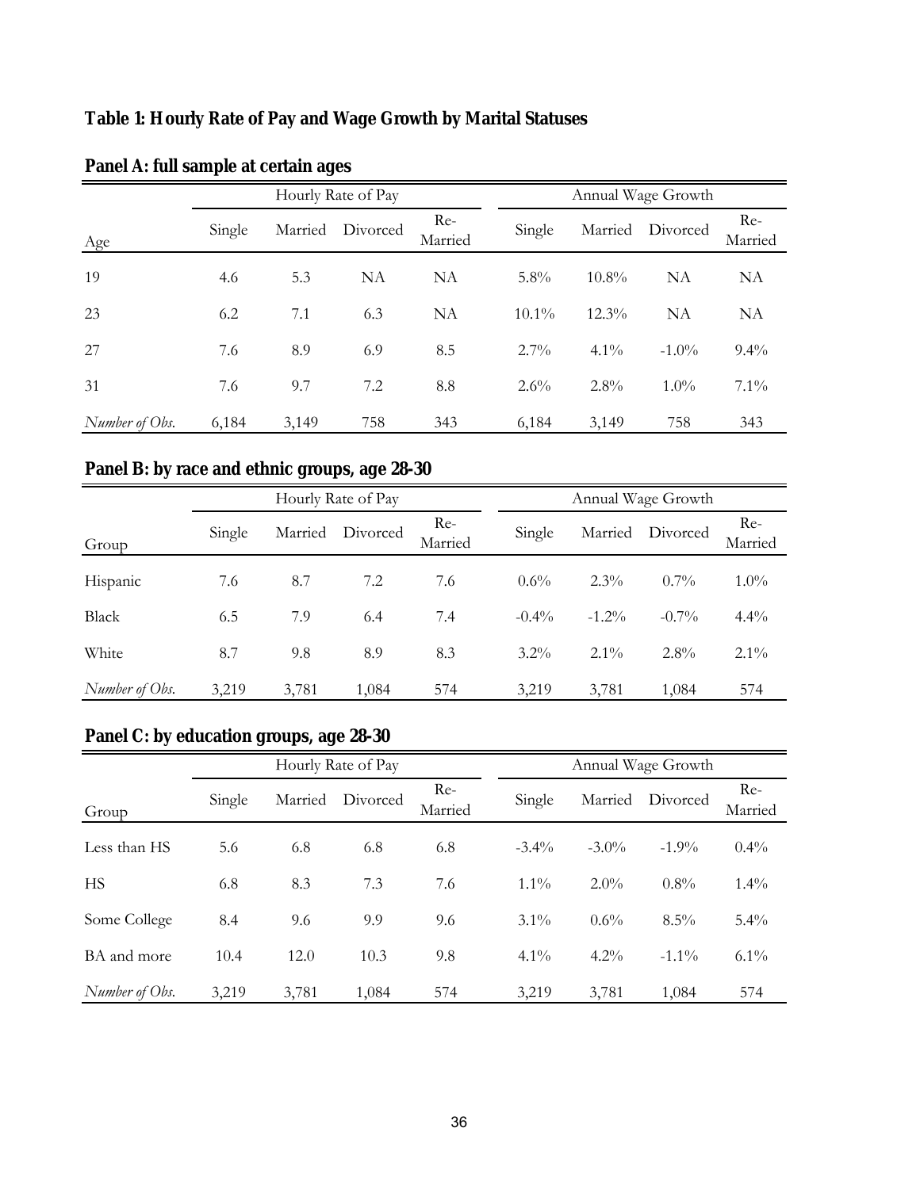**Table 1: Hourly Rate of Pay and Wage Growth by Marital Statuses**

**Panel A: full sample at certain ages**

| | Hourly Rate of Pay | | | | Annual Wage Growth | | | |
|---|---|---|---|---|---|---|---|---|
| Age | Single | Married | Divorced | Re-Married | Single | Married | Divorced | Re-Married |
| 19 | 4.6 | 5.3 | NA | NA | 5.8% | 10.8% | NA | NA |
| 23 | 6.2 | 7.1 | 6.3 | NA | 10.1% | 12.3% | NA | NA |
| 27 | 7.6 | 8.9 | 6.9 | 8.5 | 2.7% | 4.1% | -1.0% | 9.4% |
| 31 | 7.6 | 9.7 | 7.2 | 8.8 | 2.6% | 2.8% | 1.0% | 7.1% |
| *Number of Obs.* | 6,184 | 3,149 | 758 | 343 | 6,184 | 3,149 | 758 | 343 |

**Panel B: by race and ethnic groups, age 28-30**

| | Hourly Rate of Pay | | | | Annual Wage Growth | | | |
|---|---|---|---|---|---|---|---|---|
| Group | Single | Married | Divorced | Re-Married | Single | Married | Divorced | Re-Married |
| Hispanic | 7.6 | 8.7 | 7.2 | 7.6 | 0.6% | 2.3% | 0.7% | 1.0% |
| Black | 6.5 | 7.9 | 6.4 | 7.4 | -0.4% | -1.2% | -0.7% | 4.4% |
| White | 8.7 | 9.8 | 8.9 | 8.3 | 3.2% | 2.1% | 2.8% | 2.1% |
| *Number of Obs.* | 3,219 | 3,781 | 1,084 | 574 | 3,219 | 3,781 | 1,084 | 574 |

**Panel C: by education groups, age 28-30**

| | Hourly Rate of Pay | | | | Annual Wage Growth | | | |
|---|---|---|---|---|---|---|---|---|
| Group | Single | Married | Divorced | Re-Married | Single | Married | Divorced | Re-Married |
| Less than HS | 5.6 | 6.8 | 6.8 | 6.8 | -3.4% | -3.0% | -1.9% | 0.4% |
| HS | 6.8 | 8.3 | 7.3 | 7.6 | 1.1% | 2.0% | 0.8% | 1.4% |
| Some College | 8.4 | 9.6 | 9.9 | 9.6 | 3.1% | 0.6% | 8.5% | 5.4% |
| BA and more | 10.4 | 12.0 | 10.3 | 9.8 | 4.1% | 4.2% | -1.1% | 6.1% |
| *Number of Obs.* | 3,219 | 3,781 | 1,084 | 574 | 3,219 | 3,781 | 1,084 | 574 |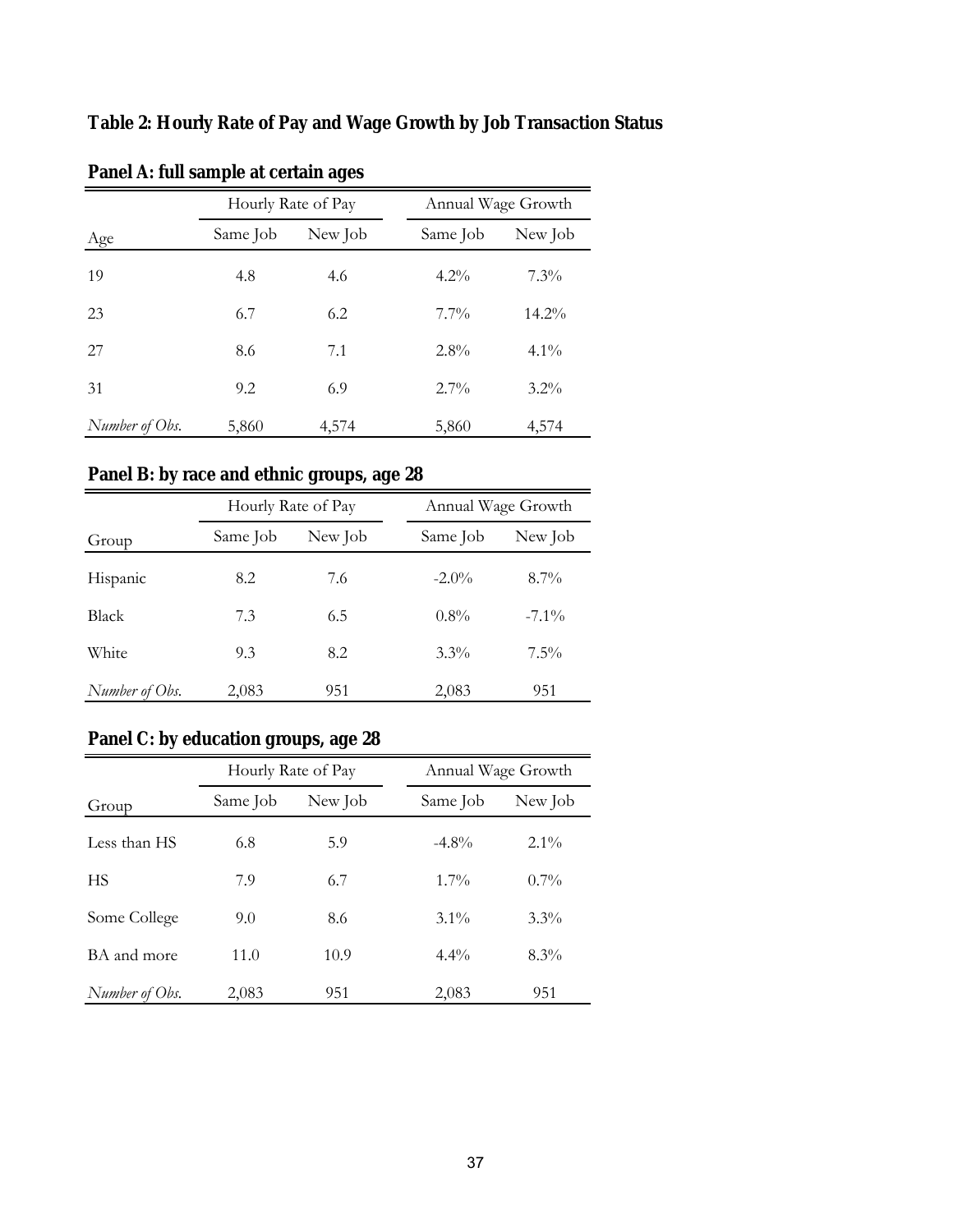**Table 2: Hourly Rate of Pay and Wage Growth by Job Transaction Status**

**Panel A: full sample at certain ages**

| | Hourly Rate of Pay | | Annual Wage Growth | |
|---|---|---|---|---|
| Age | Same Job | New Job | Same Job | New Job |
| 19 | 4.8 | 4.6 | 4.2% | 7.3% |
| 23 | 6.7 | 6.2 | 7.7% | 14.2% |
| 27 | 8.6 | 7.1 | 2.8% | 4.1% |
| 31 | 9.2 | 6.9 | 2.7% | 3.2% |
| *Number of Obs.* | 5,860 | 4,574 | 5,860 | 4,574 |

**Panel B: by race and ethnic groups, age 28**

| | Hourly Rate of Pay | | Annual Wage Growth | |
|---|---|---|---|---|
| Group | Same Job | New Job | Same Job | New Job |
| Hispanic | 8.2 | 7.6 | -2.0% | 8.7% |
| Black | 7.3 | 6.5 | 0.8% | -7.1% |
| White | 9.3 | 8.2 | 3.3% | 7.5% |
| *Number of Obs.* | 2,083 | 951 | 2,083 | 951 |

**Panel C: by education groups, age 28**

| | Hourly Rate of Pay | | Annual Wage Growth | |
|---|---|---|---|---|
| Group | Same Job | New Job | Same Job | New Job |
| Less than HS | 6.8 | 5.9 | -4.8% | 2.1% |
| HS | 7.9 | 6.7 | 1.7% | 0.7% |
| Some College | 9.0 | 8.6 | 3.1% | 3.3% |
| BA and more | 11.0 | 10.9 | 4.4% | 8.3% |
| *Number of Obs.* | 2,083 | 951 | 2,083 | 951 |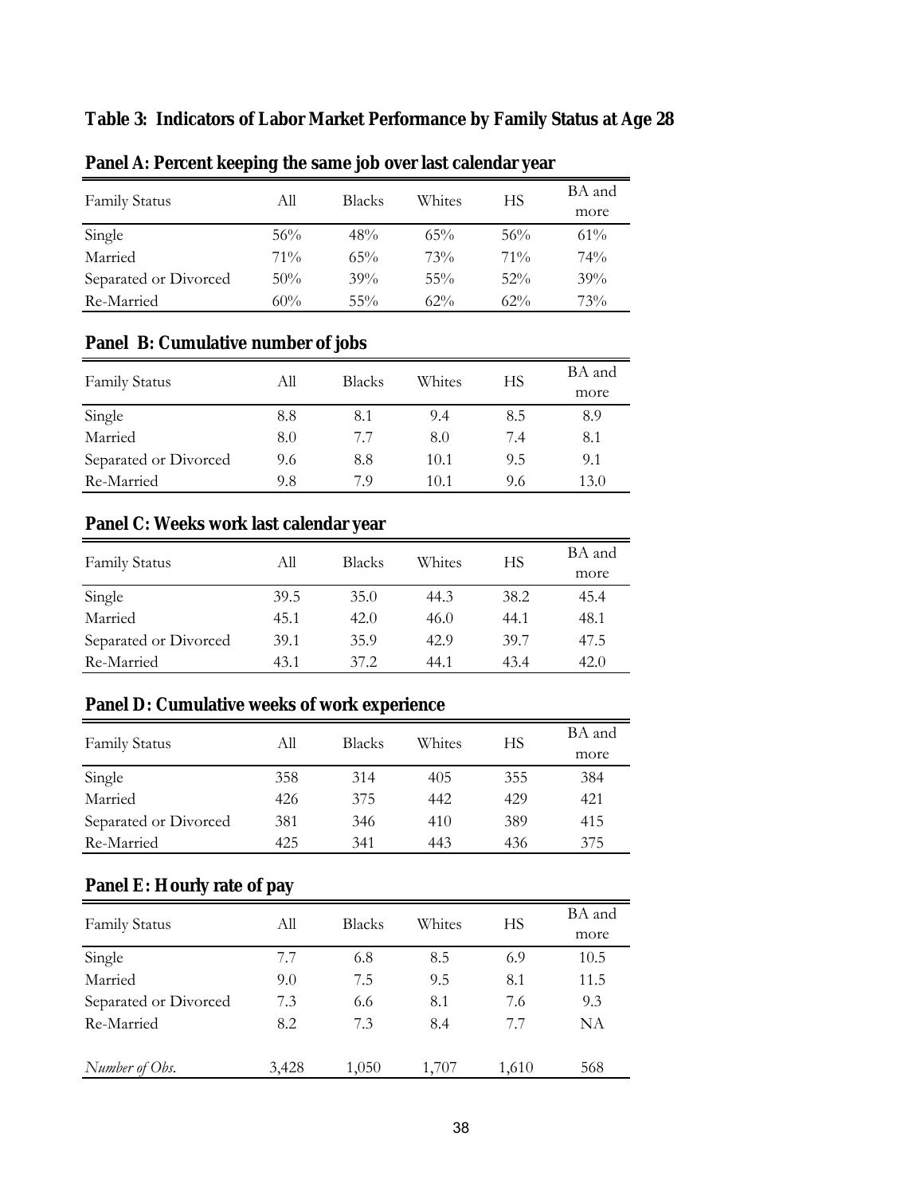# Table 3: Indicators of Labor Market Performance by Family Status at Age 28

### Panel A: Percent keeping the same job over last calendar year

| Family Status | All | Blacks | Whites | HS | BA and more |
|---|---|---|---|---|---|
| Single | 56% | 48% | 65% | 56% | 61% |
| Married | 71% | 65% | 73% | 71% | 74% |
| Separated or Divorced | 50% | 39% | 55% | 52% | 39% |
| Re-Married | 60% | 55% | 62% | 62% | 73% |

### Panel B: Cumulative number of jobs

| Family Status | All | Blacks | Whites | HS | BA and more |
|---|---|---|---|---|---|
| Single | 8.8 | 8.1 | 9.4 | 8.5 | 8.9 |
| Married | 8.0 | 7.7 | 8.0 | 7.4 | 8.1 |
| Separated or Divorced | 9.6 | 8.8 | 10.1 | 9.5 | 9.1 |
| Re-Married | 9.8 | 7.9 | 10.1 | 9.6 | 13.0 |

### Panel C: Weeks work last calendar year

| Family Status | All | Blacks | Whites | HS | BA and more |
|---|---|---|---|---|---|
| Single | 39.5 | 35.0 | 44.3 | 38.2 | 45.4 |
| Married | 45.1 | 42.0 | 46.0 | 44.1 | 48.1 |
| Separated or Divorced | 39.1 | 35.9 | 42.9 | 39.7 | 47.5 |
| Re-Married | 43.1 | 37.2 | 44.1 | 43.4 | 42.0 |

### Panel D: Cumulative weeks of work experience

| Family Status | All | Blacks | Whites | HS | BA and more |
|---|---|---|---|---|---|
| Single | 358 | 314 | 405 | 355 | 384 |
| Married | 426 | 375 | 442 | 429 | 421 |
| Separated or Divorced | 381 | 346 | 410 | 389 | 415 |
| Re-Married | 425 | 341 | 443 | 436 | 375 |

### Panel E: Hourly rate of pay

| Family Status | All | Blacks | Whites | HS | BA and more |
|---|---|---|---|---|---|
| Single | 7.7 | 6.8 | 8.5 | 6.9 | 10.5 |
| Married | 9.0 | 7.5 | 9.5 | 8.1 | 11.5 |
| Separated or Divorced | 7.3 | 6.6 | 8.1 | 7.6 | 9.3 |
| Re-Married | 8.2 | 7.3 | 8.4 | 7.7 | NA |
| *Number of Obs.* | 3,428 | 1,050 | 1,707 | 1,610 | 568 |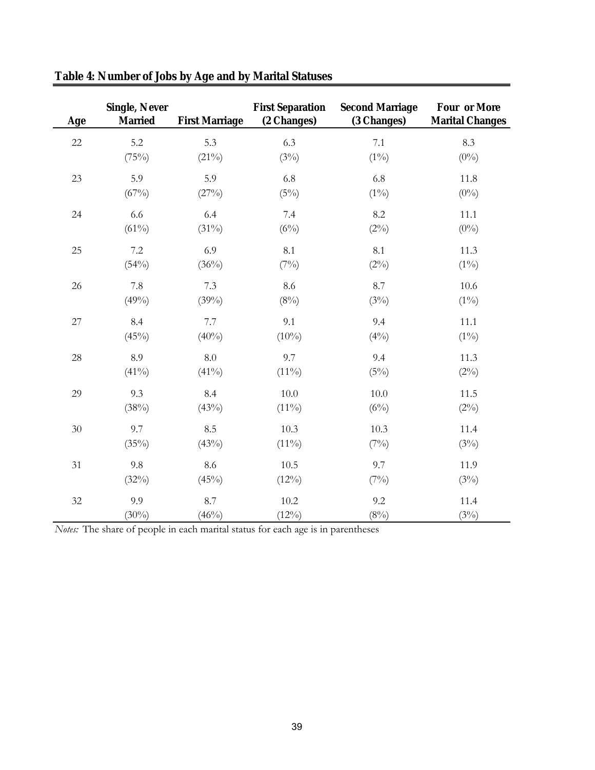**Table 4: Number of Jobs by Age and by Marital Statuses**

| Age | Single, Never Married | First Marriage | First Separation (2 Changes) | Second Marriage (3 Changes) | Four or More Marital Changes |
|---|---|---|---|---|---|
| 22 | 5.2 | 5.3 | 6.3 | 7.1 | 8.3 |
| | (75%) | (21%) | (3%) | (1%) | (0%) |
| 23 | 5.9 | 5.9 | 6.8 | 6.8 | 11.8 |
| | (67%) | (27%) | (5%) | (1%) | (0%) |
| 24 | 6.6 | 6.4 | 7.4 | 8.2 | 11.1 |
| | (61%) | (31%) | (6%) | (2%) | (0%) |
| 25 | 7.2 | 6.9 | 8.1 | 8.1 | 11.3 |
| | (54%) | (36%) | (7%) | (2%) | (1%) |
| 26 | 7.8 | 7.3 | 8.6 | 8.7 | 10.6 |
| | (49%) | (39%) | (8%) | (3%) | (1%) |
| 27 | 8.4 | 7.7 | 9.1 | 9.4 | 11.1 |
| | (45%) | (40%) | (10%) | (4%) | (1%) |
| 28 | 8.9 | 8.0 | 9.7 | 9.4 | 11.3 |
| | (41%) | (41%) | (11%) | (5%) | (2%) |
| 29 | 9.3 | 8.4 | 10.0 | 10.0 | 11.5 |
| | (38%) | (43%) | (11%) | (6%) | (2%) |
| 30 | 9.7 | 8.5 | 10.3 | 10.3 | 11.4 |
| | (35%) | (43%) | (11%) | (7%) | (3%) |
| 31 | 9.8 | 8.6 | 10.5 | 9.7 | 11.9 |
| | (32%) | (45%) | (12%) | (7%) | (3%) |
| 32 | 9.9 | 8.7 | 10.2 | 9.2 | 11.4 |
| | (30%) | (46%) | (12%) | (8%) | (3%) |

*Notes:* The share of people in each marital status for each age is in parentheses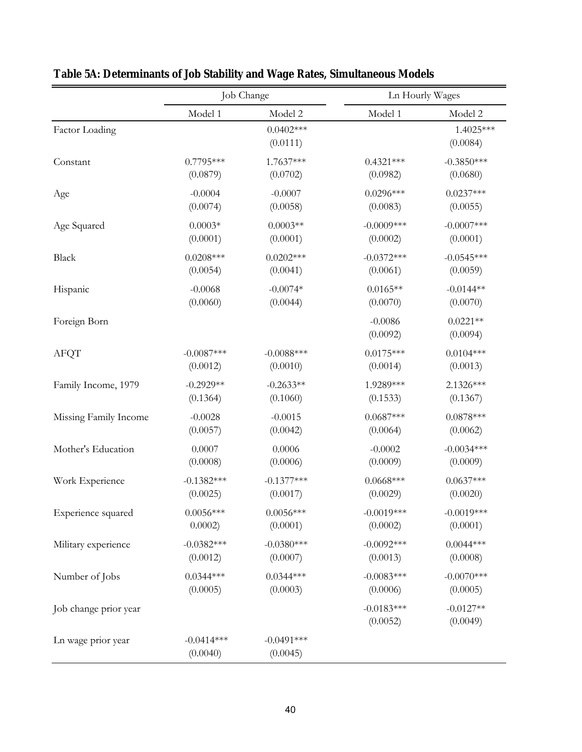**Table 5A: Determinants of Job Stability and Wage Rates, Simultaneous Models**

| | Job Change | | Ln Hourly Wages | |
|---|---|---|---|---|
| | Model 1 | Model 2 | Model 1 | Model 2 |
| Factor Loading | | 0.0402*** | | 1.4025*** |
| | | (0.0111) | | (0.0084) |
| Constant | 0.7795*** | 1.7637*** | 0.4321*** | -0.3850*** |
| | (0.0879) | (0.0702) | (0.0982) | (0.0680) |
| Age | -0.0004 | -0.0007 | 0.0296*** | 0.0237*** |
| | (0.0074) | (0.0058) | (0.0083) | (0.0055) |
| Age Squared | 0.0003* | 0.0003** | -0.0009*** | -0.0007*** |
| | (0.0001) | (0.0001) | (0.0002) | (0.0001) |
| Black | 0.0208*** | 0.0202*** | -0.0372*** | -0.0545*** |
| | (0.0054) | (0.0041) | (0.0061) | (0.0059) |
| Hispanic | -0.0068 | -0.0074* | 0.0165** | -0.0144** |
| | (0.0060) | (0.0044) | (0.0070) | (0.0070) |
| Foreign Born | | | -0.0086 | 0.0221** |
| | | | (0.0092) | (0.0094) |
| AFQT | -0.0087*** | -0.0088*** | 0.0175*** | 0.0104*** |
| | (0.0012) | (0.0010) | (0.0014) | (0.0013) |
| Family Income, 1979 | -0.2929** | -0.2633** | 1.9289*** | 2.1326*** |
| | (0.1364) | (0.1060) | (0.1533) | (0.1367) |
| Missing Family Income | -0.0028 | -0.0015 | 0.0687*** | 0.0878*** |
| | (0.0057) | (0.0042) | (0.0064) | (0.0062) |
| Mother's Education | 0.0007 | 0.0006 | -0.0002 | -0.0034*** |
| | (0.0008) | (0.0006) | (0.0009) | (0.0009) |
| Work Experience | -0.1382*** | -0.1377*** | 0.0668*** | 0.0637*** |
| | (0.0025) | (0.0017) | (0.0029) | (0.0020) |
| Experience squared | 0.0056*** | 0.0056*** | -0.0019*** | -0.0019*** |
| | 0.0002) | (0.0001) | (0.0002) | (0.0001) |
| Military experience | -0.0382*** | -0.0380*** | -0.0092*** | 0.0044*** |
| | (0.0012) | (0.0007) | (0.0013) | (0.0008) |
| Number of Jobs | 0.0344*** | 0.0344*** | -0.0083*** | -0.0070*** |
| | (0.0005) | (0.0003) | (0.0006) | (0.0005) |
| Job change prior year | | | -0.0183*** | -0.0127** |
| | | | (0.0052) | (0.0049) |
| Ln wage prior year | -0.0414*** | -0.0491*** | | |
| | (0.0040) | (0.0045) | | |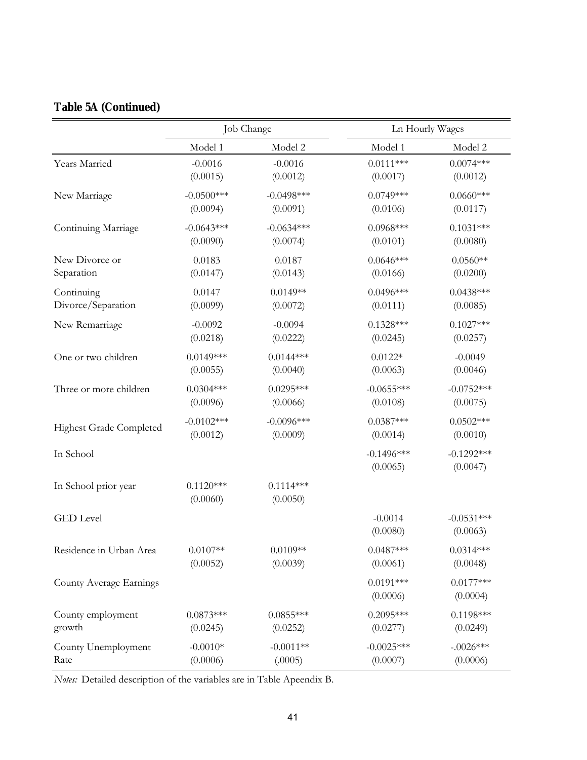**Table 5A (Continued)**

| | Job Change | | Ln Hourly Wages | |
|---|---|---|---|---|
| | Model 1 | Model 2 | Model 1 | Model 2 |
| Years Married | -0.0016<br>(0.0015) | -0.0016<br>(0.0012) | 0.0111***<br>(0.0017) | 0.0074***<br>(0.0012) |
| New Marriage | -0.0500***<br>(0.0094) | -0.0498***<br>(0.0091) | 0.0749***<br>(0.0106) | 0.0660***<br>(0.0117) |
| Continuing Marriage | -0.0643***<br>(0.0090) | -0.0634***<br>(0.0074) | 0.0968***<br>(0.0101) | 0.1031***<br>(0.0080) |
| New Divorce or Separation | 0.0183<br>(0.0147) | 0.0187<br>(0.0143) | 0.0646***<br>(0.0166) | 0.0560**<br>(0.0200) |
| Continuing Divorce/Separation | 0.0147<br>(0.0099) | 0.0149**<br>(0.0072) | 0.0496***<br>(0.0111) | 0.0438***<br>(0.0085) |
| New Remarriage | -0.0092<br>(0.0218) | -0.0094<br>(0.0222) | 0.1328***<br>(0.0245) | 0.1027***<br>(0.0257) |
| One or two children | 0.0149***<br>(0.0055) | 0.0144***<br>(0.0040) | 0.0122*<br>(0.0063) | -0.0049<br>(0.0046) |
| Three or more children | 0.0304***<br>(0.0096) | 0.0295***<br>(0.0066) | -0.0655***<br>(0.0108) | -0.0752***<br>(0.0075) |
| Highest Grade Completed | -0.0102***<br>(0.0012) | -0.0096***<br>(0.0009) | 0.0387***<br>(0.0014) | 0.0502***<br>(0.0010) |
| In School | | | -0.1496***<br>(0.0065) | -0.1292***<br>(0.0047) |
| In School prior year | 0.1120***<br>(0.0060) | 0.1114***<br>(0.0050) | | |
| GED Level | | | -0.0014<br>(0.0080) | -0.0531***<br>(0.0063) |
| Residence in Urban Area | 0.0107**<br>(0.0052) | 0.0109**<br>(0.0039) | 0.0487***<br>(0.0061) | 0.0314***<br>(0.0048) |
| County Average Earnings | | | 0.0191***<br>(0.0006) | 0.0177***<br>(0.0004) |
| County employment growth | 0.0873***<br>(0.0245) | 0.0855***<br>(0.0252) | 0.2095***<br>(0.0277) | 0.1198***<br>(0.0249) |
| County Unemployment Rate | -0.0010*<br>(0.0006) | -0.0011**<br>(.0005) | -0.0025***<br>(0.0007) | -.0026***<br>(0.0006) |

*Notes:* Detailed description of the variables are in Table Apeendix B.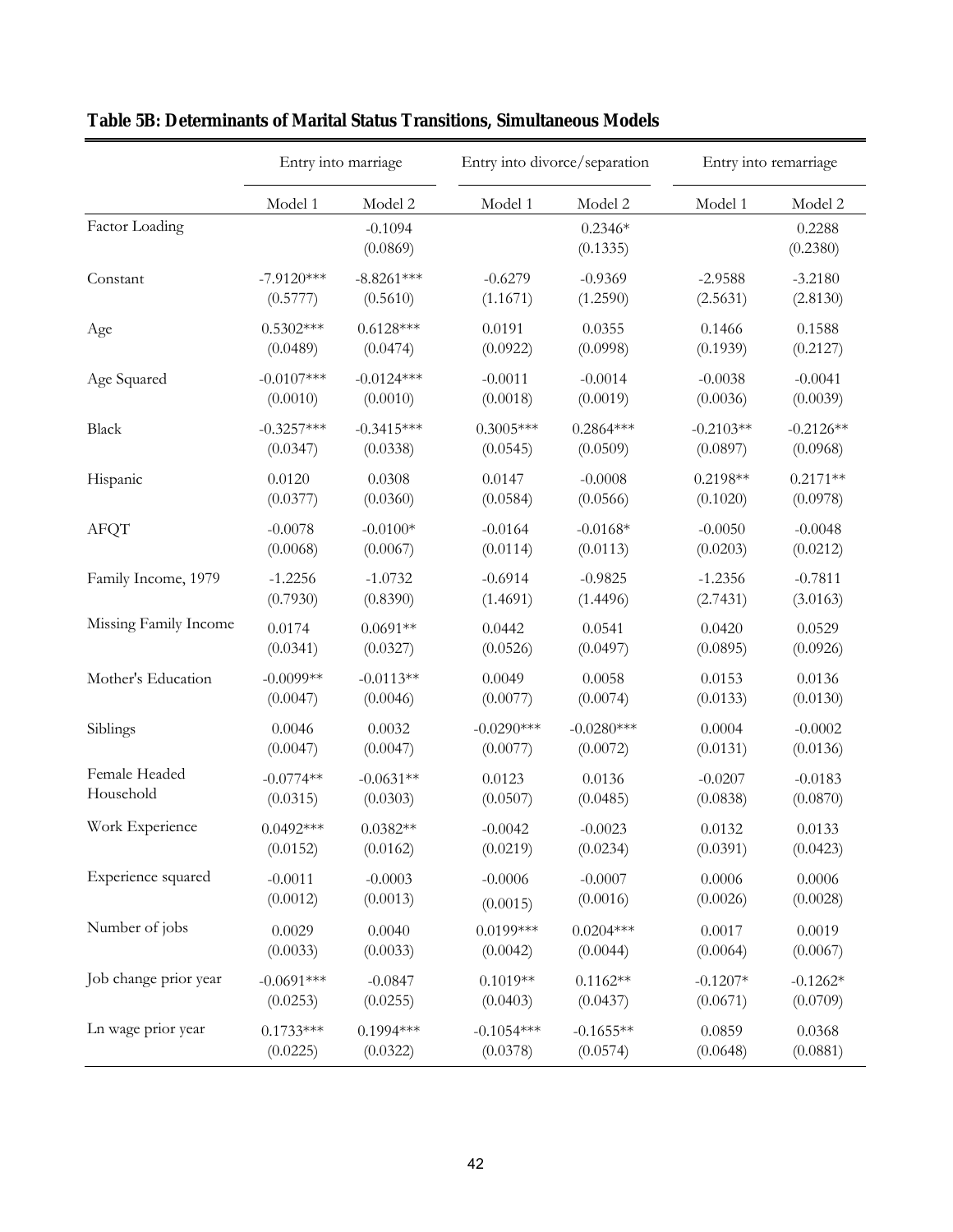**Table 5B: Determinants of Marital Status Transitions, Simultaneous Models**

| | Entry into marriage | | Entry into divorce/separation | | Entry into remarriage | |
|---|---|---|---|---|---|---|
| | Model 1 | Model 2 | Model 1 | Model 2 | Model 1 | Model 2 |
| Factor Loading | | -0.1094 | | 0.2346* | | 0.2288 |
| | | (0.0869) | | (0.1335) | | (0.2380) |
| Constant | -7.9120*** | -8.8261*** | -0.6279 | -0.9369 | -2.9588 | -3.2180 |
| | (0.5777) | (0.5610) | (1.1671) | (1.2590) | (2.5631) | (2.8130) |
| Age | 0.5302*** | 0.6128*** | 0.0191 | 0.0355 | 0.1466 | 0.1588 |
| | (0.0489) | (0.0474) | (0.0922) | (0.0998) | (0.1939) | (0.2127) |
| Age Squared | -0.0107*** | -0.0124*** | -0.0011 | -0.0014 | -0.0038 | -0.0041 |
| | (0.0010) | (0.0010) | (0.0018) | (0.0019) | (0.0036) | (0.0039) |
| Black | -0.3257*** | -0.3415*** | 0.3005*** | 0.2864*** | -0.2103** | -0.2126** |
| | (0.0347) | (0.0338) | (0.0545) | (0.0509) | (0.0897) | (0.0968) |
| Hispanic | 0.0120 | 0.0308 | 0.0147 | -0.0008 | 0.2198** | 0.2171** |
| | (0.0377) | (0.0360) | (0.0584) | (0.0566) | (0.1020) | (0.0978) |
| AFQT | -0.0078 | -0.0100* | -0.0164 | -0.0168* | -0.0050 | -0.0048 |
| | (0.0068) | (0.0067) | (0.0114) | (0.0113) | (0.0203) | (0.0212) |
| Family Income, 1979 | -1.2256 | -1.0732 | -0.6914 | -0.9825 | -1.2356 | -0.7811 |
| | (0.7930) | (0.8390) | (1.4691) | (1.4496) | (2.7431) | (3.0163) |
| Missing Family Income | 0.0174 | 0.0691** | 0.0442 | 0.0541 | 0.0420 | 0.0529 |
| | (0.0341) | (0.0327) | (0.0526) | (0.0497) | (0.0895) | (0.0926) |
| Mother's Education | -0.0099** | -0.0113** | 0.0049 | 0.0058 | 0.0153 | 0.0136 |
| | (0.0047) | (0.0046) | (0.0077) | (0.0074) | (0.0133) | (0.0130) |
| Siblings | 0.0046 | 0.0032 | -0.0290*** | -0.0280*** | 0.0004 | -0.0002 |
| | (0.0047) | (0.0047) | (0.0077) | (0.0072) | (0.0131) | (0.0136) |
| Female Headed Household | -0.0774** | -0.0631** | 0.0123 | 0.0136 | -0.0207 | -0.0183 |
| | (0.0315) | (0.0303) | (0.0507) | (0.0485) | (0.0838) | (0.0870) |
| Work Experience | 0.0492*** | 0.0382** | -0.0042 | -0.0023 | 0.0132 | 0.0133 |
| | (0.0152) | (0.0162) | (0.0219) | (0.0234) | (0.0391) | (0.0423) |
| Experience squared | -0.0011 | -0.0003 | -0.0006 | -0.0007 | 0.0006 | 0.0006 |
| | (0.0012) | (0.0013) | (0.0015) | (0.0016) | (0.0026) | (0.0028) |
| Number of jobs | 0.0029 | 0.0040 | 0.0199*** | 0.0204*** | 0.0017 | 0.0019 |
| | (0.0033) | (0.0033) | (0.0042) | (0.0044) | (0.0064) | (0.0067) |
| Job change prior year | -0.0691*** | -0.0847 | 0.1019** | 0.1162** | -0.1207* | -0.1262* |
| | (0.0253) | (0.0255) | (0.0403) | (0.0437) | (0.0671) | (0.0709) |
| Ln wage prior year | 0.1733*** | 0.1994*** | -0.1054*** | -0.1655** | 0.0859 | 0.0368 |
| | (0.0225) | (0.0322) | (0.0378) | (0.0574) | (0.0648) | (0.0881) |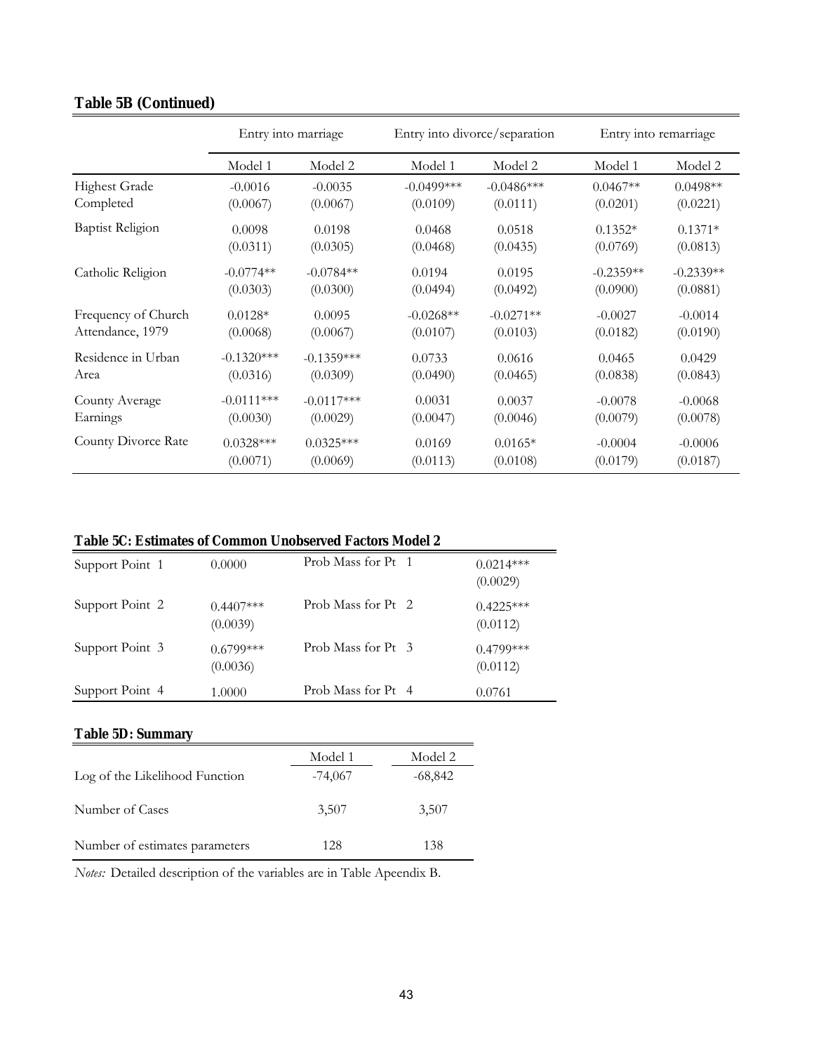**Table 5B (Continued)**

| | Entry into marriage | | Entry into divorce/separation | | Entry into remarriage | |
|---|---|---|---|---|---|---|
| | Model 1 | Model 2 | Model 1 | Model 2 | Model 1 | Model 2 |
| Highest Grade Completed | -0.0016 | -0.0035 | -0.0499*** | -0.0486*** | 0.0467** | 0.0498** |
| | (0.0067) | (0.0067) | (0.0109) | (0.0111) | (0.0201) | (0.0221) |
| Baptist Religion | 0.0098 | 0.0198 | 0.0468 | 0.0518 | 0.1352* | 0.1371* |
| | (0.0311) | (0.0305) | (0.0468) | (0.0435) | (0.0769) | (0.0813) |
| Catholic Religion | -0.0774** | -0.0784** | 0.0194 | 0.0195 | -0.2359** | -0.2339** |
| | (0.0303) | (0.0300) | (0.0494) | (0.0492) | (0.0900) | (0.0881) |
| Frequency of Church Attendance, 1979 | 0.0128* | 0.0095 | -0.0268** | -0.0271** | -0.0027 | -0.0014 |
| | (0.0068) | (0.0067) | (0.0107) | (0.0103) | (0.0182) | (0.0190) |
| Residence in Urban Area | -0.1320*** | -0.1359*** | 0.0733 | 0.0616 | 0.0465 | 0.0429 |
| | (0.0316) | (0.0309) | (0.0490) | (0.0465) | (0.0838) | (0.0843) |
| County Average Earnings | -0.0111*** | -0.0117*** | 0.0031 | 0.0037 | -0.0078 | -0.0068 |
| | (0.0030) | (0.0029) | (0.0047) | (0.0046) | (0.0079) | (0.0078) |
| County Divorce Rate | 0.0328*** | 0.0325*** | 0.0169 | 0.0165* | -0.0004 | -0.0006 |
| | (0.0071) | (0.0069) | (0.0113) | (0.0108) | (0.0179) | (0.0187) |

**Table 5C: Estimates of Common Unobserved Factors Model 2**

| | | | |
|---|---|---|---|
| Support Point 1 | 0.0000 | Prob Mass for Pt 1 | 0.0214*** (0.0029) |
| Support Point 2 | 0.4407*** (0.0039) | Prob Mass for Pt 2 | 0.4225*** (0.0112) |
| Support Point 3 | 0.6799*** (0.0036) | Prob Mass for Pt 3 | 0.4799*** (0.0112) |
| Support Point 4 | 1.0000 | Prob Mass for Pt 4 | 0.0761 |

**Table 5D: Summary**

| | Model 1 | Model 2 |
|---|---|---|
| Log of the Likelihood Function | -74,067 | -68,842 |
| Number of Cases | 3,507 | 3,507 |
| Number of estimates parameters | 128 | 138 |

*Notes:* Detailed description of the variables are in Table Apeendix B.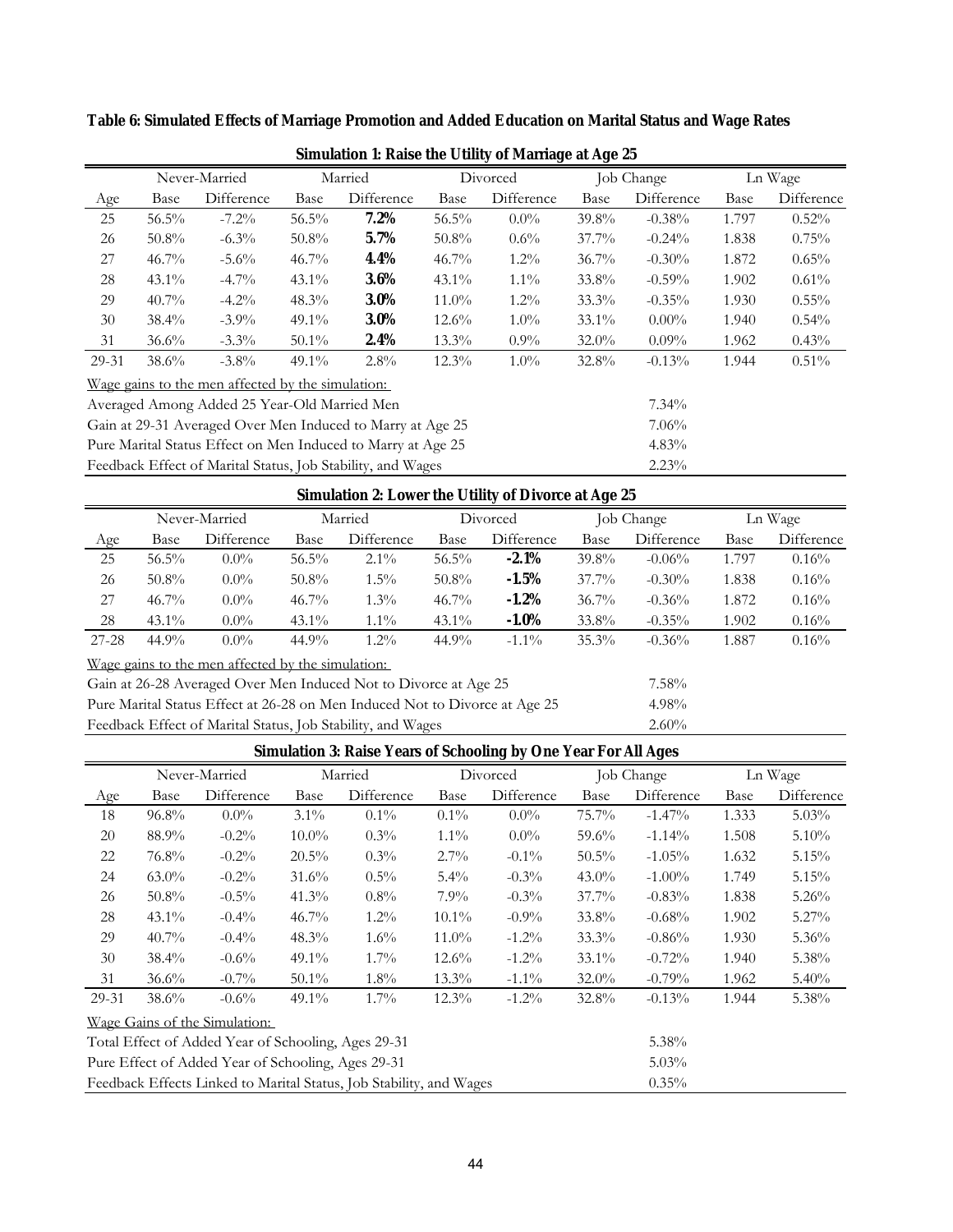**Table 6: Simulated Effects of Marriage Promotion and Added Education on Marital Status and Wage Rates**

**Simulation 1: Raise the Utility of Marriage at Age 25**

| | Never-Married | | Married | | Divorced | | Job Change | | Ln Wage | |
|---|---|---|---|---|---|---|---|---|---|---|
| Age | Base | Difference | Base | Difference | Base | Difference | Base | Difference | Base | Difference |
| 25 | 56.5% | -7.2% | 56.5% | **7.2%** | 56.5% | 0.0% | 39.8% | -0.38% | 1.797 | 0.52% |
| 26 | 50.8% | -6.3% | 50.8% | **5.7%** | 50.8% | 0.6% | 37.7% | -0.24% | 1.838 | 0.75% |
| 27 | 46.7% | -5.6% | 46.7% | **4.4%** | 46.7% | 1.2% | 36.7% | -0.30% | 1.872 | 0.65% |
| 28 | 43.1% | -4.7% | 43.1% | **3.6%** | 43.1% | 1.1% | 33.8% | -0.59% | 1.902 | 0.61% |
| 29 | 40.7% | -4.2% | 48.3% | **3.0%** | 11.0% | 1.2% | 33.3% | -0.35% | 1.930 | 0.55% |
| 30 | 38.4% | -3.9% | 49.1% | **3.0%** | 12.6% | 1.0% | 33.1% | 0.00% | 1.940 | 0.54% |
| 31 | 36.6% | -3.3% | 50.1% | **2.4%** | 13.3% | 0.9% | 32.0% | 0.09% | 1.962 | 0.43% |
| 29-31 | 38.6% | -3.8% | 49.1% | 2.8% | 12.3% | 1.0% | 32.8% | -0.13% | 1.944 | 0.51% |

Wage gains to the men affected by the simulation:

| | |
|---|---|
| Averaged Among Added 25 Year-Old Married Men | 7.34% |
| Gain at 29-31 Averaged Over Men Induced to Marry at Age 25 | 7.06% |
| Pure Marital Status Effect on Men Induced to Marry at Age 25 | 4.83% |
| Feedback Effect of Marital Status, Job Stability, and Wages | 2.23% |

**Simulation 2: Lower the Utility of Divorce at Age 25**

| | Never-Married | | Married | | Divorced | | Job Change | | Ln Wage | |
|---|---|---|---|---|---|---|---|---|---|---|
| Age | Base | Difference | Base | Difference | Base | Difference | Base | Difference | Base | Difference |
| 25 | 56.5% | 0.0% | 56.5% | 2.1% | 56.5% | **-2.1%** | 39.8% | -0.06% | 1.797 | 0.16% |
| 26 | 50.8% | 0.0% | 50.8% | 1.5% | 50.8% | **-1.5%** | 37.7% | -0.30% | 1.838 | 0.16% |
| 27 | 46.7% | 0.0% | 46.7% | 1.3% | 46.7% | **-1.2%** | 36.7% | -0.36% | 1.872 | 0.16% |
| 28 | 43.1% | 0.0% | 43.1% | 1.1% | 43.1% | **-1.0%** | 33.8% | -0.35% | 1.902 | 0.16% |
| 27-28 | 44.9% | 0.0% | 44.9% | 1.2% | 44.9% | -1.1% | 35.3% | -0.36% | 1.887 | 0.16% |

Wage gains to the men affected by the simulation:

| | |
|---|---|
| Gain at 26-28 Averaged Over Men Induced Not to Divorce at Age 25 | 7.58% |
| Pure Marital Status Effect at 26-28 on Men Induced Not to Divorce at Age 25 | 4.98% |
| Feedback Effect of Marital Status, Job Stability, and Wages | 2.60% |

**Simulation 3: Raise Years of Schooling by One Year For All Ages**

| | Never-Married | | Married | | Divorced | | Job Change | | Ln Wage | |
|---|---|---|---|---|---|---|---|---|---|---|
| Age | Base | Difference | Base | Difference | Base | Difference | Base | Difference | Base | Difference |
| 18 | 96.8% | 0.0% | 3.1% | 0.1% | 0.1% | 0.0% | 75.7% | -1.47% | 1.333 | 5.03% |
| 20 | 88.9% | -0.2% | 10.0% | 0.3% | 1.1% | 0.0% | 59.6% | -1.14% | 1.508 | 5.10% |
| 22 | 76.8% | -0.2% | 20.5% | 0.3% | 2.7% | -0.1% | 50.5% | -1.05% | 1.632 | 5.15% |
| 24 | 63.0% | -0.2% | 31.6% | 0.5% | 5.4% | -0.3% | 43.0% | -1.00% | 1.749 | 5.15% |
| 26 | 50.8% | -0.5% | 41.3% | 0.8% | 7.9% | -0.3% | 37.7% | -0.83% | 1.838 | 5.26% |
| 28 | 43.1% | -0.4% | 46.7% | 1.2% | 10.1% | -0.9% | 33.8% | -0.68% | 1.902 | 5.27% |
| 29 | 40.7% | -0.4% | 48.3% | 1.6% | 11.0% | -1.2% | 33.3% | -0.86% | 1.930 | 5.36% |
| 30 | 38.4% | -0.6% | 49.1% | 1.7% | 12.6% | -1.2% | 33.1% | -0.72% | 1.940 | 5.38% |
| 31 | 36.6% | -0.7% | 50.1% | 1.8% | 13.3% | -1.1% | 32.0% | -0.79% | 1.962 | 5.40% |
| 29-31 | 38.6% | -0.6% | 49.1% | 1.7% | 12.3% | -1.2% | 32.8% | -0.13% | 1.944 | 5.38% |

Wage Gains of the Simulation:

| | |
|---|---|
| Total Effect of Added Year of Schooling, Ages 29-31 | 5.38% |
| Pure Effect of Added Year of Schooling, Ages 29-31 | 5.03% |
| Feedback Effects Linked to Marital Status, Job Stability, and Wages | 0.35% |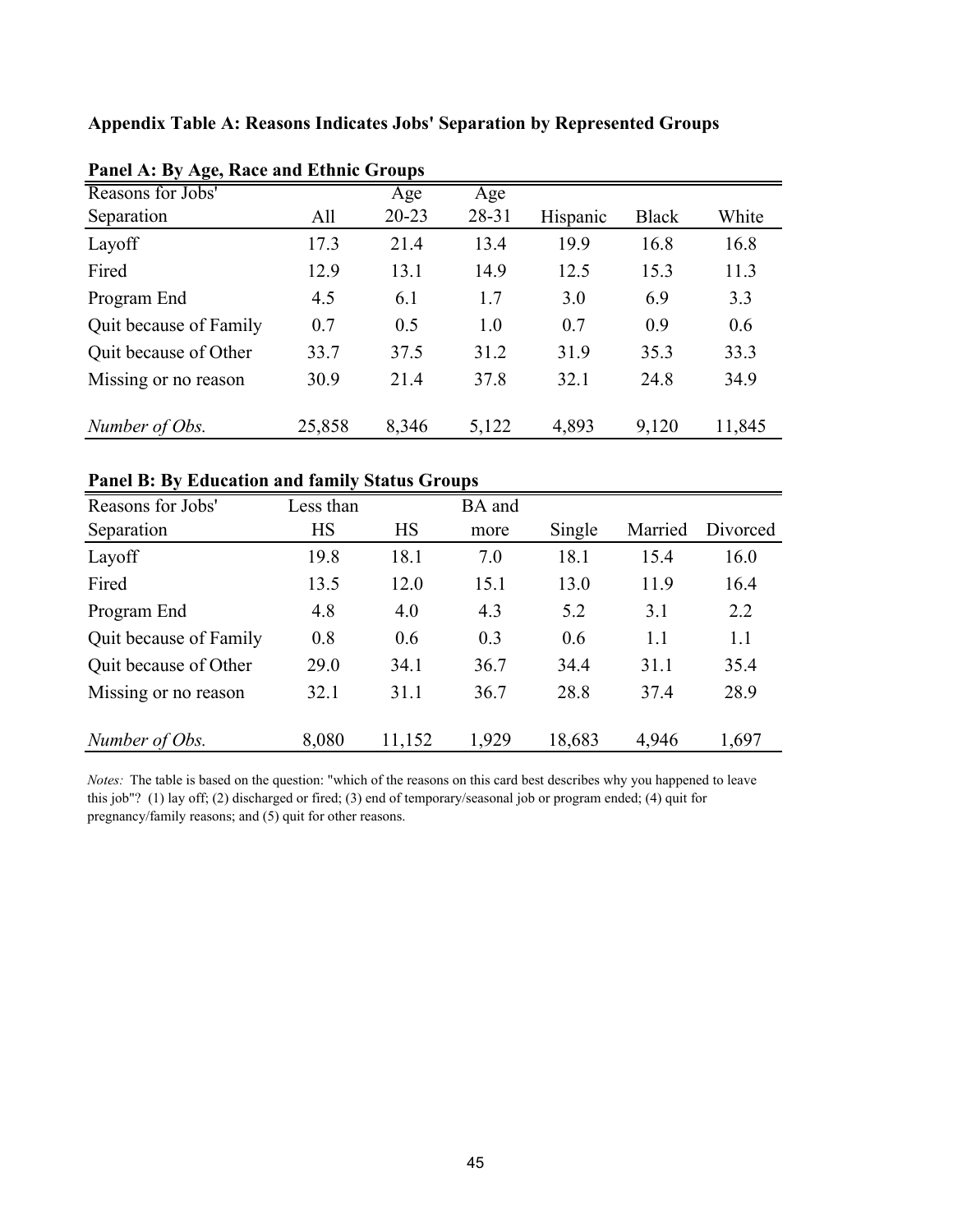**Appendix Table A: Reasons Indicates Jobs' Separation by Represented Groups**

**Panel A: By Age, Race and Ethnic Groups**

| Reasons for Jobs' Separation | All | Age 20-23 | Age 28-31 | Hispanic | Black | White |
|---|---|---|---|---|---|---|
| Layoff | 17.3 | 21.4 | 13.4 | 19.9 | 16.8 | 16.8 |
| Fired | 12.9 | 13.1 | 14.9 | 12.5 | 15.3 | 11.3 |
| Program End | 4.5 | 6.1 | 1.7 | 3.0 | 6.9 | 3.3 |
| Quit because of Family | 0.7 | 0.5 | 1.0 | 0.7 | 0.9 | 0.6 |
| Quit because of Other | 33.7 | 37.5 | 31.2 | 31.9 | 35.3 | 33.3 |
| Missing or no reason | 30.9 | 21.4 | 37.8 | 32.1 | 24.8 | 34.9 |
| *Number of Obs.* | 25,858 | 8,346 | 5,122 | 4,893 | 9,120 | 11,845 |

**Panel B: By Education and family Status Groups**

| Reasons for Jobs' Separation | Less than HS | HS | BA and more | Single | Married | Divorced |
|---|---|---|---|---|---|---|
| Layoff | 19.8 | 18.1 | 7.0 | 18.1 | 15.4 | 16.0 |
| Fired | 13.5 | 12.0 | 15.1 | 13.0 | 11.9 | 16.4 |
| Program End | 4.8 | 4.0 | 4.3 | 5.2 | 3.1 | 2.2 |
| Quit because of Family | 0.8 | 0.6 | 0.3 | 0.6 | 1.1 | 1.1 |
| Quit because of Other | 29.0 | 34.1 | 36.7 | 34.4 | 31.1 | 35.4 |
| Missing or no reason | 32.1 | 31.1 | 36.7 | 28.8 | 37.4 | 28.9 |
| *Number of Obs.* | 8,080 | 11,152 | 1,929 | 18,683 | 4,946 | 1,697 |

*Notes:* The table is based on the question: "which of the reasons on this card best describes why you happened to leave this job"? (1) lay off; (2) discharged or fired; (3) end of temporary/seasonal job or program ended; (4) quit for pregnancy/family reasons; and (5) quit for other reasons.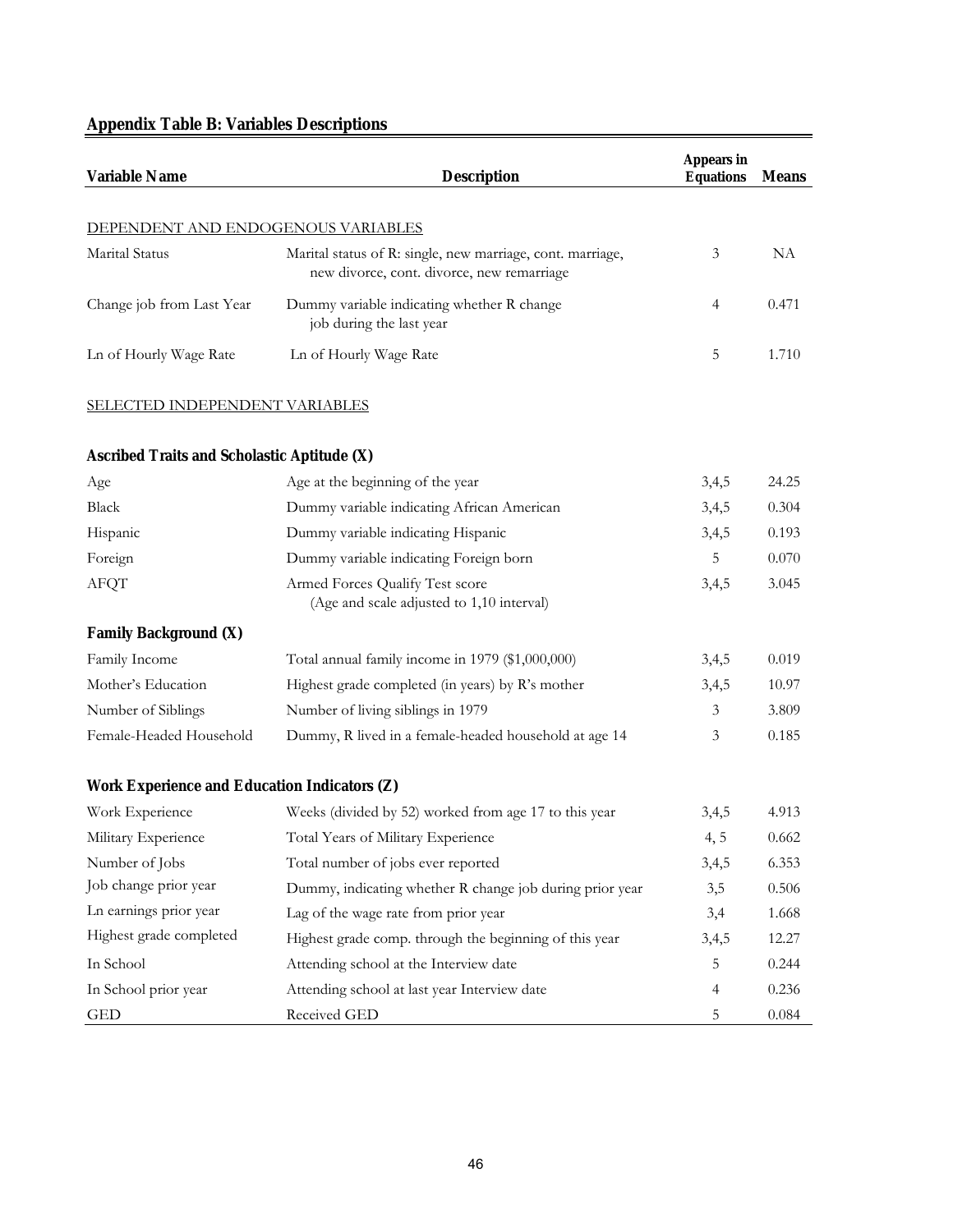## Appendix Table B: Variables Descriptions

| Variable Name | Description | Appears in Equations | Means |
|---|---|---|---|
| DEPENDENT AND ENDOGENOUS VARIABLES | | | |
| Marital Status | Marital status of R: single, new marriage, cont. marriage, new divorce, cont. divorce, new remarriage | 3 | NA |
| Change job from Last Year | Dummy variable indicating whether R change job during the last year | 4 | 0.471 |
| Ln of Hourly Wage Rate | Ln of Hourly Wage Rate | 5 | 1.710 |
| SELECTED INDEPENDENT VARIABLES | | | |
| **Ascribed Traits and Scholastic Aptitude (X)** | | | |
| Age | Age at the beginning of the year | 3,4,5 | 24.25 |
| Black | Dummy variable indicating African American | 3,4,5 | 0.304 |
| Hispanic | Dummy variable indicating Hispanic | 3,4,5 | 0.193 |
| Foreign | Dummy variable indicating Foreign born | 5 | 0.070 |
| AFQT | Armed Forces Qualify Test score (Age and scale adjusted to 1,10 interval) | 3,4,5 | 3.045 |
| **Family Background (X)** | | | |
| Family Income | Total annual family income in 1979 ($1,000,000) | 3,4,5 | 0.019 |
| Mother's Education | Highest grade completed (in years) by R's mother | 3,4,5 | 10.97 |
| Number of Siblings | Number of living siblings in 1979 | 3 | 3.809 |
| Female-Headed Household | Dummy, R lived in a female-headed household at age 14 | 3 | 0.185 |
| **Work Experience and Education Indicators (Z)** | | | |
| Work Experience | Weeks (divided by 52) worked from age 17 to this year | 3,4,5 | 4.913 |
| Military Experience | Total Years of Military Experience | 4, 5 | 0.662 |
| Number of Jobs | Total number of jobs ever reported | 3,4,5 | 6.353 |
| Job change prior year | Dummy, indicating whether R change job during prior year | 3,5 | 0.506 |
| Ln earnings prior year | Lag of the wage rate from prior year | 3,4 | 1.668 |
| Highest grade completed | Highest grade comp. through the beginning of this year | 3,4,5 | 12.27 |
| In School | Attending school at the Interview date | 5 | 0.244 |
| In School prior year | Attending school at last year Interview date | 4 | 0.236 |
| GED | Received GED | 5 | 0.084 |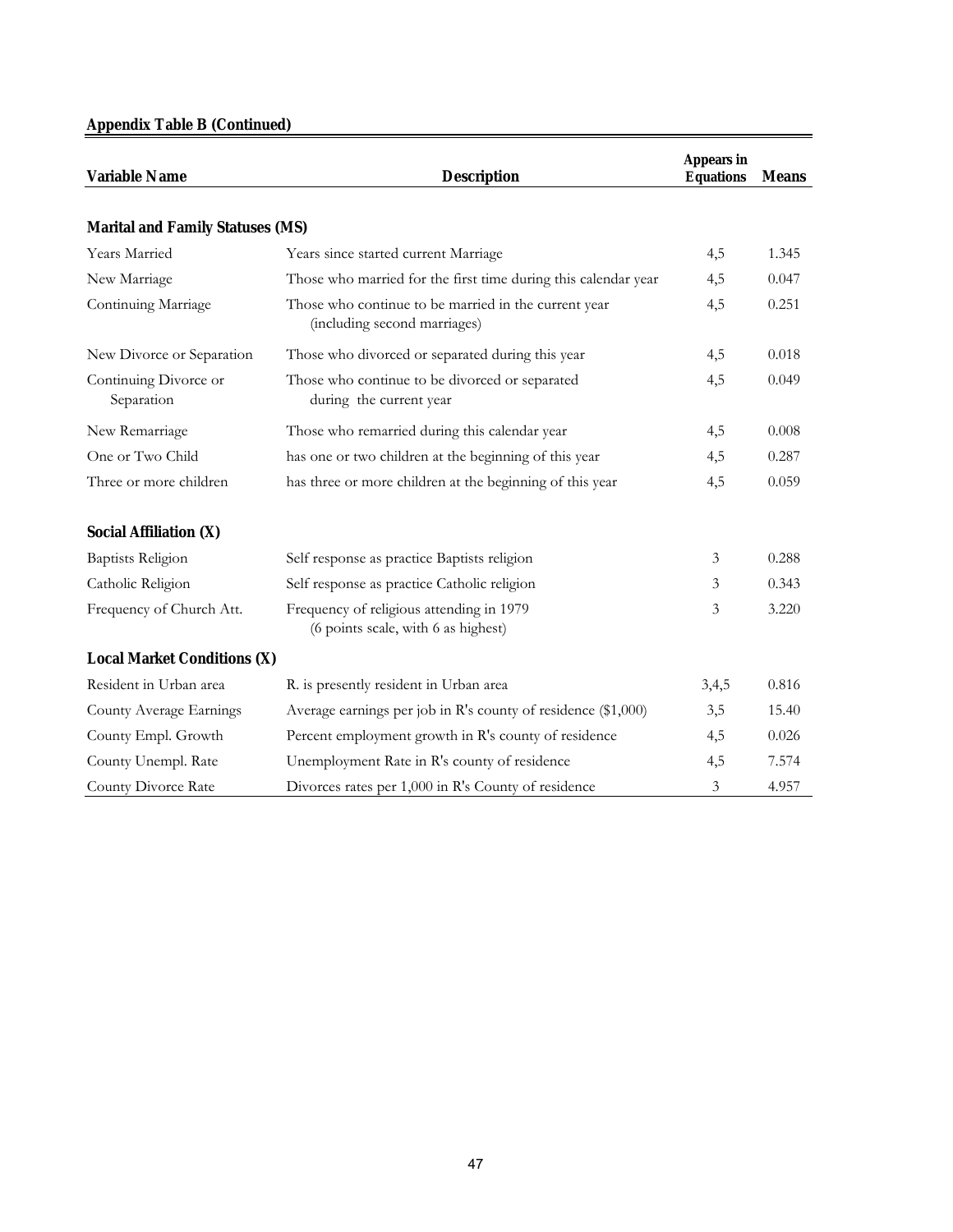**Appendix Table B (Continued)**

| Variable Name | Description | Appears in Equations | Means |
|---|---|---|---|
| **Marital and Family Statuses (MS)** | | | |
| Years Married | Years since started current Marriage | 4,5 | 1.345 |
| New Marriage | Those who married for the first time during this calendar year | 4,5 | 0.047 |
| Continuing Marriage | Those who continue to be married in the current year (including second marriages) | 4,5 | 0.251 |
| New Divorce or Separation | Those who divorced or separated during this year | 4,5 | 0.018 |
| Continuing Divorce or Separation | Those who continue to be divorced or separated during the current year | 4,5 | 0.049 |
| New Remarriage | Those who remarried during this calendar year | 4,5 | 0.008 |
| One or Two Child | has one or two children at the beginning of this year | 4,5 | 0.287 |
| Three or more children | has three or more children at the beginning of this year | 4,5 | 0.059 |
| **Social Affiliation (X)** | | | |
| Baptists Religion | Self response as practice Baptists religion | 3 | 0.288 |
| Catholic Religion | Self response as practice Catholic religion | 3 | 0.343 |
| Frequency of Church Att. | Frequency of religious attending in 1979 (6 points scale, with 6 as highest) | 3 | 3.220 |
| **Local Market Conditions (X)** | | | |
| Resident in Urban area | R. is presently resident in Urban area | 3,4,5 | 0.816 |
| County Average Earnings | Average earnings per job in R's county of residence ($1,000) | 3,5 | 15.40 |
| County Empl. Growth | Percent employment growth in R's county of residence | 4,5 | 0.026 |
| County Unempl. Rate | Unemployment Rate in R's county of residence | 4,5 | 7.574 |
| County Divorce Rate | Divorces rates per 1,000 in R's County of residence | 3 | 4.957 |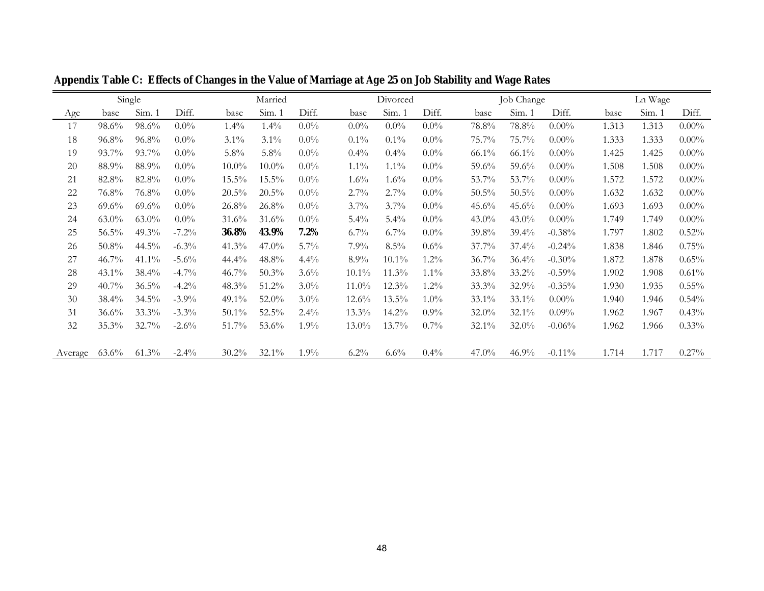**Appendix Table C: Effects of Changes in the Value of Marriage at Age 25 on Job Stability and Wage Rates**

| | Single | | | Married | | | Divorced | | | Job Change | | | Ln Wage | | |
|---|---|---|---|---|---|---|---|---|---|---|---|---|---|---|---|
| Age | base | Sim. 1 | Diff. | base | Sim. 1 | Diff. | base | Sim. 1 | Diff. | base | Sim. 1 | Diff. | base | Sim. 1 | Diff. |
| 17 | 98.6% | 98.6% | 0.0% | 1.4% | 1.4% | 0.0% | 0.0% | 0.0% | 0.0% | 78.8% | 78.8% | 0.00% | 1.313 | 1.313 | 0.00% |
| 18 | 96.8% | 96.8% | 0.0% | 3.1% | 3.1% | 0.0% | 0.1% | 0.1% | 0.0% | 75.7% | 75.7% | 0.00% | 1.333 | 1.333 | 0.00% |
| 19 | 93.7% | 93.7% | 0.0% | 5.8% | 5.8% | 0.0% | 0.4% | 0.4% | 0.0% | 66.1% | 66.1% | 0.00% | 1.425 | 1.425 | 0.00% |
| 20 | 88.9% | 88.9% | 0.0% | 10.0% | 10.0% | 0.0% | 1.1% | 1.1% | 0.0% | 59.6% | 59.6% | 0.00% | 1.508 | 1.508 | 0.00% |
| 21 | 82.8% | 82.8% | 0.0% | 15.5% | 15.5% | 0.0% | 1.6% | 1.6% | 0.0% | 53.7% | 53.7% | 0.00% | 1.572 | 1.572 | 0.00% |
| 22 | 76.8% | 76.8% | 0.0% | 20.5% | 20.5% | 0.0% | 2.7% | 2.7% | 0.0% | 50.5% | 50.5% | 0.00% | 1.632 | 1.632 | 0.00% |
| 23 | 69.6% | 69.6% | 0.0% | 26.8% | 26.8% | 0.0% | 3.7% | 3.7% | 0.0% | 45.6% | 45.6% | 0.00% | 1.693 | 1.693 | 0.00% |
| 24 | 63.0% | 63.0% | 0.0% | 31.6% | 31.6% | 0.0% | 5.4% | 5.4% | 0.0% | 43.0% | 43.0% | 0.00% | 1.749 | 1.749 | 0.00% |
| 25 | 56.5% | 49.3% | -7.2% | **36.8%** | **43.9%** | **7.2%** | 6.7% | 6.7% | 0.0% | 39.8% | 39.4% | -0.38% | 1.797 | 1.802 | 0.52% |
| 26 | 50.8% | 44.5% | -6.3% | 41.3% | 47.0% | 5.7% | 7.9% | 8.5% | 0.6% | 37.7% | 37.4% | -0.24% | 1.838 | 1.846 | 0.75% |
| 27 | 46.7% | 41.1% | -5.6% | 44.4% | 48.8% | 4.4% | 8.9% | 10.1% | 1.2% | 36.7% | 36.4% | -0.30% | 1.872 | 1.878 | 0.65% |
| 28 | 43.1% | 38.4% | -4.7% | 46.7% | 50.3% | 3.6% | 10.1% | 11.3% | 1.1% | 33.8% | 33.2% | -0.59% | 1.902 | 1.908 | 0.61% |
| 29 | 40.7% | 36.5% | -4.2% | 48.3% | 51.2% | 3.0% | 11.0% | 12.3% | 1.2% | 33.3% | 32.9% | -0.35% | 1.930 | 1.935 | 0.55% |
| 30 | 38.4% | 34.5% | -3.9% | 49.1% | 52.0% | 3.0% | 12.6% | 13.5% | 1.0% | 33.1% | 33.1% | 0.00% | 1.940 | 1.946 | 0.54% |
| 31 | 36.6% | 33.3% | -3.3% | 50.1% | 52.5% | 2.4% | 13.3% | 14.2% | 0.9% | 32.0% | 32.1% | 0.09% | 1.962 | 1.967 | 0.43% |
| 32 | 35.3% | 32.7% | -2.6% | 51.7% | 53.6% | 1.9% | 13.0% | 13.7% | 0.7% | 32.1% | 32.0% | -0.06% | 1.962 | 1.966 | 0.33% |
| Average | 63.6% | 61.3% | -2.4% | 30.2% | 32.1% | 1.9% | 6.2% | 6.6% | 0.4% | 47.0% | 46.9% | -0.11% | 1.714 | 1.717 | 0.27% |